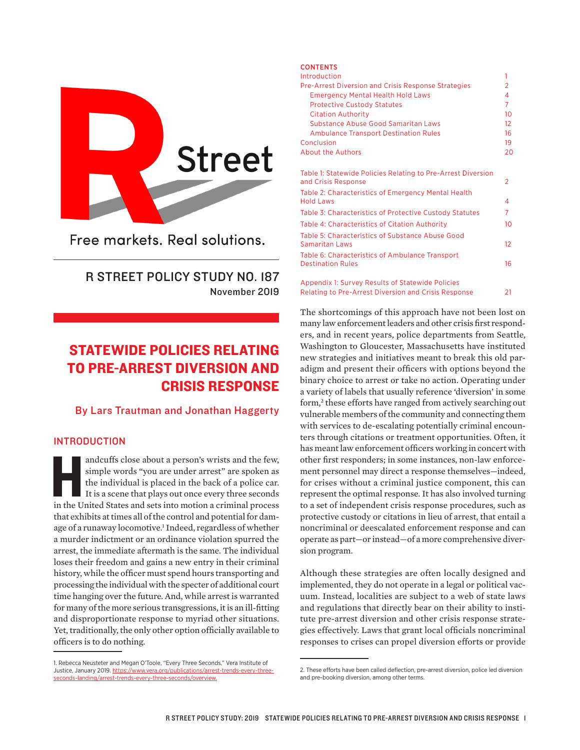Free markets. Real solutions.

R STREET POLICY STUDY NO. 187
November 2019

# STATEWIDE POLICIES RELATING TO PRE-ARREST DIVERSION AND CRISIS RESPONSE

By Lars Trautman and Jonathan Haggerty

## CONTENTS

| | |
|---|---|
| Introduction | 1 |
| Pre-Arrest Diversion and Crisis Response Strategies | 2 |
| Emergency Mental Health Hold Laws | 4 |
| Protective Custody Statutes | 7 |
| Citation Authority | 10 |
| Substance Abuse Good Samaritan Laws | 12 |
| Ambulance Transport Destination Rules | 16 |
| Conclusion | 19 |
| About the Authors | 20 |
| Table 1: Statewide Policies Relating to Pre-Arrest Diversion and Crisis Response | 2 |
| Table 2: Characteristics of Emergency Mental Health Hold Laws | 4 |
| Table 3: Characteristics of Protective Custody Statutes | 7 |
| Table 4: Characteristics of Citation Authority | 10 |
| Table 5: Characteristics of Substance Abuse Good Samaritan Laws | 12 |
| Table 6: Characteristics of Ambulance Transport Destination Rules | 16 |
| Appendix 1: Survey Results of Statewide Policies Relating to Pre-Arrest Diversion and Crisis Response | 21 |

## INTRODUCTION

Handcuffs close about a person's wrists and the few, simple words "you are under arrest" are spoken as the individual is placed in the back of a police car. It is a scene that plays out once every three seconds in the United States and sets into motion a criminal process that exhibits at times all of the control and potential for damage of a runaway locomotive.[1] Indeed, regardless of whether a murder indictment or an ordinance violation spurred the arrest, the immediate aftermath is the same. The individual loses their freedom and gains a new entry in their criminal history, while the officer must spend hours transporting and processing the individual with the specter of additional court time hanging over the future. And, while arrest is warranted for many of the more serious transgressions, it is an ill-fitting and disproportionate response to myriad other situations. Yet, traditionally, the only other option officially available to officers is to do nothing.

The shortcomings of this approach have not been lost on many law enforcement leaders and other crisis first responders, and in recent years, police departments from Seattle, Washington to Gloucester, Massachusetts have instituted new strategies and initiatives meant to break this old paradigm and present their officers with options beyond the binary choice to arrest or take no action. Operating under a variety of labels that usually reference 'diversion' in some form,[2] these efforts have ranged from actively searching out vulnerable members of the community and connecting them with services to de-escalating potentially criminal encounters through citations or treatment opportunities. Often, it has meant law enforcement officers working in concert with other first responders; in some instances, non-law enforcement personnel may direct a response themselves—indeed, for crises without a criminal justice component, this can represent the optimal response. It has also involved turning to a set of independent crisis response procedures, such as protective custody or citations in lieu of arrest, that entail a noncriminal or deescalated enforcement response and can operate as part—or instead—of a more comprehensive diversion program.

Although these strategies are often locally designed and implemented, they do not operate in a legal or political vacuum. Instead, localities are subject to a web of state laws and regulations that directly bear on their ability to institute pre-arrest diversion and other crisis response strategies effectively. Laws that grant local officials noncriminal responses to crises can propel diversion efforts or provide

1. Rebecca Neusteter and Megan O'Toole, "Every Three Seconds," Vera Institute of Justice, January 2019. https://www.vera.org/publications/arrest-trends-every-three-seconds-landing/arrest-trends-every-three-seconds/overview.

2. These efforts have been called deflection, pre-arrest diversion, police led diversion and pre-booking diversion, among other terms.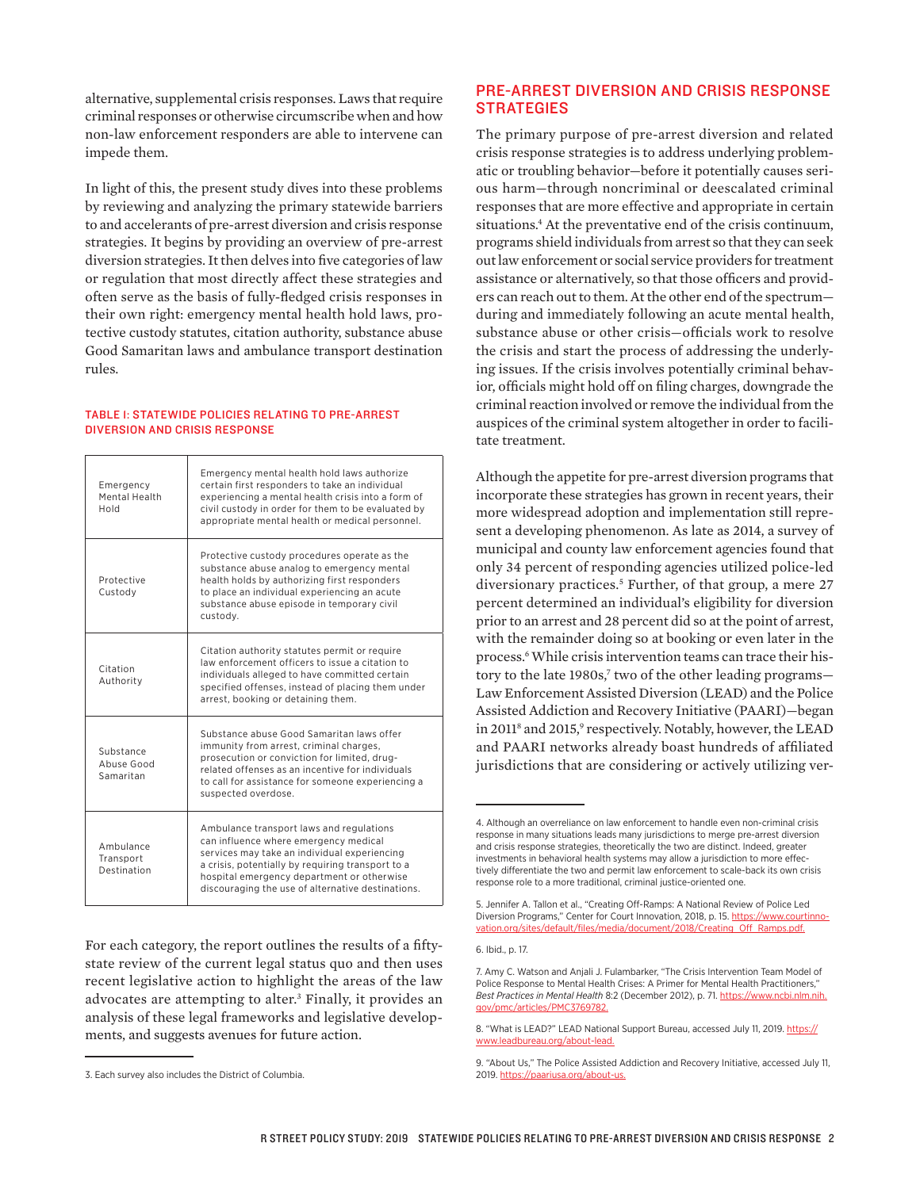alternative, supplemental crisis responses. Laws that require criminal responses or otherwise circumscribe when and how non-law enforcement responders are able to intervene can impede them.

In light of this, the present study dives into these problems by reviewing and analyzing the primary statewide barriers to and accelerants of pre-arrest diversion and crisis response strategies. It begins by providing an overview of pre-arrest diversion strategies. It then delves into five categories of law or regulation that most directly affect these strategies and often serve as the basis of fully-fledged crisis responses in their own right: emergency mental health hold laws, protective custody statutes, citation authority, substance abuse Good Samaritan laws and ambulance transport destination rules.

#### TABLE I: STATEWIDE POLICIES RELATING TO PRE-ARREST DIVERSION AND CRISIS RESPONSE

| | |
|---|---|
| Emergency Mental Health Hold | Emergency mental health hold laws authorize certain first responders to take an individual experiencing a mental health crisis into a form of civil custody in order for them to be evaluated by appropriate mental health or medical personnel. |
| Protective Custody | Protective custody procedures operate as the substance abuse analog to emergency mental health holds by authorizing first responders to place an individual experiencing an acute substance abuse episode in temporary civil custody. |
| Citation Authority | Citation authority statutes permit or require law enforcement officers to issue a citation to individuals alleged to have committed certain specified offenses, instead of placing them under arrest, booking or detaining them. |
| Substance Abuse Good Samaritan | Substance abuse Good Samaritan laws offer immunity from arrest, criminal charges, prosecution or conviction for limited, drug-related offenses as an incentive for individuals to call for assistance for someone experiencing a suspected overdose. |
| Ambulance Transport Destination | Ambulance transport laws and regulations can influence where emergency medical services may take an individual experiencing a crisis, potentially by requiring transport to a hospital emergency department or otherwise discouraging the use of alternative destinations. |

For each category, the report outlines the results of a fifty-state review of the current legal status quo and then uses recent legislative action to highlight the areas of the law advocates are attempting to alter.[3] Finally, it provides an analysis of these legal frameworks and legislative developments, and suggests avenues for future action.

3. Each survey also includes the District of Columbia.

## PRE-ARREST DIVERSION AND CRISIS RESPONSE STRATEGIES

The primary purpose of pre-arrest diversion and related crisis response strategies is to address underlying problematic or troubling behavior—before it potentially causes serious harm—through noncriminal or deescalated criminal responses that are more effective and appropriate in certain situations.[4] At the preventative end of the crisis continuum, programs shield individuals from arrest so that they can seek out law enforcement or social service providers for treatment assistance or alternatively, so that those officers and providers can reach out to them. At the other end of the spectrum—during and immediately following an acute mental health, substance abuse or other crisis—officials work to resolve the crisis and start the process of addressing the underlying issues. If the crisis involves potentially criminal behavior, officials might hold off on filing charges, downgrade the criminal reaction involved or remove the individual from the auspices of the criminal system altogether in order to facilitate treatment.

Although the appetite for pre-arrest diversion programs that incorporate these strategies has grown in recent years, their more widespread adoption and implementation still represent a developing phenomenon. As late as 2014, a survey of municipal and county law enforcement agencies found that only 34 percent of responding agencies utilized police-led diversionary practices.[5] Further, of that group, a mere 27 percent determined an individual's eligibility for diversion prior to an arrest and 28 percent did so at the point of arrest, with the remainder doing so at booking or even later in the process.[6] While crisis intervention teams can trace their history to the late 1980s,[7] two of the other leading programs—Law Enforcement Assisted Diversion (LEAD) and the Police Assisted Addiction and Recovery Initiative (PAARI)—began in 2011[8] and 2015,[9] respectively. Notably, however, the LEAD and PAARI networks already boast hundreds of affiliated jurisdictions that are considering or actively utilizing ver-

4. Although an overreliance on law enforcement to handle even non-criminal crisis response in many situations leads many jurisdictions to merge pre-arrest diversion and crisis response strategies, theoretically the two are distinct. Indeed, greater investments in behavioral health systems may allow a jurisdiction to more effectively differentiate the two and permit law enforcement to scale-back its own crisis response role to a more traditional, criminal justice-oriented one.

5. Jennifer A. Tallon et al., "Creating Off-Ramps: A National Review of Police Led Diversion Programs," Center for Court Innovation, 2018, p. 15. https://www.courtinnovation.org/sites/default/files/media/document/2018/Creating_Off_Ramps.pdf.

6. Ibid., p. 17.

7. Amy C. Watson and Anjali J. Fulambarker, "The Crisis Intervention Team Model of Police Response to Mental Health Crises: A Primer for Mental Health Practitioners," *Best Practices in Mental Health* 8:2 (December 2012), p. 71. https://www.ncbi.nlm.nih.gov/pmc/articles/PMC3769782.

8. "What is LEAD?" LEAD National Support Bureau, accessed July 11, 2019. https://www.leadbureau.org/about-lead.

9. "About Us," The Police Assisted Addiction and Recovery Initiative, accessed July 11, 2019. https://paariusa.org/about-us.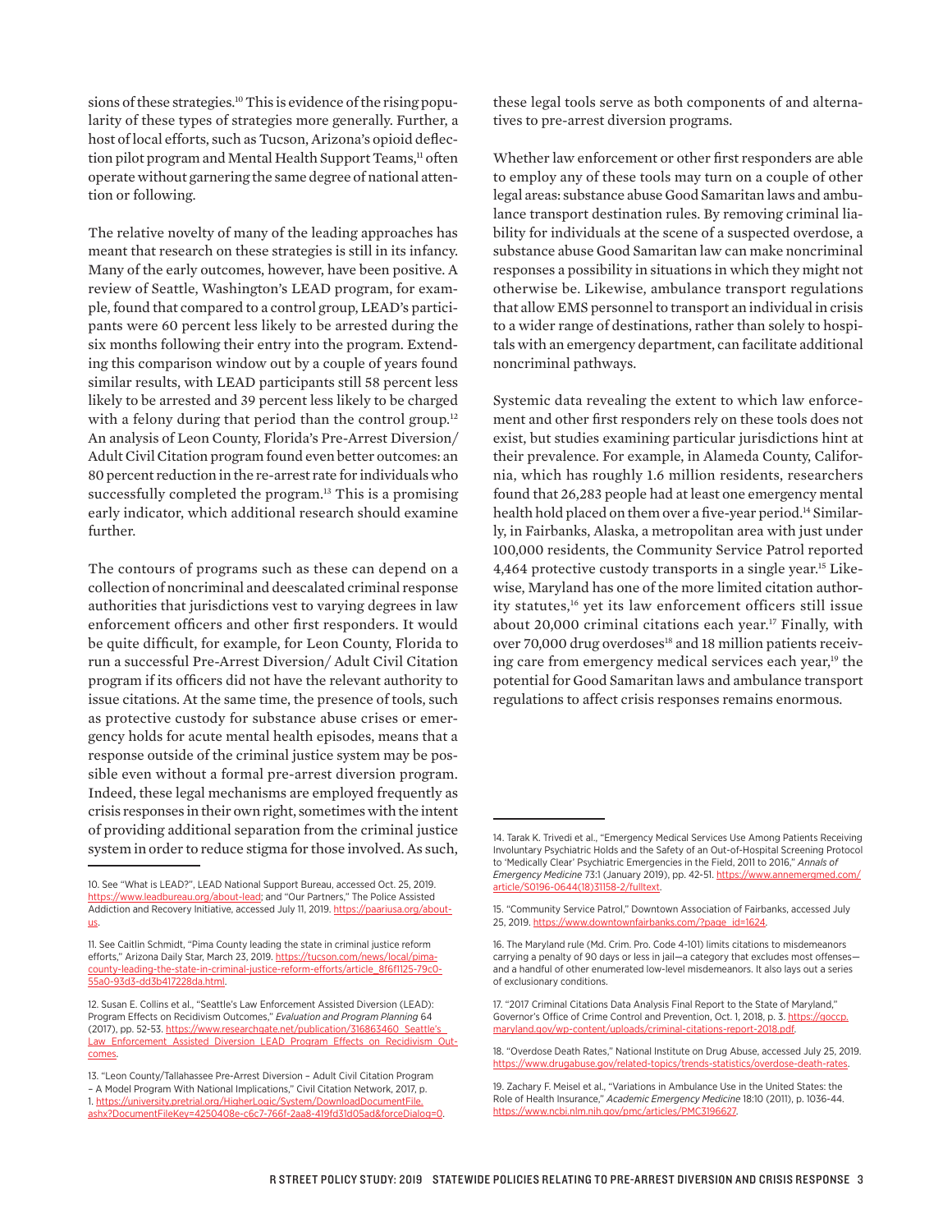sions of these strategies.[10] This is evidence of the rising popularity of these types of strategies more generally. Further, a host of local efforts, such as Tucson, Arizona's opioid deflection pilot program and Mental Health Support Teams,[11] often operate without garnering the same degree of national attention or following.

The relative novelty of many of the leading approaches has meant that research on these strategies is still in its infancy. Many of the early outcomes, however, have been positive. A review of Seattle, Washington's LEAD program, for example, found that compared to a control group, LEAD's participants were 60 percent less likely to be arrested during the six months following their entry into the program. Extending this comparison window out by a couple of years found similar results, with LEAD participants still 58 percent less likely to be arrested and 39 percent less likely to be charged with a felony during that period than the control group.[12] An analysis of Leon County, Florida's Pre-Arrest Diversion/ Adult Civil Citation program found even better outcomes: an 80 percent reduction in the re-arrest rate for individuals who successfully completed the program.[13] This is a promising early indicator, which additional research should examine further.

The contours of programs such as these can depend on a collection of noncriminal and deescalated criminal response authorities that jurisdictions vest to varying degrees in law enforcement officers and other first responders. It would be quite difficult, for example, for Leon County, Florida to run a successful Pre-Arrest Diversion/ Adult Civil Citation program if its officers did not have the relevant authority to issue citations. At the same time, the presence of tools, such as protective custody for substance abuse crises or emergency holds for acute mental health episodes, means that a response outside of the criminal justice system may be possible even without a formal pre-arrest diversion program. Indeed, these legal mechanisms are employed frequently as crisis responses in their own right, sometimes with the intent of providing additional separation from the criminal justice system in order to reduce stigma for those involved. As such, these legal tools serve as both components of and alternatives to pre-arrest diversion programs.

Whether law enforcement or other first responders are able to employ any of these tools may turn on a couple of other legal areas: substance abuse Good Samaritan laws and ambulance transport destination rules. By removing criminal liability for individuals at the scene of a suspected overdose, a substance abuse Good Samaritan law can make noncriminal responses a possibility in situations in which they might not otherwise be. Likewise, ambulance transport regulations that allow EMS personnel to transport an individual in crisis to a wider range of destinations, rather than solely to hospitals with an emergency department, can facilitate additional noncriminal pathways.

Systemic data revealing the extent to which law enforcement and other first responders rely on these tools does not exist, but studies examining particular jurisdictions hint at their prevalence. For example, in Alameda County, California, which has roughly 1.6 million residents, researchers found that 26,283 people had at least one emergency mental health hold placed on them over a five-year period.[14] Similarly, in Fairbanks, Alaska, a metropolitan area with just under 100,000 residents, the Community Service Patrol reported 4,464 protective custody transports in a single year.[15] Likewise, Maryland has one of the more limited citation authority statutes,[16] yet its law enforcement officers still issue about 20,000 criminal citations each year.[17] Finally, with over 70,000 drug overdoses[18] and 18 million patients receiving care from emergency medical services each year,[19] the potential for Good Samaritan laws and ambulance transport regulations to affect crisis responses remains enormous.

---

10. See "What is LEAD?", LEAD National Support Bureau, accessed Oct. 25, 2019. https://www.leadbureau.org/about-lead; and "Our Partners," The Police Assisted Addiction and Recovery Initiative, accessed July 11, 2019. https://paariusa.org/about-us.

11. See Caitlin Schmidt, "Pima County leading the state in criminal justice reform efforts," Arizona Daily Star, March 23, 2019. https://tucson.com/news/local/pima-county-leading-the-state-in-criminal-justice-reform-efforts/article_8f6f1125-79c0-55a0-93d3-dd3b417228da.html.

12. Susan E. Collins et al., "Seattle's Law Enforcement Assisted Diversion (LEAD): Program Effects on Recidivism Outcomes," *Evaluation and Program Planning* 64 (2017), pp. 52-53. https://www.researchgate.net/publication/316863460_Seattle's_Law_Enforcement_Assisted_Diversion_LEAD_Program_Effects_on_Recidivism_Outcomes.

13. "Leon County/Tallahassee Pre-Arrest Diversion – Adult Civil Citation Program – A Model Program With National Implications," Civil Citation Network, 2017, p. 1. https://university.pretrial.org/HigherLogic/System/DownloadDocumentFile.ashx?DocumentFileKey=4250408e-c6c7-766f-2aa8-419fd31d05ad&forceDialog=0.

14. Tarak K. Trivedi et al., "Emergency Medical Services Use Among Patients Receiving Involuntary Psychiatric Holds and the Safety of an Out-of-Hospital Screening Protocol to 'Medically Clear' Psychiatric Emergencies in the Field, 2011 to 2016," *Annals of Emergency Medicine* 73:1 (January 2019), pp. 42-51. https://www.annemergmed.com/article/S0196-0644(18)31158-2/fulltext.

15. "Community Service Patrol," Downtown Association of Fairbanks, accessed July 25, 2019. https://www.downtownfairbanks.com/?page_id=1624.

16. The Maryland rule (Md. Crim. Pro. Code 4-101) limits citations to misdemeanors carrying a penalty of 90 days or less in jail—a category that excludes most offenses—and a handful of other enumerated low-level misdemeanors. It also lays out a series of exclusionary conditions.

17. "2017 Criminal Citations Data Analysis Final Report to the State of Maryland," Governor's Office of Crime Control and Prevention, Oct. 1, 2018, p. 3. https://goccp.maryland.gov/wp-content/uploads/criminal-citations-report-2018.pdf.

18. "Overdose Death Rates," National Institute on Drug Abuse, accessed July 25, 2019. https://www.drugabuse.gov/related-topics/trends-statistics/overdose-death-rates.

19. Zachary F. Meisel et al., "Variations in Ambulance Use in the United States: the Role of Health Insurance," *Academic Emergency Medicine* 18:10 (2011), p. 1036-44. https://www.ncbi.nlm.nih.gov/pmc/articles/PMC3196627.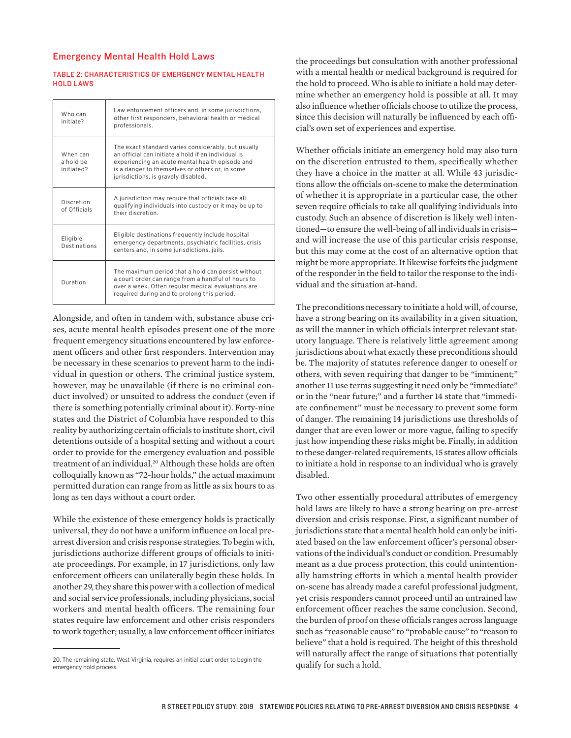## Emergency Mental Health Hold Laws

### TABLE 2: CHARACTERISTICS OF EMERGENCY MENTAL HEALTH HOLD LAWS

| | |
|---|---|
| Who can initiate? | Law enforcement officers and, in some jurisdictions, other first responders, behavioral health or medical professionals. |
| When can a hold be initiated? | The exact standard varies considerably, but usually an official can initiate a hold if an individual is experiencing an acute mental health episode and is a danger to themselves or others or, in some jurisdictions, is gravely disabled. |
| Discretion of Officials | A jurisdiction may require that officials take all qualifying individuals into custody or it may be up to their discretion. |
| Eligible Destinations | Eligible destinations frequently include hospital emergency departments, psychiatric facilities, crisis centers and, in some jurisdictions, jails. |
| Duration | The maximum period that a hold can persist without a court order can range from a handful of hours to over a week. Often regular medical evaluations are required during and to prolong this period. |

Alongside, and often in tandem with, substance abuse crises, acute mental health episodes present one of the more frequent emergency situations encountered by law enforcement officers and other first responders. Intervention may be necessary in these scenarios to prevent harm to the individual in question or others. The criminal justice system, however, may be unavailable (if there is no criminal conduct involved) or unsuited to address the conduct (even if there is something potentially criminal about it). Forty-nine states and the District of Columbia have responded to this reality by authorizing certain officials to institute short, civil detentions outside of a hospital setting and without a court order to provide for the emergency evaluation and possible treatment of an individual.[20] Although these holds are often colloquially known as "72-hour holds," the actual maximum permitted duration can range from as little as six hours to as long as ten days without a court order.

While the existence of these emergency holds is practically universal, they do not have a uniform influence on local pre-arrest diversion and crisis response strategies. To begin with, jurisdictions authorize different groups of officials to initiate proceedings. For example, in 17 jurisdictions, only law enforcement officers can unilaterally begin these holds. In another 29, they share this power with a collection of medical and social service professionals, including physicians, social workers and mental health officers. The remaining four states require law enforcement and other crisis responders to work together; usually, a law enforcement officer initiates the proceedings but consultation with another professional with a mental health or medical background is required for the hold to proceed. Who is able to initiate a hold may determine whether an emergency hold is possible at all. It may also influence whether officials choose to utilize the process, since this decision will naturally be influenced by each official's own set of experiences and expertise.

Whether officials initiate an emergency hold may also turn on the discretion entrusted to them, specifically whether they have a choice in the matter at all. While 43 jurisdictions allow the officials on-scene to make the determination of whether it is appropriate in a particular case, the other seven require officials to take all qualifying individuals into custody. Such an absence of discretion is likely well intentioned—to ensure the well-being of all individuals in crisis—and will increase the use of this particular crisis response, but this may come at the cost of an alternative option that might be more appropriate. It likewise forfeits the judgment of the responder in the field to tailor the response to the individual and the situation at-hand.

The preconditions necessary to initiate a hold will, of course, have a strong bearing on its availability in a given situation, as will the manner in which officials interpret relevant statutory language. There is relatively little agreement among jurisdictions about what exactly these preconditions should be. The majority of statutes reference danger to oneself or others, with seven requiring that danger to be "imminent;" another 11 use terms suggesting it need only be "immediate" or in the "near future;" and a further 14 state that "immediate confinement" must be necessary to prevent some form of danger. The remaining 14 jurisdictions use thresholds of danger that are even lower or more vague, failing to specify just how impending these risks might be. Finally, in addition to these danger-related requirements, 15 states allow officials to initiate a hold in response to an individual who is gravely disabled.

Two other essentially procedural attributes of emergency hold laws are likely to have a strong bearing on pre-arrest diversion and crisis response. First, a significant number of jurisdictions state that a mental health hold can only be initiated based on the law enforcement officer's personal observations of the individual's conduct or condition. Presumably meant as a due process protection, this could unintentionally hamstring efforts in which a mental health provider on-scene has already made a careful professional judgment, yet crisis responders cannot proceed until an untrained law enforcement officer reaches the same conclusion. Second, the burden of proof on these officials ranges across language such as "reasonable cause" to "probable cause" to "reason to believe" that a hold is required. The height of this threshold will naturally affect the range of situations that potentially qualify for such a hold.

---

20. The remaining state, West Virginia, requires an initial court order to begin the emergency hold process.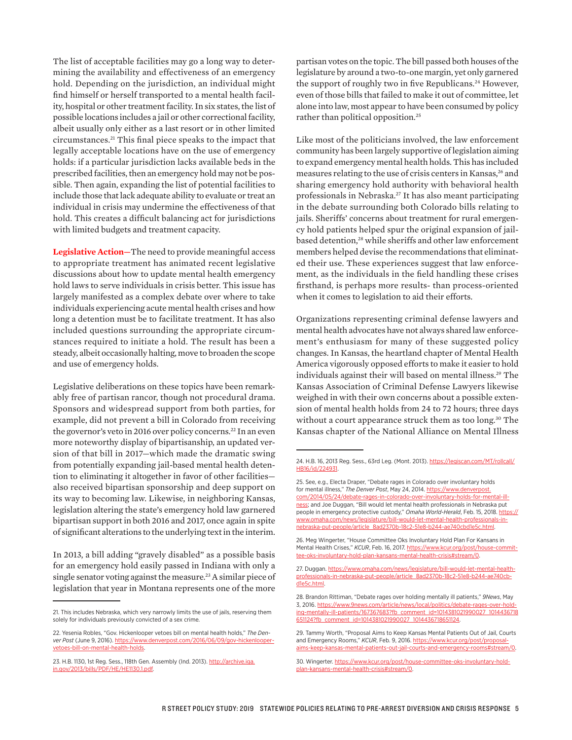The list of acceptable facilities may go a long way to determining the availability and effectiveness of an emergency hold. Depending on the jurisdiction, an individual might find himself or herself transported to a mental health facility, hospital or other treatment facility. In six states, the list of possible locations includes a jail or other correctional facility, albeit usually only either as a last resort or in other limited circumstances.[21] This final piece speaks to the impact that legally acceptable locations have on the use of emergency holds: if a particular jurisdiction lacks available beds in the prescribed facilities, then an emergency hold may not be possible. Then again, expanding the list of potential facilities to include those that lack adequate ability to evaluate or treat an individual in crisis may undermine the effectiveness of that hold. This creates a difficult balancing act for jurisdictions with limited budgets and treatment capacity.

**Legislative Action**—The need to provide meaningful access to appropriate treatment has animated recent legislative discussions about how to update mental health emergency hold laws to serve individuals in crisis better. This issue has largely manifested as a complex debate over where to take individuals experiencing acute mental health crises and how long a detention must be to facilitate treatment. It has also included questions surrounding the appropriate circumstances required to initiate a hold. The result has been a steady, albeit occasionally halting, move to broaden the scope and use of emergency holds.

Legislative deliberations on these topics have been remarkably free of partisan rancor, though not procedural drama. Sponsors and widespread support from both parties, for example, did not prevent a bill in Colorado from receiving the governor's veto in 2016 over policy concerns.[22] In an even more noteworthy display of bipartisanship, an updated version of that bill in 2017—which made the dramatic swing from potentially expanding jail-based mental health detention to eliminating it altogether in favor of other facilities—also received bipartisan sponsorship and deep support on its way to becoming law. Likewise, in neighboring Kansas, legislation altering the state's emergency hold law garnered bipartisan support in both 2016 and 2017, once again in spite of significant alterations to the underlying text in the interim.

In 2013, a bill adding "gravely disabled" as a possible basis for an emergency hold easily passed in Indiana with only a single senator voting against the measure.[23] A similar piece of legislation that year in Montana represents one of the more partisan votes on the topic. The bill passed both houses of the legislature by around a two-to-one margin, yet only garnered the support of roughly two in five Republicans.[24] However, even of those bills that failed to make it out of committee, let alone into law, most appear to have been consumed by policy rather than political opposition.[25]

Like most of the politicians involved, the law enforcement community has been largely supportive of legislation aiming to expand emergency mental health holds. This has included measures relating to the use of crisis centers in Kansas,[26] and sharing emergency hold authority with behavioral health professionals in Nebraska.[27] It has also meant participating in the debate surrounding both Colorado bills relating to jails. Sheriffs' concerns about treatment for rural emergency hold patients helped spur the original expansion of jail-based detention,[28] while sheriffs and other law enforcement members helped devise the recommendations that eliminated their use. These experiences suggest that law enforcement, as the individuals in the field handling these crises firsthand, is perhaps more results- than process-oriented when it comes to legislation to aid their efforts.

Organizations representing criminal defense lawyers and mental health advocates have not always shared law enforcement's enthusiasm for many of these suggested policy changes. In Kansas, the heartland chapter of Mental Health America vigorously opposed efforts to make it easier to hold individuals against their will based on mental illness.[29] The Kansas Association of Criminal Defense Lawyers likewise weighed in with their own concerns about a possible extension of mental health holds from 24 to 72 hours; three days without a court appearance struck them as too long.[30] The Kansas chapter of the National Alliance on Mental Illness

---

21. This includes Nebraska, which very narrowly limits the use of jails, reserving them solely for individuals previously convicted of a sex crime.

22. Yesenia Robles, "Gov. Hickenlooper vetoes bill on mental health holds," *The Denver Post* (June 9, 2016). https://www.denverpost.com/2016/06/09/gov-hickenlooper-vetoes-bill-on-mental-health-holds.

23. H.B. 1130, 1st Reg. Sess., 118th Gen. Assembly (Ind. 2013). http://archive.iga.in.gov/2013/bills/PDF/HE/HE1130.1.pdf.

24. H.B. 16, 2013 Reg. Sess., 63rd Leg. (Mont. 2013). https://legiscan.com/MT/rollcall/HB16/id/224931.

25. See, e.g., Electa Draper, "Debate rages in Colorado over involuntary holds for mental illness," *The Denver Post*, May 24, 2014. https://www.denverpost.com/2014/05/24/debate-rages-in-colorado-over-involuntary-holds-for-mental-illness; and Joe Duggan, "Bill would let mental health professionals in Nebraska put people in emergency protective custody," *Omaha World-Herald*, Feb. 15, 2018. https://www.omaha.com/news/legislature/bill-would-let-mental-health-professionals-in-nebraska-put-people/article_8ad2370b-18c2-51e8-b244-ae740cbd1e5c.html.

26. Meg Wingerter, "House Committee Oks Involuntary Hold Plan For Kansans in Mental Health Crises," *KCUR*, Feb. 16, 2017. https://www.kcur.org/post/house-committee-oks-involuntary-hold-plan-kansans-mental-health-crisis#stream/0.

27. Duggan. https://www.omaha.com/news/legislature/bill-would-let-mental-health-professionals-in-nebraska-put-people/article_8ad2370b-18c2-51e8-b244-ae740cbd1e5c.html.

28. Brandon Rittiman, "Debate rages over holding mentally ill patients," *9News*, May 3, 2016. https://www.9news.com/article/news/local/politics/debate-rages-over-holding-mentally-ill-patients/167367683?fb_comment_id=1014381021990027_1014436718651124?fb_comment_id=1014381021990027_1014436718651124.

29. Tammy Worth, "Proposal Aims to Keep Kansas Mental Patients Out of Jail, Courts and Emergency Rooms," *KCUR*, Feb. 9, 2016. https://www.kcur.org/post/proposal-aims-keep-kansas-mental-patients-out-jail-courts-and-emergency-rooms#stream/0.

30. Wingerter. https://www.kcur.org/post/house-committee-oks-involuntary-hold-plan-kansans-mental-health-crisis#stream/0.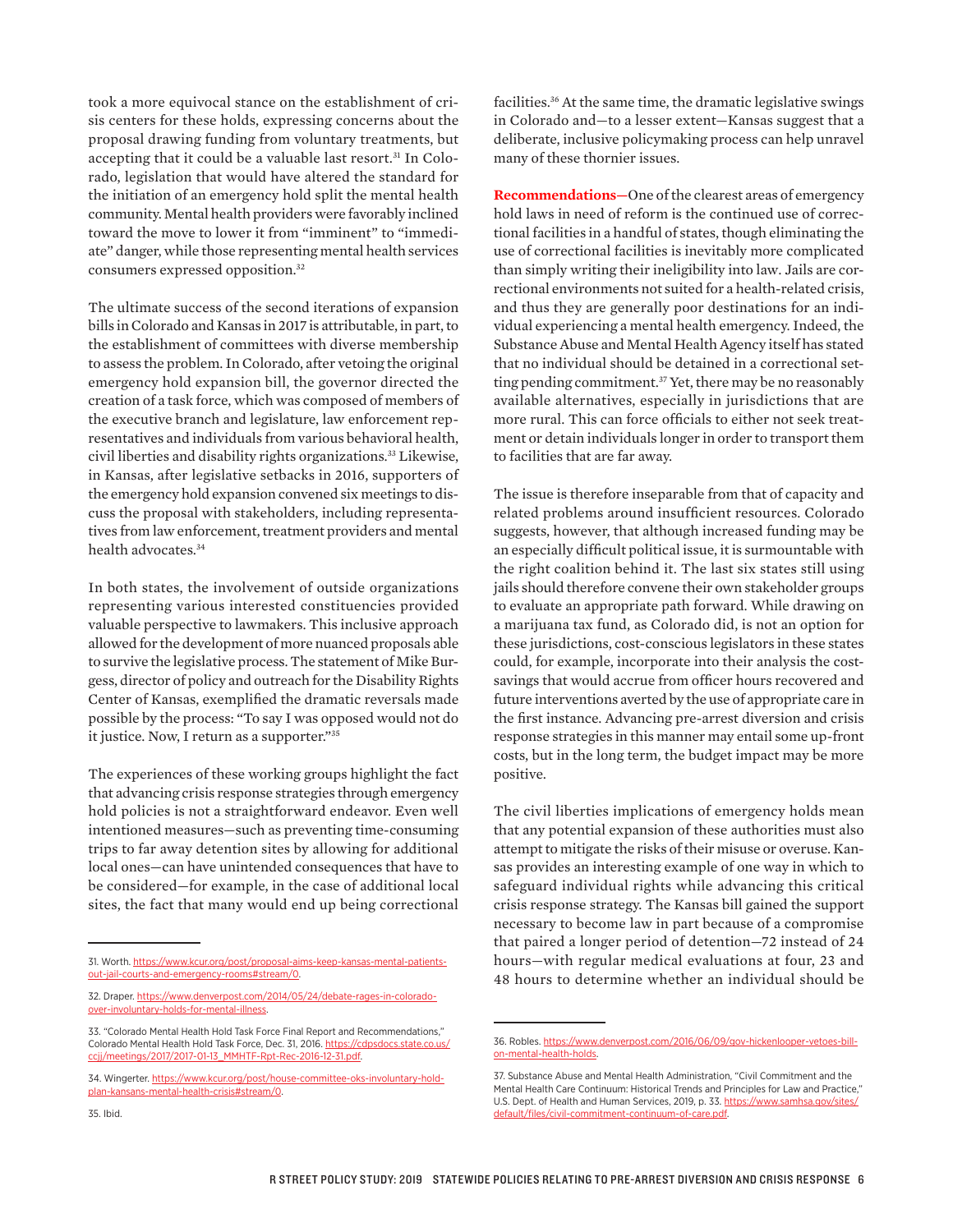took a more equivocal stance on the establishment of crisis centers for these holds, expressing concerns about the proposal drawing funding from voluntary treatments, but accepting that it could be a valuable last resort.[31] In Colorado, legislation that would have altered the standard for the initiation of an emergency hold split the mental health community. Mental health providers were favorably inclined toward the move to lower it from "imminent" to "immediate" danger, while those representing mental health services consumers expressed opposition.[32]

The ultimate success of the second iterations of expansion bills in Colorado and Kansas in 2017 is attributable, in part, to the establishment of committees with diverse membership to assess the problem. In Colorado, after vetoing the original emergency hold expansion bill, the governor directed the creation of a task force, which was composed of members of the executive branch and legislature, law enforcement representatives and individuals from various behavioral health, civil liberties and disability rights organizations.[33] Likewise, in Kansas, after legislative setbacks in 2016, supporters of the emergency hold expansion convened six meetings to discuss the proposal with stakeholders, including representatives from law enforcement, treatment providers and mental health advocates.[34]

In both states, the involvement of outside organizations representing various interested constituencies provided valuable perspective to lawmakers. This inclusive approach allowed for the development of more nuanced proposals able to survive the legislative process. The statement of Mike Burgess, director of policy and outreach for the Disability Rights Center of Kansas, exemplified the dramatic reversals made possible by the process: "To say I was opposed would not do it justice. Now, I return as a supporter."[35]

The experiences of these working groups highlight the fact that advancing crisis response strategies through emergency hold policies is not a straightforward endeavor. Even well intentioned measures—such as preventing time-consuming trips to far away detention sites by allowing for additional local ones—can have unintended consequences that have to be considered—for example, in the case of additional local sites, the fact that many would end up being correctional facilities.[36] At the same time, the dramatic legislative swings in Colorado and—to a lesser extent—Kansas suggest that a deliberate, inclusive policymaking process can help unravel many of these thornier issues.

**Recommendations—**One of the clearest areas of emergency hold laws in need of reform is the continued use of correctional facilities in a handful of states, though eliminating the use of correctional facilities is inevitably more complicated than simply writing their ineligibility into law. Jails are correctional environments not suited for a health-related crisis, and thus they are generally poor destinations for an individual experiencing a mental health emergency. Indeed, the Substance Abuse and Mental Health Agency itself has stated that no individual should be detained in a correctional setting pending commitment.[37] Yet, there may be no reasonably available alternatives, especially in jurisdictions that are more rural. This can force officials to either not seek treatment or detain individuals longer in order to transport them to facilities that are far away.

The issue is therefore inseparable from that of capacity and related problems around insufficient resources. Colorado suggests, however, that although increased funding may be an especially difficult political issue, it is surmountable with the right coalition behind it. The last six states still using jails should therefore convene their own stakeholder groups to evaluate an appropriate path forward. While drawing on a marijuana tax fund, as Colorado did, is not an option for these jurisdictions, cost-conscious legislators in these states could, for example, incorporate into their analysis the cost-savings that would accrue from officer hours recovered and future interventions averted by the use of appropriate care in the first instance. Advancing pre-arrest diversion and crisis response strategies in this manner may entail some up-front costs, but in the long term, the budget impact may be more positive.

The civil liberties implications of emergency holds mean that any potential expansion of these authorities must also attempt to mitigate the risks of their misuse or overuse. Kansas provides an interesting example of one way in which to safeguard individual rights while advancing this critical crisis response strategy. The Kansas bill gained the support necessary to become law in part because of a compromise that paired a longer period of detention—72 instead of 24 hours—with regular medical evaluations at four, 23 and 48 hours to determine whether an individual should be

---

31. Worth. https://www.kcur.org/post/proposal-aims-keep-kansas-mental-patients-out-jail-courts-and-emergency-rooms#stream/0.

32. Draper. https://www.denverpost.com/2014/05/24/debate-rages-in-colorado-over-involuntary-holds-for-mental-illness.

33. "Colorado Mental Health Hold Task Force Final Report and Recommendations," Colorado Mental Health Hold Task Force, Dec. 31, 2016. https://cdpsdocs.state.co.us/ccjj/meetings/2017/2017-01-13_MMHTF-Rpt-Rec-2016-12-31.pdf.

34. Wingerter. https://www.kcur.org/post/house-committee-oks-involuntary-hold-plan-kansans-mental-health-crisis#stream/0.

35. Ibid.

36. Robles. https://www.denverpost.com/2016/06/09/gov-hickenlooper-vetoes-bill-on-mental-health-holds.

37. Substance Abuse and Mental Health Administration, "Civil Commitment and the Mental Health Care Continuum: Historical Trends and Principles for Law and Practice," U.S. Dept. of Health and Human Services, 2019, p. 33. https://www.samhsa.gov/sites/default/files/civil-commitment-continuum-of-care.pdf.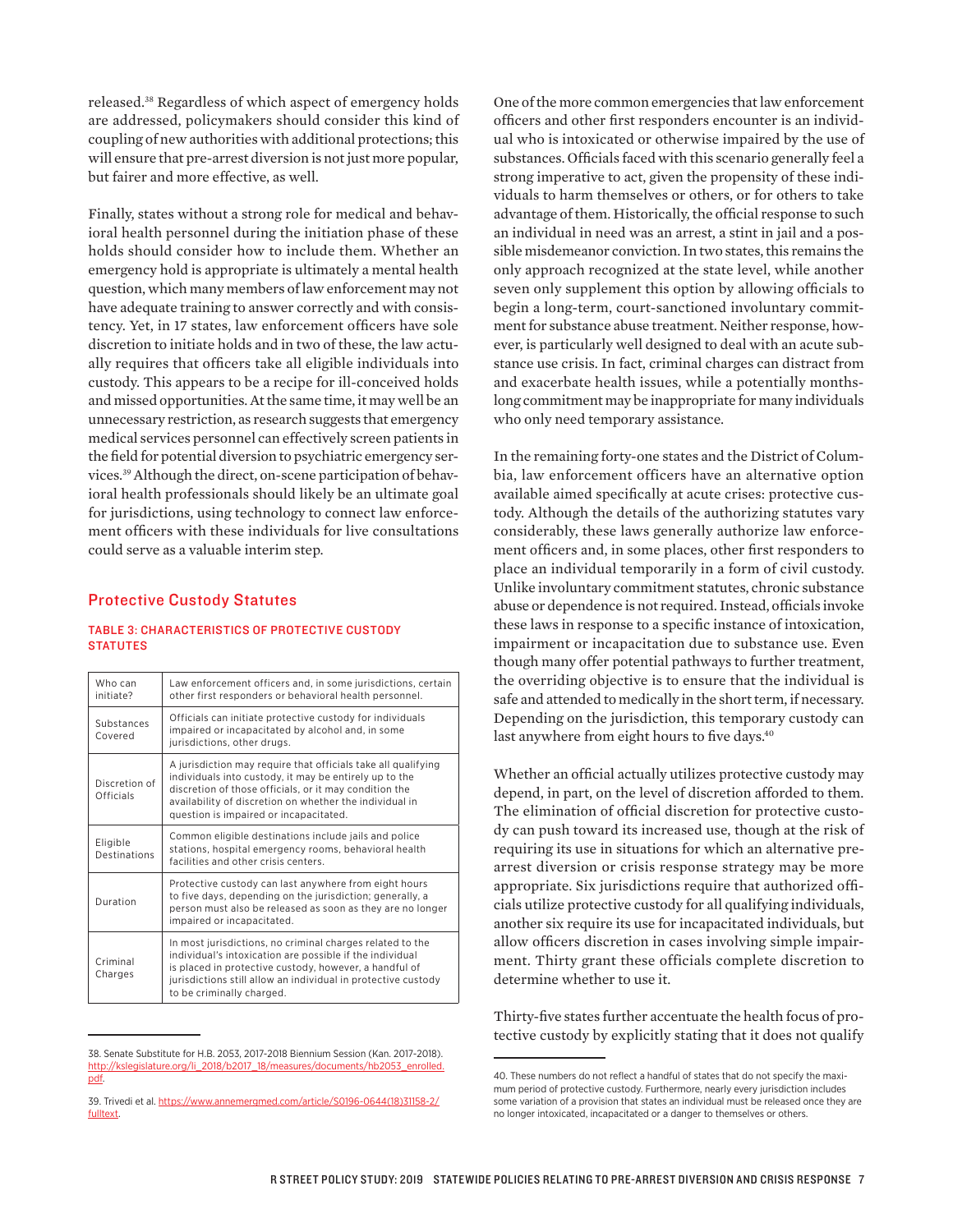released.[38] Regardless of which aspect of emergency holds are addressed, policymakers should consider this kind of coupling of new authorities with additional protections; this will ensure that pre-arrest diversion is not just more popular, but fairer and more effective, as well.

Finally, states without a strong role for medical and behavioral health personnel during the initiation phase of these holds should consider how to include them. Whether an emergency hold is appropriate is ultimately a mental health question, which many members of law enforcement may not have adequate training to answer correctly and with consistency. Yet, in 17 states, law enforcement officers have sole discretion to initiate holds and in two of these, the law actually requires that officers take all eligible individuals into custody. This appears to be a recipe for ill-conceived holds and missed opportunities. At the same time, it may well be an unnecessary restriction, as research suggests that emergency medical services personnel can effectively screen patients in the field for potential diversion to psychiatric emergency services.[39] Although the direct, on-scene participation of behavioral health professionals should likely be an ultimate goal for jurisdictions, using technology to connect law enforcement officers with these individuals for live consultations could serve as a valuable interim step.

## Protective Custody Statutes

### TABLE 3: CHARACTERISTICS OF PROTECTIVE CUSTODY STATUTES

| | |
|---|---|
| Who can initiate? | Law enforcement officers and, in some jurisdictions, certain other first responders or behavioral health personnel. |
| Substances Covered | Officials can initiate protective custody for individuals impaired or incapacitated by alcohol and, in some jurisdictions, other drugs. |
| Discretion of Officials | A jurisdiction may require that officials take all qualifying individuals into custody, it may be entirely up to the discretion of those officials, or it may condition the availability of discretion on whether the individual in question is impaired or incapacitated. |
| Eligible Destinations | Common eligible destinations include jails and police stations, hospital emergency rooms, behavioral health facilities and other crisis centers. |
| Duration | Protective custody can last anywhere from eight hours to five days, depending on the jurisdiction; generally, a person must also be released as soon as they are no longer impaired or incapacitated. |
| Criminal Charges | In most jurisdictions, no criminal charges related to the individual's intoxication are possible if the individual is placed in protective custody, however, a handful of jurisdictions still allow an individual in protective custody to be criminally charged. |

One of the more common emergencies that law enforcement officers and other first responders encounter is an individual who is intoxicated or otherwise impaired by the use of substances. Officials faced with this scenario generally feel a strong imperative to act, given the propensity of these individuals to harm themselves or others, or for others to take advantage of them. Historically, the official response to such an individual in need was an arrest, a stint in jail and a possible misdemeanor conviction. In two states, this remains the only approach recognized at the state level, while another seven only supplement this option by allowing officials to begin a long-term, court-sanctioned involuntary commitment for substance abuse treatment. Neither response, however, is particularly well designed to deal with an acute substance use crisis. In fact, criminal charges can distract from and exacerbate health issues, while a potentially months-long commitment may be inappropriate for many individuals who only need temporary assistance.

In the remaining forty-one states and the District of Columbia, law enforcement officers have an alternative option available aimed specifically at acute crises: protective custody. Although the details of the authorizing statutes vary considerably, these laws generally authorize law enforcement officers and, in some places, other first responders to place an individual temporarily in a form of civil custody. Unlike involuntary commitment statutes, chronic substance abuse or dependence is not required. Instead, officials invoke these laws in response to a specific instance of intoxication, impairment or incapacitation due to substance use. Even though many offer potential pathways to further treatment, the overriding objective is to ensure that the individual is safe and attended to medically in the short term, if necessary. Depending on the jurisdiction, this temporary custody can last anywhere from eight hours to five days.[40]

Whether an official actually utilizes protective custody may depend, in part, on the level of discretion afforded to them. The elimination of official discretion for protective custody can push toward its increased use, though at the risk of requiring its use in situations for which an alternative pre-arrest diversion or crisis response strategy may be more appropriate. Six jurisdictions require that authorized officials utilize protective custody for all qualifying individuals, another six require its use for incapacitated individuals, but allow officers discretion in cases involving simple impairment. Thirty grant these officials complete discretion to determine whether to use it.

Thirty-five states further accentuate the health focus of protective custody by explicitly stating that it does not qualify

---

38. Senate Substitute for H.B. 2053, 2017-2018 Biennium Session (Kan. 2017-2018). http://kslegislature.org/li_2018/b2017_18/measures/documents/hb2053_enrolled.pdf.

39. Trivedi et al. https://www.annemergmed.com/article/S0196-0644(18)31158-2/fulltext.

40. These numbers do not reflect a handful of states that do not specify the maximum period of protective custody. Furthermore, nearly every jurisdiction includes some variation of a provision that states an individual must be released once they are no longer intoxicated, incapacitated or a danger to themselves or others.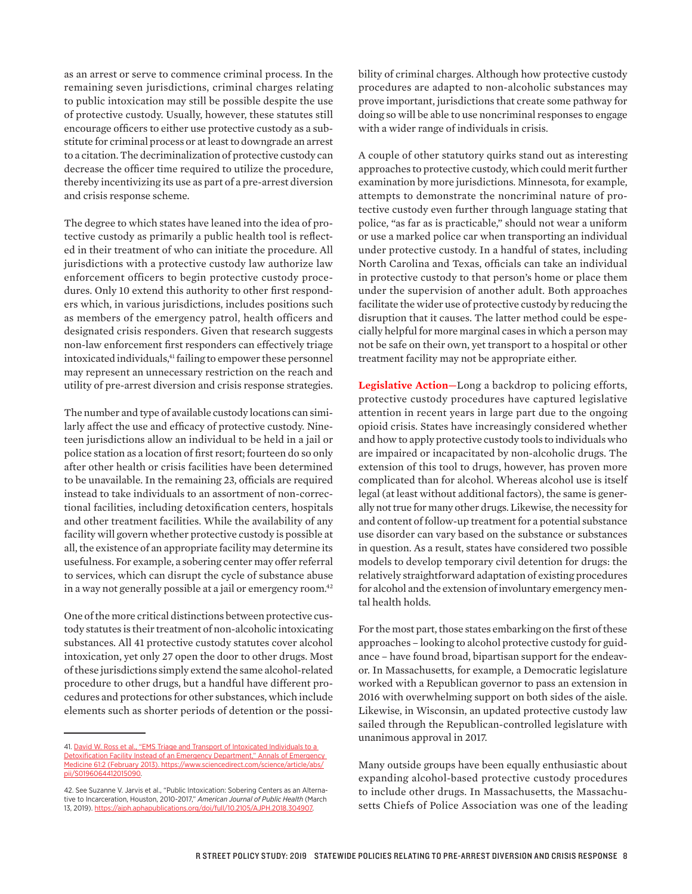as an arrest or serve to commence criminal process. In the remaining seven jurisdictions, criminal charges relating to public intoxication may still be possible despite the use of protective custody. Usually, however, these statutes still encourage officers to either use protective custody as a substitute for criminal process or at least to downgrade an arrest to a citation. The decriminalization of protective custody can decrease the officer time required to utilize the procedure, thereby incentivizing its use as part of a pre-arrest diversion and crisis response scheme.

The degree to which states have leaned into the idea of protective custody as primarily a public health tool is reflected in their treatment of who can initiate the procedure. All jurisdictions with a protective custody law authorize law enforcement officers to begin protective custody procedures. Only 10 extend this authority to other first responders which, in various jurisdictions, includes positions such as members of the emergency patrol, health officers and designated crisis responders. Given that research suggests non-law enforcement first responders can effectively triage intoxicated individuals,[41] failing to empower these personnel may represent an unnecessary restriction on the reach and utility of pre-arrest diversion and crisis response strategies.

The number and type of available custody locations can similarly affect the use and efficacy of protective custody. Nineteen jurisdictions allow an individual to be held in a jail or police station as a location of first resort; fourteen do so only after other health or crisis facilities have been determined to be unavailable. In the remaining 23, officials are required instead to take individuals to an assortment of non-correctional facilities, including detoxification centers, hospitals and other treatment facilities. While the availability of any facility will govern whether protective custody is possible at all, the existence of an appropriate facility may determine its usefulness. For example, a sobering center may offer referral to services, which can disrupt the cycle of substance abuse in a way not generally possible at a jail or emergency room.[42]

One of the more critical distinctions between protective custody statutes is their treatment of non-alcoholic intoxicating substances. All 41 protective custody statutes cover alcohol intoxication, yet only 27 open the door to other drugs. Most of these jurisdictions simply extend the same alcohol-related procedure to other drugs, but a handful have different procedures and protections for other substances, which include elements such as shorter periods of detention or the possibility of criminal charges. Although how protective custody procedures are adapted to non-alcoholic substances may prove important, jurisdictions that create some pathway for doing so will be able to use noncriminal responses to engage with a wider range of individuals in crisis.

A couple of other statutory quirks stand out as interesting approaches to protective custody, which could merit further examination by more jurisdictions. Minnesota, for example, attempts to demonstrate the noncriminal nature of protective custody even further through language stating that police, "as far as is practicable," should not wear a uniform or use a marked police car when transporting an individual under protective custody. In a handful of states, including North Carolina and Texas, officials can take an individual in protective custody to that person's home or place them under the supervision of another adult. Both approaches facilitate the wider use of protective custody by reducing the disruption that it causes. The latter method could be especially helpful for more marginal cases in which a person may not be safe on their own, yet transport to a hospital or other treatment facility may not be appropriate either.

**Legislative Action**—Long a backdrop to policing efforts, protective custody procedures have captured legislative attention in recent years in large part due to the ongoing opioid crisis. States have increasingly considered whether and how to apply protective custody tools to individuals who are impaired or incapacitated by non-alcoholic drugs. The extension of this tool to drugs, however, has proven more complicated than for alcohol. Whereas alcohol use is itself legal (at least without additional factors), the same is generally not true for many other drugs. Likewise, the necessity for and content of follow-up treatment for a potential substance use disorder can vary based on the substance or substances in question. As a result, states have considered two possible models to develop temporary civil detention for drugs: the relatively straightforward adaptation of existing procedures for alcohol and the extension of involuntary emergency mental health holds.

For the most part, those states embarking on the first of these approaches – looking to alcohol protective custody for guidance – have found broad, bipartisan support for the endeavor. In Massachusetts, for example, a Democratic legislature worked with a Republican governor to pass an extension in 2016 with overwhelming support on both sides of the aisle. Likewise, in Wisconsin, an updated protective custody law sailed through the Republican-controlled legislature with unanimous approval in 2017.

Many outside groups have been equally enthusiastic about expanding alcohol-based protective custody procedures to include other drugs. In Massachusetts, the Massachusetts Chiefs of Police Association was one of the leading

41. David W. Ross et al., "EMS Triage and Transport of Intoxicated Individuals to a Detoxification Facility Instead of an Emergency Department," Annals of Emergency Medicine 61:2 (February 2013). https://www.sciencedirect.com/science/article/abs/pii/S0196064412015090.

42. See Suzanne V. Jarvis et al., "Public Intoxication: Sobering Centers as an Alternative to Incarceration, Houston, 2010-2017," *American Journal of Public Health* (March 13, 2019). https://ajph.aphapublications.org/doi/full/10.2105/AJPH.2018.304907.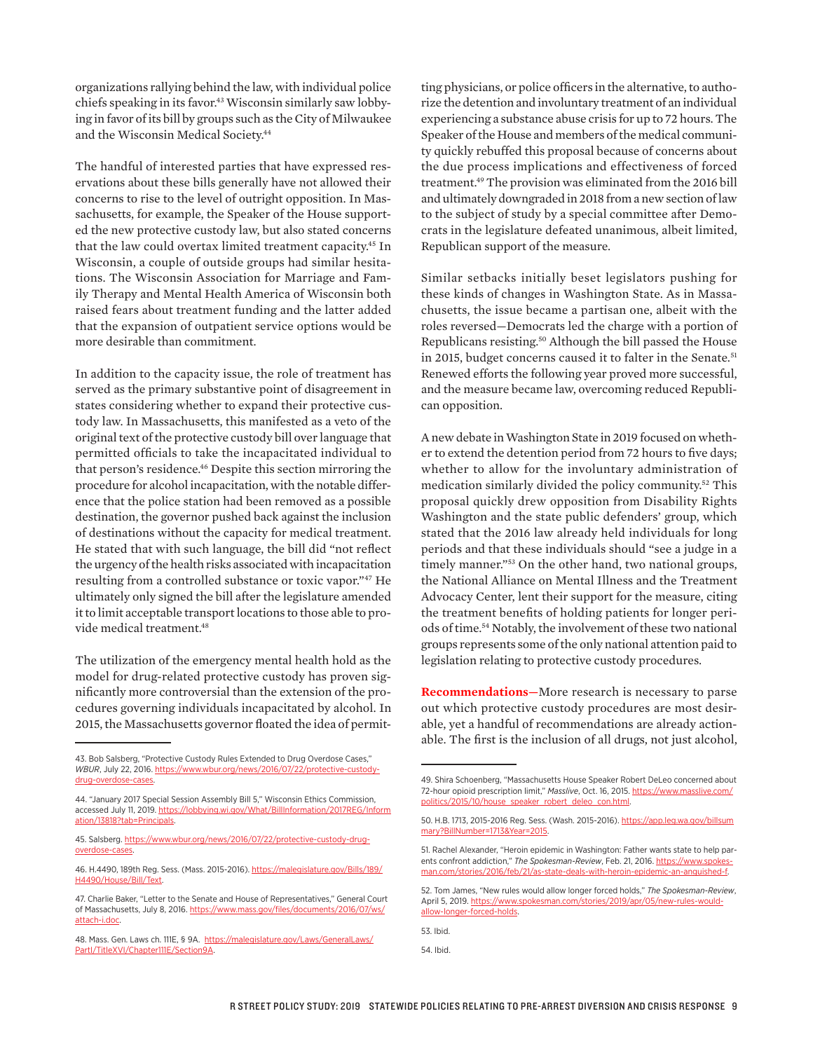organizations rallying behind the law, with individual police chiefs speaking in its favor.[43] Wisconsin similarly saw lobbying in favor of its bill by groups such as the City of Milwaukee and the Wisconsin Medical Society.[44]

The handful of interested parties that have expressed reservations about these bills generally have not allowed their concerns to rise to the level of outright opposition. In Massachusetts, for example, the Speaker of the House supported the new protective custody law, but also stated concerns that the law could overtax limited treatment capacity.[45] In Wisconsin, a couple of outside groups had similar hesitations. The Wisconsin Association for Marriage and Family Therapy and Mental Health America of Wisconsin both raised fears about treatment funding and the latter added that the expansion of outpatient service options would be more desirable than commitment.

In addition to the capacity issue, the role of treatment has served as the primary substantive point of disagreement in states considering whether to expand their protective custody law. In Massachusetts, this manifested as a veto of the original text of the protective custody bill over language that permitted officials to take the incapacitated individual to that person's residence.[46] Despite this section mirroring the procedure for alcohol incapacitation, with the notable difference that the police station had been removed as a possible destination, the governor pushed back against the inclusion of destinations without the capacity for medical treatment. He stated that with such language, the bill did "not reflect the urgency of the health risks associated with incapacitation resulting from a controlled substance or toxic vapor."[47] He ultimately only signed the bill after the legislature amended it to limit acceptable transport locations to those able to provide medical treatment.[48]

The utilization of the emergency mental health hold as the model for drug-related protective custody has proven significantly more controversial than the extension of the procedures governing individuals incapacitated by alcohol. In 2015, the Massachusetts governor floated the idea of permitting physicians, or police officers in the alternative, to authorize the detention and involuntary treatment of an individual experiencing a substance abuse crisis for up to 72 hours. The Speaker of the House and members of the medical community quickly rebuffed this proposal because of concerns about the due process implications and effectiveness of forced treatment.[49] The provision was eliminated from the 2016 bill and ultimately downgraded in 2018 from a new section of law to the subject of study by a special committee after Democrats in the legislature defeated unanimous, albeit limited, Republican support of the measure.

Similar setbacks initially beset legislators pushing for these kinds of changes in Washington State. As in Massachusetts, the issue became a partisan one, albeit with the roles reversed—Democrats led the charge with a portion of Republicans resisting.[50] Although the bill passed the House in 2015, budget concerns caused it to falter in the Senate.[51] Renewed efforts the following year proved more successful, and the measure became law, overcoming reduced Republican opposition.

A new debate in Washington State in 2019 focused on whether to extend the detention period from 72 hours to five days; whether to allow for the involuntary administration of medication similarly divided the policy community.[52] This proposal quickly drew opposition from Disability Rights Washington and the state public defenders' group, which stated that the 2016 law already held individuals for long periods and that these individuals should "see a judge in a timely manner."[53] On the other hand, two national groups, the National Alliance on Mental Illness and the Treatment Advocacy Center, lent their support for the measure, citing the treatment benefits of holding patients for longer periods of time.[54] Notably, the involvement of these two national groups represents some of the only national attention paid to legislation relating to protective custody procedures.

**Recommendations—**More research is necessary to parse out which protective custody procedures are most desirable, yet a handful of recommendations are already actionable. The first is the inclusion of all drugs, not just alcohol,

---

43. Bob Salsberg, "Protective Custody Rules Extended to Drug Overdose Cases," *WBUR*, July 22, 2016. https://www.wbur.org/news/2016/07/22/protective-custody-drug-overdose-cases.

44. "January 2017 Special Session Assembly Bill 5," Wisconsin Ethics Commission, accessed July 11, 2019. https://lobbying.wi.gov/What/BillInformation/2017REG/Information/13818?tab=Principals.

45. Salsberg. https://www.wbur.org/news/2016/07/22/protective-custody-drug-overdose-cases.

46. H.4490, 189th Reg. Sess. (Mass. 2015-2016). https://malegislature.gov/Bills/189/H4490/House/Bill/Text.

47. Charlie Baker, "Letter to the Senate and House of Representatives," General Court of Massachusetts, July 8, 2016. https://www.mass.gov/files/documents/2016/07/ws/attach-i.doc.

48. Mass. Gen. Laws ch. 111E, § 9A. https://malegislature.gov/Laws/GeneralLaws/PartI/TitleXVI/Chapter111E/Section9A.

49. Shira Schoenberg, "Massachusetts House Speaker Robert DeLeo concerned about 72-hour opioid prescription limit," *Masslive*, Oct. 16, 2015. https://www.masslive.com/politics/2015/10/house_speaker_robert_deleo_con.html.

50. H.B. 1713, 2015-2016 Reg. Sess. (Wash. 2015-2016). https://app.leg.wa.gov/billsummary?BillNumber=1713&Year=2015.

51. Rachel Alexander, "Heroin epidemic in Washington: Father wants state to help parents confront addiction," *The Spokesman-Review*, Feb. 21, 2016. https://www.spokesman.com/stories/2016/feb/21/as-state-deals-with-heroin-epidemic-an-anguished-f.

52. Tom James, "New rules would allow longer forced holds," *The Spokesman-Review*, April 5, 2019. https://www.spokesman.com/stories/2019/apr/05/new-rules-would-allow-longer-forced-holds.

53. Ibid.

54. Ibid.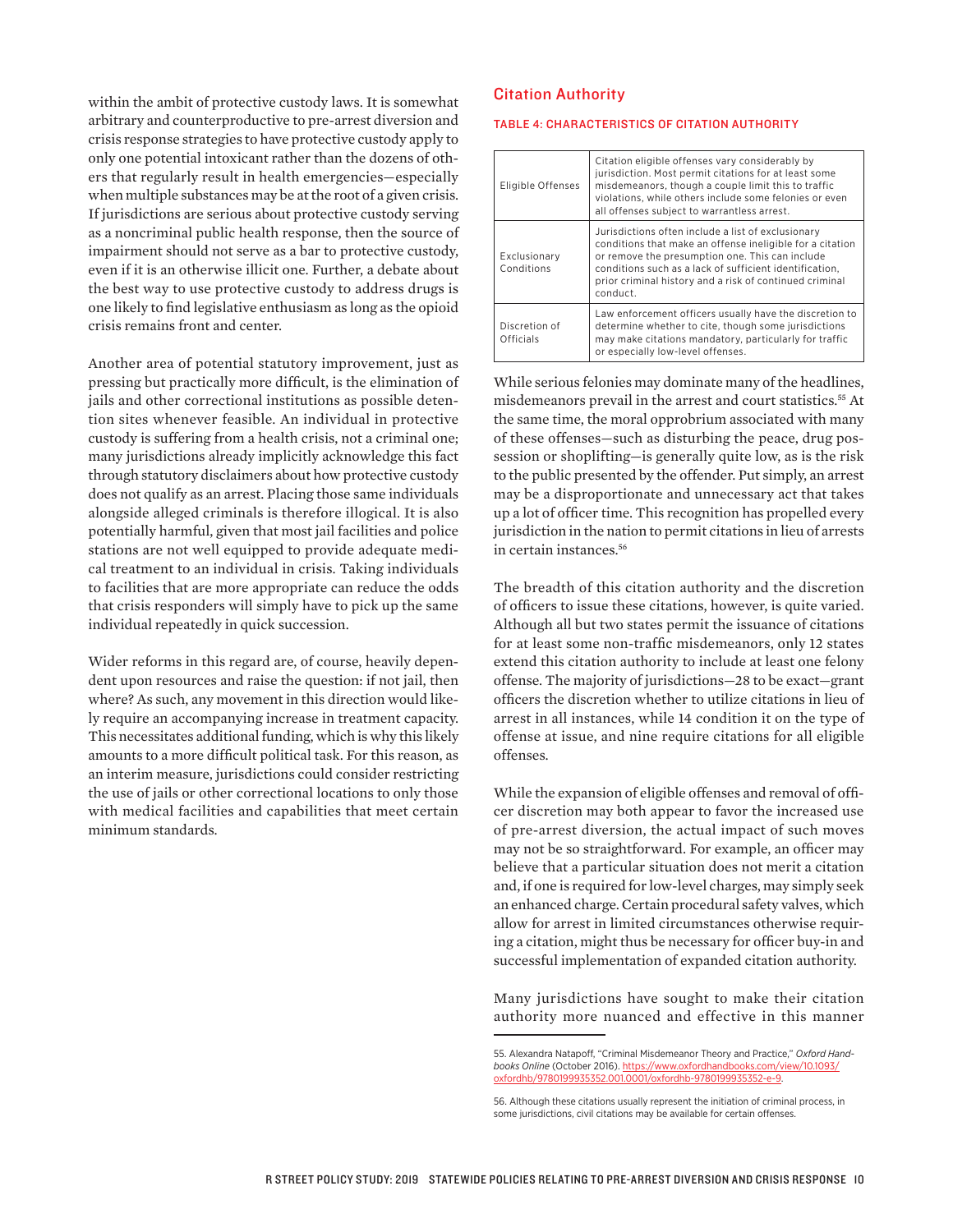within the ambit of protective custody laws. It is somewhat arbitrary and counterproductive to pre-arrest diversion and crisis response strategies to have protective custody apply to only one potential intoxicant rather than the dozens of others that regularly result in health emergencies—especially when multiple substances may be at the root of a given crisis. If jurisdictions are serious about protective custody serving as a noncriminal public health response, then the source of impairment should not serve as a bar to protective custody, even if it is an otherwise illicit one. Further, a debate about the best way to use protective custody to address drugs is one likely to find legislative enthusiasm as long as the opioid crisis remains front and center.

Another area of potential statutory improvement, just as pressing but practically more difficult, is the elimination of jails and other correctional institutions as possible detention sites whenever feasible. An individual in protective custody is suffering from a health crisis, not a criminal one; many jurisdictions already implicitly acknowledge this fact through statutory disclaimers about how protective custody does not qualify as an arrest. Placing those same individuals alongside alleged criminals is therefore illogical. It is also potentially harmful, given that most jail facilities and police stations are not well equipped to provide adequate medical treatment to an individual in crisis. Taking individuals to facilities that are more appropriate can reduce the odds that crisis responders will simply have to pick up the same individual repeatedly in quick succession.

Wider reforms in this regard are, of course, heavily dependent upon resources and raise the question: if not jail, then where? As such, any movement in this direction would likely require an accompanying increase in treatment capacity. This necessitates additional funding, which is why this likely amounts to a more difficult political task. For this reason, as an interim measure, jurisdictions could consider restricting the use of jails or other correctional locations to only those with medical facilities and capabilities that meet certain minimum standards.

## Citation Authority

### TABLE 4: CHARACTERISTICS OF CITATION AUTHORITY

| | |
|---|---|
| Eligible Offenses | Citation eligible offenses vary considerably by jurisdiction. Most permit citations for at least some misdemeanors, though a couple limit this to traffic violations, while others include some felonies or even all offenses subject to warrantless arrest. |
| Exclusionary Conditions | Jurisdictions often include a list of exclusionary conditions that make an offense ineligible for a citation or remove the presumption one. This can include conditions such as a lack of sufficient identification, prior criminal history and a risk of continued criminal conduct. |
| Discretion of Officials | Law enforcement officers usually have the discretion to determine whether to cite, though some jurisdictions may make citations mandatory, particularly for traffic or especially low-level offenses. |

While serious felonies may dominate many of the headlines, misdemeanors prevail in the arrest and court statistics.[55] At the same time, the moral opprobrium associated with many of these offenses—such as disturbing the peace, drug possession or shoplifting—is generally quite low, as is the risk to the public presented by the offender. Put simply, an arrest may be a disproportionate and unnecessary act that takes up a lot of officer time. This recognition has propelled every jurisdiction in the nation to permit citations in lieu of arrests in certain instances.[56]

The breadth of this citation authority and the discretion of officers to issue these citations, however, is quite varied. Although all but two states permit the issuance of citations for at least some non-traffic misdemeanors, only 12 states extend this citation authority to include at least one felony offense. The majority of jurisdictions—28 to be exact—grant officers the discretion whether to utilize citations in lieu of arrest in all instances, while 14 condition it on the type of offense at issue, and nine require citations for all eligible offenses.

While the expansion of eligible offenses and removal of officer discretion may both appear to favor the increased use of pre-arrest diversion, the actual impact of such moves may not be so straightforward. For example, an officer may believe that a particular situation does not merit a citation and, if one is required for low-level charges, may simply seek an enhanced charge. Certain procedural safety valves, which allow for arrest in limited circumstances otherwise requiring a citation, might thus be necessary for officer buy-in and successful implementation of expanded citation authority.

Many jurisdictions have sought to make their citation authority more nuanced and effective in this manner

55. Alexandra Natapoff, "Criminal Misdemeanor Theory and Practice," *Oxford Handbooks Online* (October 2016). https://www.oxfordhandbooks.com/view/10.1093/oxfordhb/9780199935352.001.0001/oxfordhb-9780199935352-e-9.

56. Although these citations usually represent the initiation of criminal process, in some jurisdictions, civil citations may be available for certain offenses.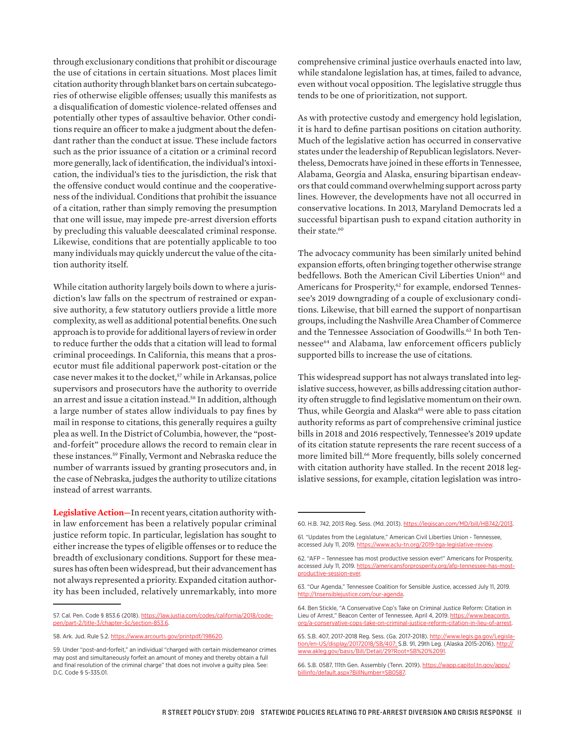through exclusionary conditions that prohibit or discourage the use of citations in certain situations. Most places limit citation authority through blanket bars on certain subcategories of otherwise eligible offenses; usually this manifests as a disqualification of domestic violence-related offenses and potentially other types of assaultive behavior. Other conditions require an officer to make a judgment about the defendant rather than the conduct at issue. These include factors such as the prior issuance of a citation or a criminal record more generally, lack of identification, the individual's intoxication, the individual's ties to the jurisdiction, the risk that the offensive conduct would continue and the cooperativeness of the individual. Conditions that prohibit the issuance of a citation, rather than simply removing the presumption that one will issue, may impede pre-arrest diversion efforts by precluding this valuable deescalated criminal response. Likewise, conditions that are potentially applicable to too many individuals may quickly undercut the value of the citation authority itself.

While citation authority largely boils down to where a jurisdiction's law falls on the spectrum of restrained or expansive authority, a few statutory outliers provide a little more complexity, as well as additional potential benefits. One such approach is to provide for additional layers of review in order to reduce further the odds that a citation will lead to formal criminal proceedings. In California, this means that a prosecutor must file additional paperwork post-citation or the case never makes it to the docket,[57] while in Arkansas, police supervisors and prosecutors have the authority to override an arrest and issue a citation instead.[58] In addition, although a large number of states allow individuals to pay fines by mail in response to citations, this generally requires a guilty plea as well. In the District of Columbia, however, the "post-and-forfeit" procedure allows the record to remain clear in these instances.[59] Finally, Vermont and Nebraska reduce the number of warrants issued by granting prosecutors and, in the case of Nebraska, judges the authority to utilize citations instead of arrest warrants.

**Legislative Action**—In recent years, citation authority within law enforcement has been a relatively popular criminal justice reform topic. In particular, legislation has sought to either increase the types of eligible offenses or to reduce the breadth of exclusionary conditions. Support for these measures has often been widespread, but their advancement has not always represented a priority. Expanded citation authority has been included, relatively unremarkably, into more comprehensive criminal justice overhauls enacted into law, while standalone legislation has, at times, failed to advance, even without vocal opposition. The legislative struggle thus tends to be one of prioritization, not support.

As with protective custody and emergency hold legislation, it is hard to define partisan positions on citation authority. Much of the legislative action has occurred in conservative states under the leadership of Republican legislators. Nevertheless, Democrats have joined in these efforts in Tennessee, Alabama, Georgia and Alaska, ensuring bipartisan endeavors that could command overwhelming support across party lines. However, the developments have not all occurred in conservative locations. In 2013, Maryland Democrats led a successful bipartisan push to expand citation authority in their state.[60]

The advocacy community has been similarly united behind expansion efforts, often bringing together otherwise strange bedfellows. Both the American Civil Liberties Union[61] and Americans for Prosperity,[62] for example, endorsed Tennessee's 2019 downgrading of a couple of exclusionary conditions. Likewise, that bill earned the support of nonpartisan groups, including the Nashville Area Chamber of Commerce and the Tennessee Association of Goodwills.[63] In both Tennessee[64] and Alabama, law enforcement officers publicly supported bills to increase the use of citations.

This widespread support has not always translated into legislative success, however, as bills addressing citation authority often struggle to find legislative momentum on their own. Thus, while Georgia and Alaska[65] were able to pass citation authority reforms as part of comprehensive criminal justice bills in 2018 and 2016 respectively, Tennessee's 2019 update of its citation statute represents the rare recent success of a more limited bill.[66] More frequently, bills solely concerned with citation authority have stalled. In the recent 2018 legislative sessions, for example, citation legislation was intro-

---

57. Cal. Pen. Code § 853.6 (2018). https://law.justia.com/codes/california/2018/code-pen/part-2/title-3/chapter-5c/section-853.6.

58. Ark. Jud. Rule 5.2. https://www.arcourts.gov/printpdf/198620.

59. Under "post-and-forfeit," an individual "charged with certain misdemeanor crimes may post and simultaneously forfeit an amount of money and thereby obtain a full and final resolution of the criminal charge" that does not involve a guilty plea. See: D.C. Code § 5-335.01.

60. H.B. 742, 2013 Reg. Sess. (Md. 2013). https://legiscan.com/MD/bill/HB742/2013.

61. "Updates from the Legislature," American Civil Liberties Union - Tennessee, accessed July 11, 2019. https://www.aclu-tn.org/2019-tga-legislative-review.

62. "AFP – Tennessee has most productive session ever!" Americans for Prosperity, accessed July 11, 2019. https://americansforprosperity.org/afp-tennessee-has-most-productive-session-ever.

63. "Our Agenda," Tennessee Coalition for Sensible Justice, accessed July 11, 2019. http://tnsensiblejustice.com/our-agenda.

64. Ben Stickle, "A Conservative Cop's Take on Criminal Justice Reform: Citation in Lieu of Arrest," Beacon Center of Tennessee, April 4, 2019. https://www.beacontn.org/a-conservative-cops-take-on-criminal-justice-reform-citation-in-lieu-of-arrest.

65. S.B. 407, 2017-2018 Reg. Sess. (Ga. 2017-2018). http://www.legis.ga.gov/Legislation/en-US/display/20172018/SB/407; S.B. 91, 29th Leg. (Alaska 2015-2016). http://www.akleg.gov/basis/Bill/Detail/29?Root=SB%20%2091.

66. S.B. 0587, 111th Gen. Assembly (Tenn. 2019). https://wapp.capitol.tn.gov/apps/billinfo/default.aspx?BillNumber=SB0587.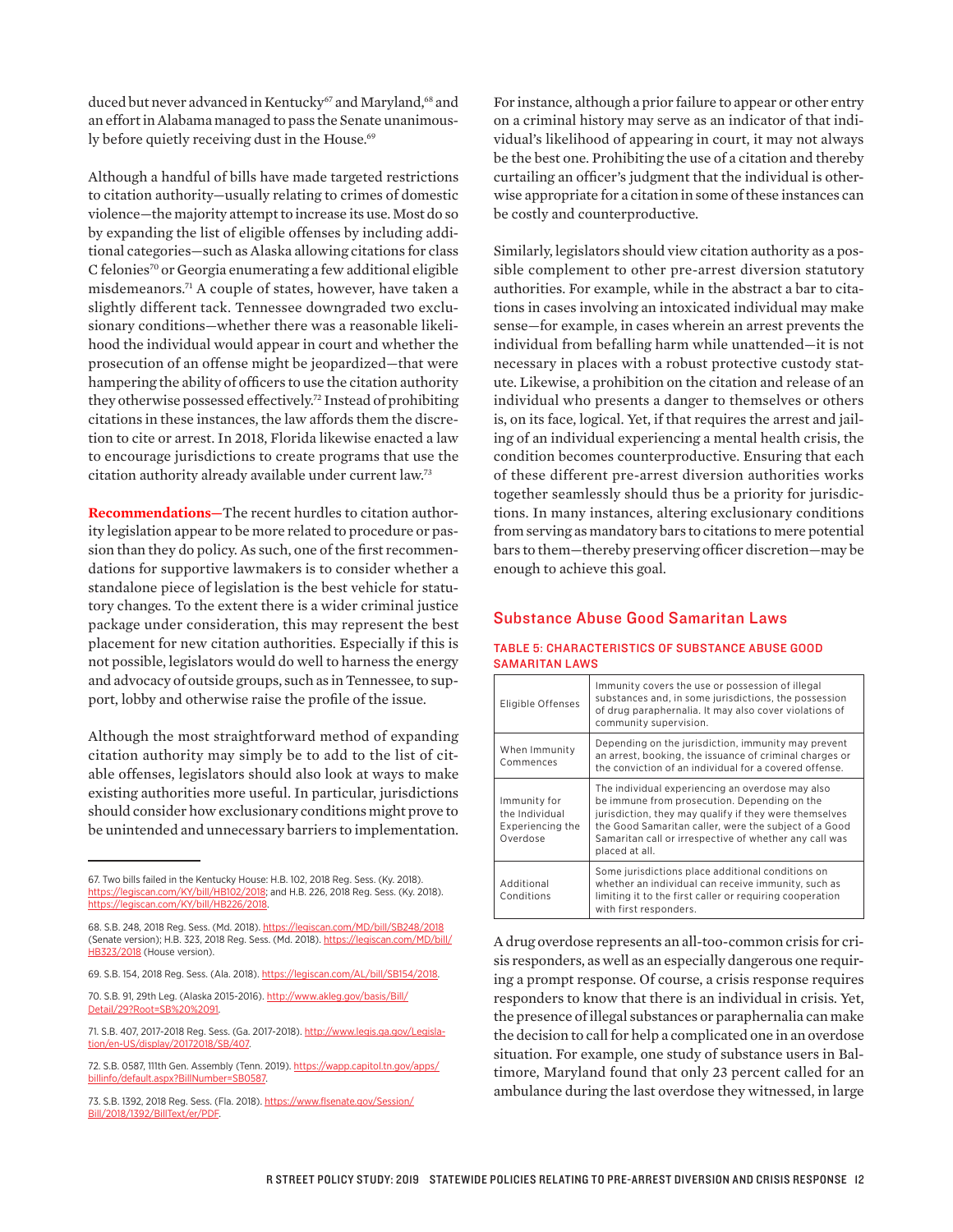duced but never advanced in Kentucky[67] and Maryland,[68] and an effort in Alabama managed to pass the Senate unanimously before quietly receiving dust in the House.[69]

Although a handful of bills have made targeted restrictions to citation authority—usually relating to crimes of domestic violence—the majority attempt to increase its use. Most do so by expanding the list of eligible offenses by including additional categories—such as Alaska allowing citations for class C felonies[70] or Georgia enumerating a few additional eligible misdemeanors.[71] A couple of states, however, have taken a slightly different tack. Tennessee downgraded two exclusionary conditions—whether there was a reasonable likelihood the individual would appear in court and whether the prosecution of an offense might be jeopardized—that were hampering the ability of officers to use the citation authority they otherwise possessed effectively.[72] Instead of prohibiting citations in these instances, the law affords them the discretion to cite or arrest. In 2018, Florida likewise enacted a law to encourage jurisdictions to create programs that use the citation authority already available under current law.[73]

**Recommendations**—The recent hurdles to citation authority legislation appear to be more related to procedure or passion than they do policy. As such, one of the first recommendations for supportive lawmakers is to consider whether a standalone piece of legislation is the best vehicle for statutory changes. To the extent there is a wider criminal justice package under consideration, this may represent the best placement for new citation authorities. Especially if this is not possible, legislators would do well to harness the energy and advocacy of outside groups, such as in Tennessee, to support, lobby and otherwise raise the profile of the issue.

Although the most straightforward method of expanding citation authority may simply be to add to the list of citable offenses, legislators should also look at ways to make existing authorities more useful. In particular, jurisdictions should consider how exclusionary conditions might prove to be unintended and unnecessary barriers to implementation. For instance, although a prior failure to appear or other entry on a criminal history may serve as an indicator of that individual's likelihood of appearing in court, it may not always be the best one. Prohibiting the use of a citation and thereby curtailing an officer's judgment that the individual is otherwise appropriate for a citation in some of these instances can be costly and counterproductive.

Similarly, legislators should view citation authority as a possible complement to other pre-arrest diversion statutory authorities. For example, while in the abstract a bar to citations in cases involving an intoxicated individual may make sense—for example, in cases wherein an arrest prevents the individual from befalling harm while unattended—it is not necessary in places with a robust protective custody statute. Likewise, a prohibition on the citation and release of an individual who presents a danger to themselves or others is, on its face, logical. Yet, if that requires the arrest and jailing of an individual experiencing a mental health crisis, the condition becomes counterproductive. Ensuring that each of these different pre-arrest diversion authorities works together seamlessly should thus be a priority for jurisdictions. In many instances, altering exclusionary conditions from serving as mandatory bars to citations to mere potential bars to them—thereby preserving officer discretion—may be enough to achieve this goal.

## Substance Abuse Good Samaritan Laws

**TABLE 5: CHARACTERISTICS OF SUBSTANCE ABUSE GOOD SAMARITAN LAWS**

| | |
|---|---|
| Eligible Offenses | Immunity covers the use or possession of illegal substances and, in some jurisdictions, the possession of drug paraphernalia. It may also cover violations of community supervision. |
| When Immunity Commences | Depending on the jurisdiction, immunity may prevent an arrest, booking, the issuance of criminal charges or the conviction of an individual for a covered offense. |
| Immunity for the Individual Experiencing the Overdose | The individual experiencing an overdose may also be immune from prosecution. Depending on the jurisdiction, they may qualify if they were themselves the Good Samaritan caller, were the subject of a Good Samaritan call or irrespective of whether any call was placed at all. |
| Additional Conditions | Some jurisdictions place additional conditions on whether an individual can receive immunity, such as limiting it to the first caller or requiring cooperation with first responders. |

A drug overdose represents an all-too-common crisis for crisis responders, as well as an especially dangerous one requiring a prompt response. Of course, a crisis response requires responders to know that there is an individual in crisis. Yet, the presence of illegal substances or paraphernalia can make the decision to call for help a complicated one in an overdose situation. For example, one study of substance users in Baltimore, Maryland found that only 23 percent called for an ambulance during the last overdose they witnessed, in large

---

67. Two bills failed in the Kentucky House: H.B. 102, 2018 Reg. Sess. (Ky. 2018). https://legiscan.com/KY/bill/HB102/2018; and H.B. 226, 2018 Reg. Sess. (Ky. 2018). https://legiscan.com/KY/bill/HB226/2018.

68. S.B. 248, 2018 Reg. Sess. (Md. 2018). https://legiscan.com/MD/bill/SB248/2018 (Senate version); H.B. 323, 2018 Reg. Sess. (Md. 2018). https://legiscan.com/MD/bill/HB323/2018 (House version).

69. S.B. 154, 2018 Reg. Sess. (Ala. 2018). https://legiscan.com/AL/bill/SB154/2018.

70. S.B. 91, 29th Leg. (Alaska 2015-2016). http://www.akleg.gov/basis/Bill/Detail/29?Root=SB%20%2091.

71. S.B. 407, 2017-2018 Reg. Sess. (Ga. 2017-2018). http://www.legis.ga.gov/Legislation/en-US/display/20172018/SB/407.

72. S.B. 0587, 111th Gen. Assembly (Tenn. 2019). https://wapp.capitol.tn.gov/apps/billinfo/default.aspx?BillNumber=SB0587.

73. S.B. 1392, 2018 Reg. Sess. (Fla. 2018). https://www.flsenate.gov/Session/Bill/2018/1392/BillText/er/PDF.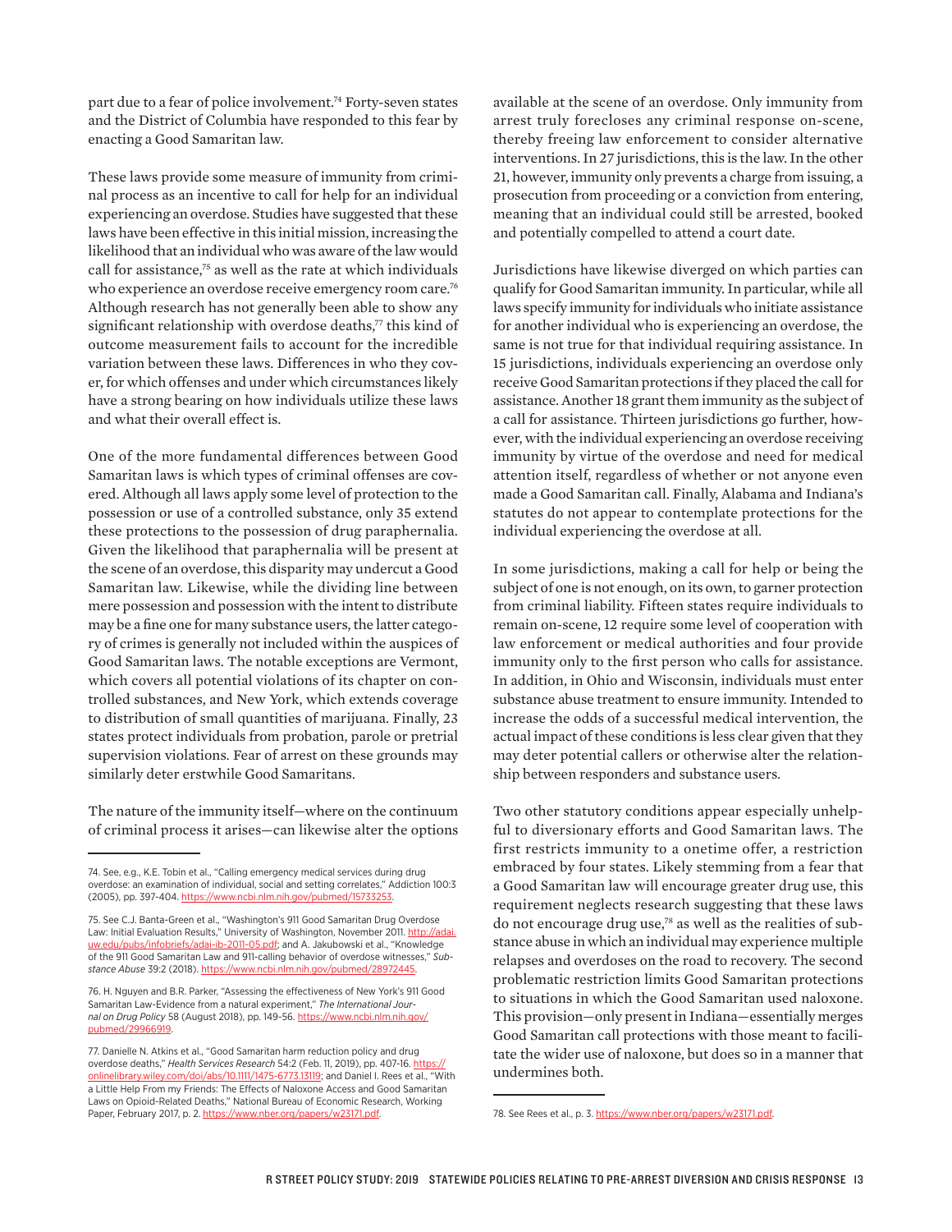part due to a fear of police involvement.[74] Forty-seven states and the District of Columbia have responded to this fear by enacting a Good Samaritan law.

These laws provide some measure of immunity from criminal process as an incentive to call for help for an individual experiencing an overdose. Studies have suggested that these laws have been effective in this initial mission, increasing the likelihood that an individual who was aware of the law would call for assistance,[75] as well as the rate at which individuals who experience an overdose receive emergency room care.[76] Although research has not generally been able to show any significant relationship with overdose deaths,[77] this kind of outcome measurement fails to account for the incredible variation between these laws. Differences in who they cover, for which offenses and under which circumstances likely have a strong bearing on how individuals utilize these laws and what their overall effect is.

One of the more fundamental differences between Good Samaritan laws is which types of criminal offenses are covered. Although all laws apply some level of protection to the possession or use of a controlled substance, only 35 extend these protections to the possession of drug paraphernalia. Given the likelihood that paraphernalia will be present at the scene of an overdose, this disparity may undercut a Good Samaritan law. Likewise, while the dividing line between mere possession and possession with the intent to distribute may be a fine one for many substance users, the latter category of crimes is generally not included within the auspices of Good Samaritan laws. The notable exceptions are Vermont, which covers all potential violations of its chapter on controlled substances, and New York, which extends coverage to distribution of small quantities of marijuana. Finally, 23 states protect individuals from probation, parole or pretrial supervision violations. Fear of arrest on these grounds may similarly deter erstwhile Good Samaritans.

The nature of the immunity itself—where on the continuum of criminal process it arises—can likewise alter the options available at the scene of an overdose. Only immunity from arrest truly forecloses any criminal response on-scene, thereby freeing law enforcement to consider alternative interventions. In 27 jurisdictions, this is the law. In the other 21, however, immunity only prevents a charge from issuing, a prosecution from proceeding or a conviction from entering, meaning that an individual could still be arrested, booked and potentially compelled to attend a court date.

Jurisdictions have likewise diverged on which parties can qualify for Good Samaritan immunity. In particular, while all laws specify immunity for individuals who initiate assistance for another individual who is experiencing an overdose, the same is not true for that individual requiring assistance. In 15 jurisdictions, individuals experiencing an overdose only receive Good Samaritan protections if they placed the call for assistance. Another 18 grant them immunity as the subject of a call for assistance. Thirteen jurisdictions go further, however, with the individual experiencing an overdose receiving immunity by virtue of the overdose and need for medical attention itself, regardless of whether or not anyone even made a Good Samaritan call. Finally, Alabama and Indiana's statutes do not appear to contemplate protections for the individual experiencing the overdose at all.

In some jurisdictions, making a call for help or being the subject of one is not enough, on its own, to garner protection from criminal liability. Fifteen states require individuals to remain on-scene, 12 require some level of cooperation with law enforcement or medical authorities and four provide immunity only to the first person who calls for assistance. In addition, in Ohio and Wisconsin, individuals must enter substance abuse treatment to ensure immunity. Intended to increase the odds of a successful medical intervention, the actual impact of these conditions is less clear given that they may deter potential callers or otherwise alter the relationship between responders and substance users.

Two other statutory conditions appear especially unhelpful to diversionary efforts and Good Samaritan laws. The first restricts immunity to a onetime offer, a restriction embraced by four states. Likely stemming from a fear that a Good Samaritan law will encourage greater drug use, this requirement neglects research suggesting that these laws do not encourage drug use,[78] as well as the realities of substance abuse in which an individual may experience multiple relapses and overdoses on the road to recovery. The second problematic restriction limits Good Samaritan protections to situations in which the Good Samaritan used naloxone. This provision—only present in Indiana—essentially merges Good Samaritan call protections with those meant to facilitate the wider use of naloxone, but does so in a manner that undermines both.

---

74. See, e.g., K.E. Tobin et al., "Calling emergency medical services during drug overdose: an examination of individual, social and setting correlates," Addiction 100:3 (2005), pp. 397-404. https://www.ncbi.nlm.nih.gov/pubmed/15733253.

75. See C.J. Banta-Green et al., "Washington's 911 Good Samaritan Drug Overdose Law: Initial Evaluation Results," University of Washington, November 2011. http://adai.uw.edu/pubs/infobriefs/adai-ib-2011-05.pdf; and A. Jakubowski et al., "Knowledge of the 911 Good Samaritan Law and 911-calling behavior of overdose witnesses," *Substance Abuse* 39:2 (2018). https://www.ncbi.nlm.nih.gov/pubmed/28972445.

76. H. Nguyen and B.R. Parker, "Assessing the effectiveness of New York's 911 Good Samaritan Law-Evidence from a natural experiment," *The International Journal on Drug Policy* 58 (August 2018), pp. 149-56. https://www.ncbi.nlm.nih.gov/pubmed/29966919.

77. Danielle N. Atkins et al., "Good Samaritan harm reduction policy and drug overdose deaths," *Health Services Research* 54:2 (Feb. 11, 2019), pp. 407-16. https://onlinelibrary.wiley.com/doi/abs/10.1111/1475-6773.13119; and Daniel I. Rees et al., "With a Little Help From my Friends: The Effects of Naloxone Access and Good Samaritan Laws on Opioid-Related Deaths," National Bureau of Economic Research, Working Paper, February 2017, p. 2. https://www.nber.org/papers/w23171.pdf.

78. See Rees et al., p. 3. https://www.nber.org/papers/w23171.pdf.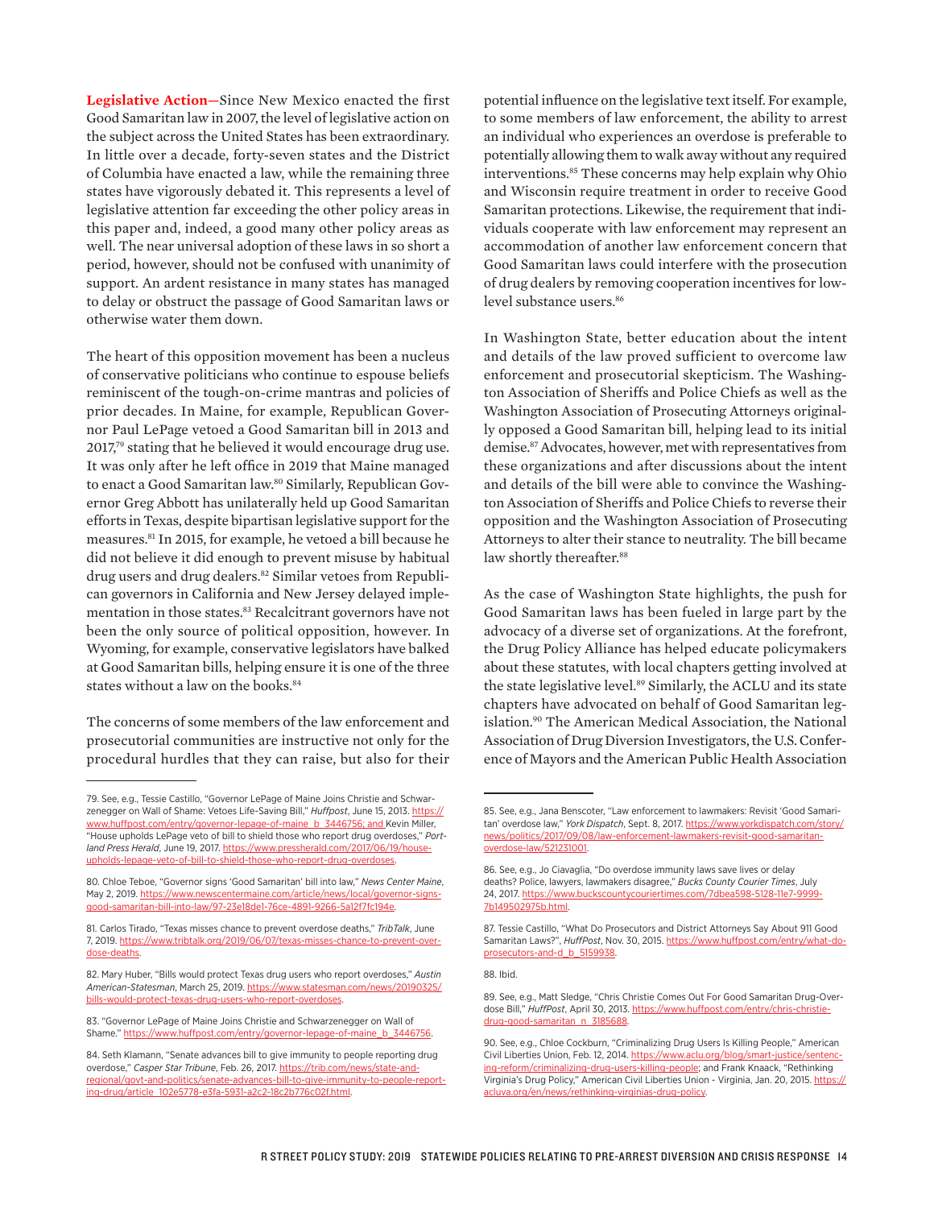**Legislative Action**—Since New Mexico enacted the first Good Samaritan law in 2007, the level of legislative action on the subject across the United States has been extraordinary. In little over a decade, forty-seven states and the District of Columbia have enacted a law, while the remaining three states have vigorously debated it. This represents a level of legislative attention far exceeding the other policy areas in this paper and, indeed, a good many other policy areas as well. The near universal adoption of these laws in so short a period, however, should not be confused with unanimity of support. An ardent resistance in many states has managed to delay or obstruct the passage of Good Samaritan laws or otherwise water them down.

The heart of this opposition movement has been a nucleus of conservative politicians who continue to espouse beliefs reminiscent of the tough-on-crime mantras and policies of prior decades. In Maine, for example, Republican Governor Paul LePage vetoed a Good Samaritan bill in 2013 and 2017,[79] stating that he believed it would encourage drug use. It was only after he left office in 2019 that Maine managed to enact a Good Samaritan law.[80] Similarly, Republican Governor Greg Abbott has unilaterally held up Good Samaritan efforts in Texas, despite bipartisan legislative support for the measures.[81] In 2015, for example, he vetoed a bill because he did not believe it did enough to prevent misuse by habitual drug users and drug dealers.[82] Similar vetoes from Republican governors in California and New Jersey delayed implementation in those states.[83] Recalcitrant governors have not been the only source of political opposition, however. In Wyoming, for example, conservative legislators have balked at Good Samaritan bills, helping ensure it is one of the three states without a law on the books.[84]

The concerns of some members of the law enforcement and prosecutorial communities are instructive not only for the procedural hurdles that they can raise, but also for their potential influence on the legislative text itself. For example, to some members of law enforcement, the ability to arrest an individual who experiences an overdose is preferable to potentially allowing them to walk away without any required interventions.[85] These concerns may help explain why Ohio and Wisconsin require treatment in order to receive Good Samaritan protections. Likewise, the requirement that individuals cooperate with law enforcement may represent an accommodation of another law enforcement concern that Good Samaritan laws could interfere with the prosecution of drug dealers by removing cooperation incentives for low-level substance users.[86]

In Washington State, better education about the intent and details of the law proved sufficient to overcome law enforcement and prosecutorial skepticism. The Washington Association of Sheriffs and Police Chiefs as well as the Washington Association of Prosecuting Attorneys originally opposed a Good Samaritan bill, helping lead to its initial demise.[87] Advocates, however, met with representatives from these organizations and after discussions about the intent and details of the bill were able to convince the Washington Association of Sheriffs and Police Chiefs to reverse their opposition and the Washington Association of Prosecuting Attorneys to alter their stance to neutrality. The bill became law shortly thereafter.[88]

As the case of Washington State highlights, the push for Good Samaritan laws has been fueled in large part by the advocacy of a diverse set of organizations. At the forefront, the Drug Policy Alliance has helped educate policymakers about these statutes, with local chapters getting involved at the state legislative level.[89] Similarly, the ACLU and its state chapters have advocated on behalf of Good Samaritan legislation.[90] The American Medical Association, the National Association of Drug Diversion Investigators, the U.S. Conference of Mayors and the American Public Health Association

---

79. See, e.g., Tessie Castillo, "Governor LePage of Maine Joins Christie and Schwarzenegger on Wall of Shame: Vetoes Life-Saving Bill," *Huffpost*, June 15, 2013. https://www.huffpost.com/entry/governor-lepage-of-maine_b_3446756; and Kevin Miller, "House upholds LePage veto of bill to shield those who report drug overdoses," *Portland Press Herald*, June 19, 2017. https://www.pressherald.com/2017/06/19/house-upholds-lepage-veto-of-bill-to-shield-those-who-report-drug-overdoses.

80. Chloe Teboe, "Governor signs 'Good Samaritan' bill into law," *News Center Maine*, May 2, 2019. https://www.newscentermaine.com/article/news/local/governor-signs-good-samaritan-bill-into-law/97-23e18de1-76ce-4891-9266-5a12f7fc194e.

81. Carlos Tirado, "Texas misses chance to prevent overdose deaths," *TribTalk*, June 7, 2019. https://www.tribtalk.org/2019/06/07/texas-misses-chance-to-prevent-overdose-deaths.

82. Mary Huber, "Bills would protect Texas drug users who report overdoses," *Austin American-Statesman*, March 25, 2019. https://www.statesman.com/news/20190325/bills-would-protect-texas-drug-users-who-report-overdoses.

83. "Governor LePage of Maine Joins Christie and Schwarzenegger on Wall of Shame." https://www.huffpost.com/entry/governor-lepage-of-maine_b_3446756.

84. Seth Klamann, "Senate advances bill to give immunity to people reporting drug overdose," *Casper Star Tribune*, Feb. 26, 2017. https://trib.com/news/state-and-regional/govt-and-politics/senate-advances-bill-to-give-immunity-to-people-reporting-drug/article_102e5778-e3fa-5931-a2c2-18c2b776c02f.html.

85. See, e.g., Jana Benscoter, "Law enforcement to lawmakers: Revisit 'Good Samaritan' overdose law," *York Dispatch*, Sept. 8, 2017. https://www.yorkdispatch.com/story/news/politics/2017/09/08/law-enforcement-lawmakers-revisit-good-samaritan-overdose-law/521231001.

86. See, e.g., Jo Ciavaglia, "Do overdose immunity laws save lives or delay deaths? Police, lawyers, lawmakers disagree," *Bucks County Courier Times*, July 24, 2017. https://www.buckscountycouriertimes.com/7dbea598-5128-11e7-9999-7b149502975b.html.

87. Tessie Castillo, "What Do Prosecutors and District Attorneys Say About 911 Good Samaritan Laws?", *HuffPost*, Nov. 30, 2015. https://www.huffpost.com/entry/what-do-prosecutors-and-d_b_5159938.

88. Ibid.

89. See, e.g., Matt Sledge, "Chris Christie Comes Out For Good Samaritan Drug-Overdose Bill," *HuffPost*, April 30, 2013. https://www.huffpost.com/entry/chris-christie-drug-good-samaritan_n_3185688.

90. See, e.g., Chloe Cockburn, "Criminalizing Drug Users Is Killing People," American Civil Liberties Union, Feb. 12, 2014. https://www.aclu.org/blog/smart-justice/sentencing-reform/criminalizing-drug-users-killing-people; and Frank Knaack, "Rethinking Virginia's Drug Policy," American Civil Liberties Union - Virginia, Jan. 20, 2015. https://acluva.org/en/news/rethinking-virginias-drug-policy.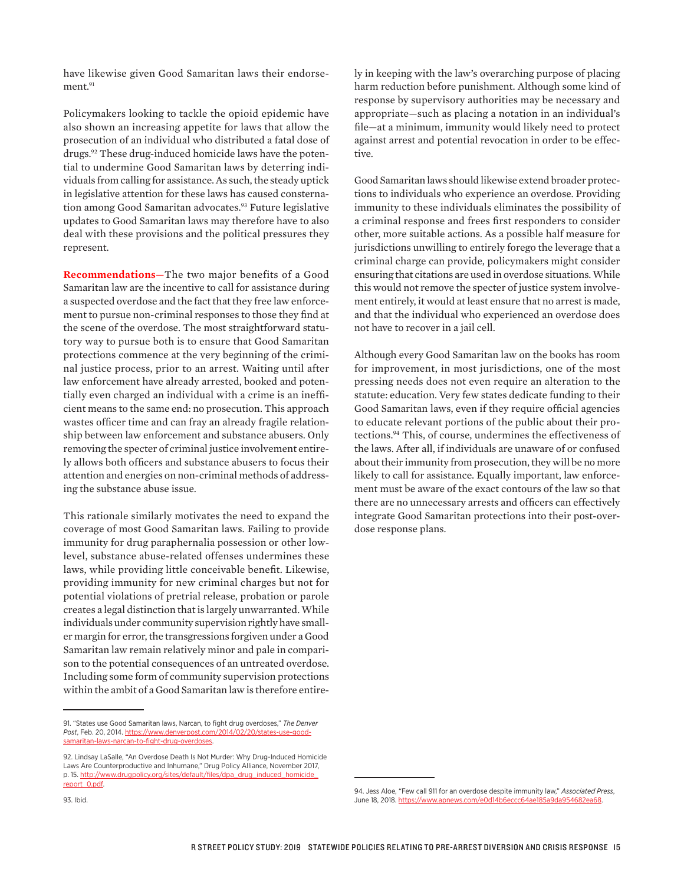have likewise given Good Samaritan laws their endorsement.[91]

Policymakers looking to tackle the opioid epidemic have also shown an increasing appetite for laws that allow the prosecution of an individual who distributed a fatal dose of drugs.[92] These drug-induced homicide laws have the potential to undermine Good Samaritan laws by deterring individuals from calling for assistance. As such, the steady uptick in legislative attention for these laws has caused consternation among Good Samaritan advocates.[93] Future legislative updates to Good Samaritan laws may therefore have to also deal with these provisions and the political pressures they represent.

**Recommendations—**The two major benefits of a Good Samaritan law are the incentive to call for assistance during a suspected overdose and the fact that they free law enforcement to pursue non-criminal responses to those they find at the scene of the overdose. The most straightforward statutory way to pursue both is to ensure that Good Samaritan protections commence at the very beginning of the criminal justice process, prior to an arrest. Waiting until after law enforcement have already arrested, booked and potentially even charged an individual with a crime is an inefficient means to the same end: no prosecution. This approach wastes officer time and can fray an already fragile relationship between law enforcement and substance abusers. Only removing the specter of criminal justice involvement entirely allows both officers and substance abusers to focus their attention and energies on non-criminal methods of addressing the substance abuse issue.

This rationale similarly motivates the need to expand the coverage of most Good Samaritan laws. Failing to provide immunity for drug paraphernalia possession or other low-level, substance abuse-related offenses undermines these laws, while providing little conceivable benefit. Likewise, providing immunity for new criminal charges but not for potential violations of pretrial release, probation or parole creates a legal distinction that is largely unwarranted. While individuals under community supervision rightly have smaller margin for error, the transgressions forgiven under a Good Samaritan law remain relatively minor and pale in comparison to the potential consequences of an untreated overdose. Including some form of community supervision protections within the ambit of a Good Samaritan law is therefore entirely in keeping with the law's overarching purpose of placing harm reduction before punishment. Although some kind of response by supervisory authorities may be necessary and appropriate—such as placing a notation in an individual's file—at a minimum, immunity would likely need to protect against arrest and potential revocation in order to be effective.

Good Samaritan laws should likewise extend broader protections to individuals who experience an overdose. Providing immunity to these individuals eliminates the possibility of a criminal response and frees first responders to consider other, more suitable actions. As a possible half measure for jurisdictions unwilling to entirely forego the leverage that a criminal charge can provide, policymakers might consider ensuring that citations are used in overdose situations. While this would not remove the specter of justice system involvement entirely, it would at least ensure that no arrest is made, and that the individual who experienced an overdose does not have to recover in a jail cell.

Although every Good Samaritan law on the books has room for improvement, in most jurisdictions, one of the most pressing needs does not even require an alteration to the statute: education. Very few states dedicate funding to their Good Samaritan laws, even if they require official agencies to educate relevant portions of the public about their protections.[94] This, of course, undermines the effectiveness of the laws. After all, if individuals are unaware of or confused about their immunity from prosecution, they will be no more likely to call for assistance. Equally important, law enforcement must be aware of the exact contours of the law so that there are no unnecessary arrests and officers can effectively integrate Good Samaritan protections into their post-overdose response plans.

---

91. "States use Good Samaritan laws, Narcan, to fight drug overdoses," *The Denver Post*, Feb. 20, 2014. https://www.denverpost.com/2014/02/20/states-use-good-samaritan-laws-narcan-to-fight-drug-overdoses.

92. Lindsay LaSalle, "An Overdose Death Is Not Murder: Why Drug-Induced Homicide Laws Are Counterproductive and Inhumane," Drug Policy Alliance, November 2017, p. 15. http://www.drugpolicy.org/sites/default/files/dpa_drug_induced_homicide_report_0.pdf.

93. Ibid.

94. Jess Aloe, "Few call 911 for an overdose despite immunity law," *Associated Press*, June 18, 2018. https://www.apnews.com/e0d14b6eccc64ae185a9da954682ea68.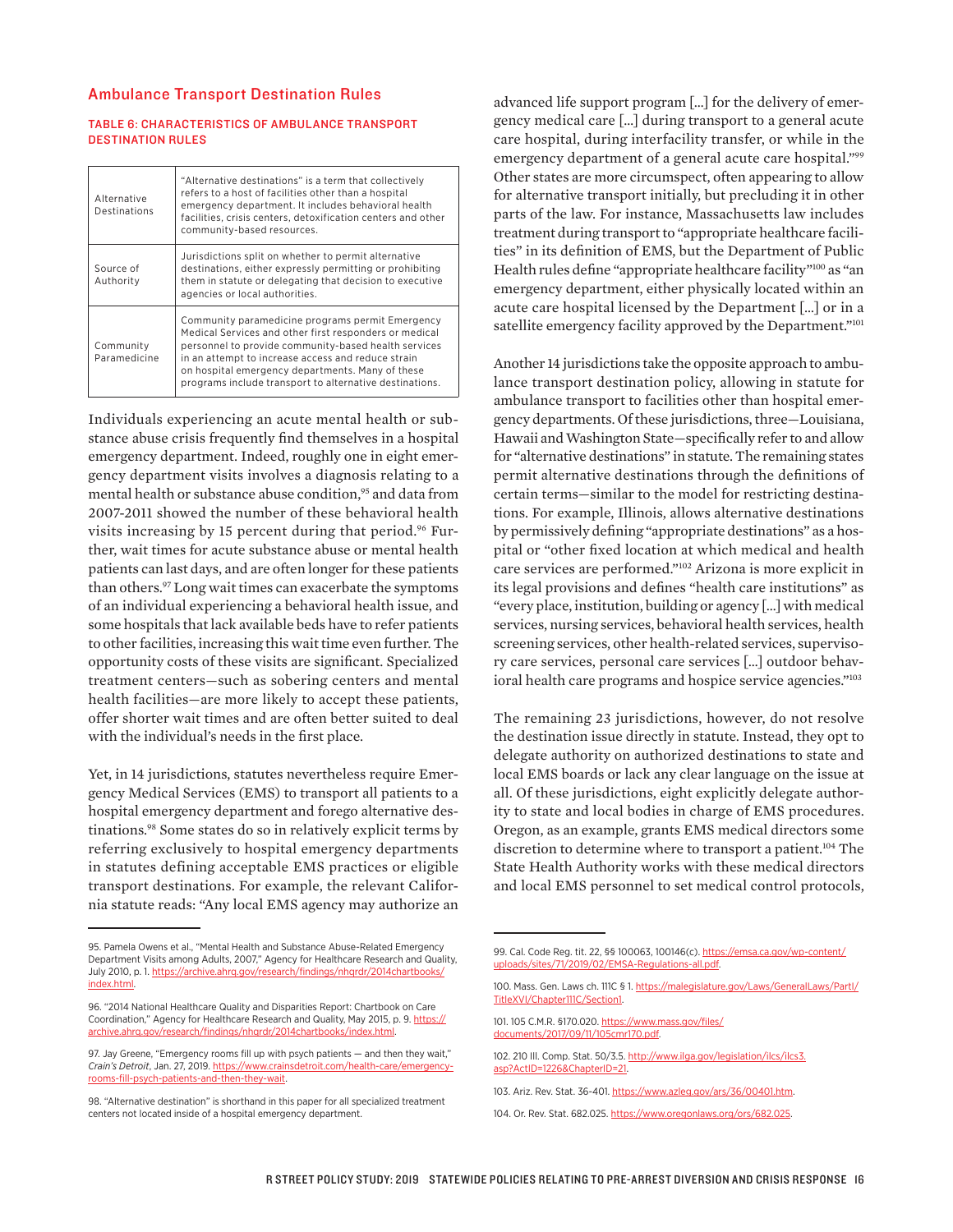## Ambulance Transport Destination Rules

### TABLE 6: CHARACTERISTICS OF AMBULANCE TRANSPORT DESTINATION RULES

| | |
|---|---|
| Alternative Destinations | "Alternative destinations" is a term that collectively refers to a host of facilities other than a hospital emergency department. It includes behavioral health facilities, crisis centers, detoxification centers and other community-based resources. |
| Source of Authority | Jurisdictions split on whether to permit alternative destinations, either expressly permitting or prohibiting them in statute or delegating that decision to executive agencies or local authorities. |
| Community Paramedicine | Community paramedicine programs permit Emergency Medical Services and other first responders or medical personnel to provide community-based health services in an attempt to increase access and reduce strain on hospital emergency departments. Many of these programs include transport to alternative destinations. |

Individuals experiencing an acute mental health or substance abuse crisis frequently find themselves in a hospital emergency department. Indeed, roughly one in eight emergency department visits involves a diagnosis relating to a mental health or substance abuse condition,[95] and data from 2007-2011 showed the number of these behavioral health visits increasing by 15 percent during that period.[96] Further, wait times for acute substance abuse or mental health patients can last days, and are often longer for these patients than others.[97] Long wait times can exacerbate the symptoms of an individual experiencing a behavioral health issue, and some hospitals that lack available beds have to refer patients to other facilities, increasing this wait time even further. The opportunity costs of these visits are significant. Specialized treatment centers—such as sobering centers and mental health facilities—are more likely to accept these patients, offer shorter wait times and are often better suited to deal with the individual's needs in the first place.

Yet, in 14 jurisdictions, statutes nevertheless require Emergency Medical Services (EMS) to transport all patients to a hospital emergency department and forego alternative destinations.[98] Some states do so in relatively explicit terms by referring exclusively to hospital emergency departments in statutes defining acceptable EMS practices or eligible transport destinations. For example, the relevant California statute reads: "Any local EMS agency may authorize an advanced life support program [...] for the delivery of emergency medical care [...] during transport to a general acute care hospital, during interfacility transfer, or while in the emergency department of a general acute care hospital."[99] Other states are more circumspect, often appearing to allow for alternative transport initially, but precluding it in other parts of the law. For instance, Massachusetts law includes treatment during transport to "appropriate healthcare facilities" in its definition of EMS, but the Department of Public Health rules define "appropriate healthcare facility"[100] as "an emergency department, either physically located within an acute care hospital licensed by the Department [...] or in a satellite emergency facility approved by the Department."[101]

Another 14 jurisdictions take the opposite approach to ambulance transport destination policy, allowing in statute for ambulance transport to facilities other than hospital emergency departments. Of these jurisdictions, three—Louisiana, Hawaii and Washington State—specifically refer to and allow for "alternative destinations" in statute. The remaining states permit alternative destinations through the definitions of certain terms—similar to the model for restricting destinations. For example, Illinois, allows alternative destinations by permissively defining "appropriate destinations" as a hospital or "other fixed location at which medical and health care services are performed."[102] Arizona is more explicit in its legal provisions and defines "health care institutions" as "every place, institution, building or agency [...] with medical services, nursing services, behavioral health services, health screening services, other health-related services, supervisory care services, personal care services [...] outdoor behavioral health care programs and hospice service agencies."[103]

The remaining 23 jurisdictions, however, do not resolve the destination issue directly in statute. Instead, they opt to delegate authority on authorized destinations to state and local EMS boards or lack any clear language on the issue at all. Of these jurisdictions, eight explicitly delegate authority to state and local bodies in charge of EMS procedures. Oregon, as an example, grants EMS medical directors some discretion to determine where to transport a patient.[104] The State Health Authority works with these medical directors and local EMS personnel to set medical control protocols,

---

95. Pamela Owens et al., "Mental Health and Substance Abuse-Related Emergency Department Visits among Adults, 2007," Agency for Healthcare Research and Quality, July 2010, p. 1. https://archive.ahrq.gov/research/findings/nhqrdr/2014chartbooks/index.html.

96. "2014 National Healthcare Quality and Disparities Report: Chartbook on Care Coordination," Agency for Healthcare Research and Quality, May 2015, p. 9. https://archive.ahrq.gov/research/findings/nhqrdr/2014chartbooks/index.html.

97. Jay Greene, "Emergency rooms fill up with psych patients — and then they wait," *Crain's Detroit*, Jan. 27, 2019. https://www.crainsdetroit.com/health-care/emergency-rooms-fill-psych-patients-and-then-they-wait.

98. "Alternative destination" is shorthand in this paper for all specialized treatment centers not located inside of a hospital emergency department.

99. Cal. Code Reg. tit. 22, §§ 100063, 100146(c). https://emsa.ca.gov/wp-content/uploads/sites/71/2019/02/EMSA-Regulations-all.pdf.

100. Mass. Gen. Laws ch. 111C § 1. https://malegislature.gov/Laws/GeneralLaws/PartI/TitleXVI/Chapter111C/Section1.

101. 105 C.M.R. §170.020. https://www.mass.gov/files/documents/2017/09/11/105cmr170.pdf.

102. 210 Ill. Comp. Stat. 50/3.5. http://www.ilga.gov/legislation/ilcs/ilcs3.asp?ActID=1226&ChapterID=21.

103. Ariz. Rev. Stat. 36-401. https://www.azleg.gov/ars/36/00401.htm.

104. Or. Rev. Stat. 682.025. https://www.oregonlaws.org/ors/682.025.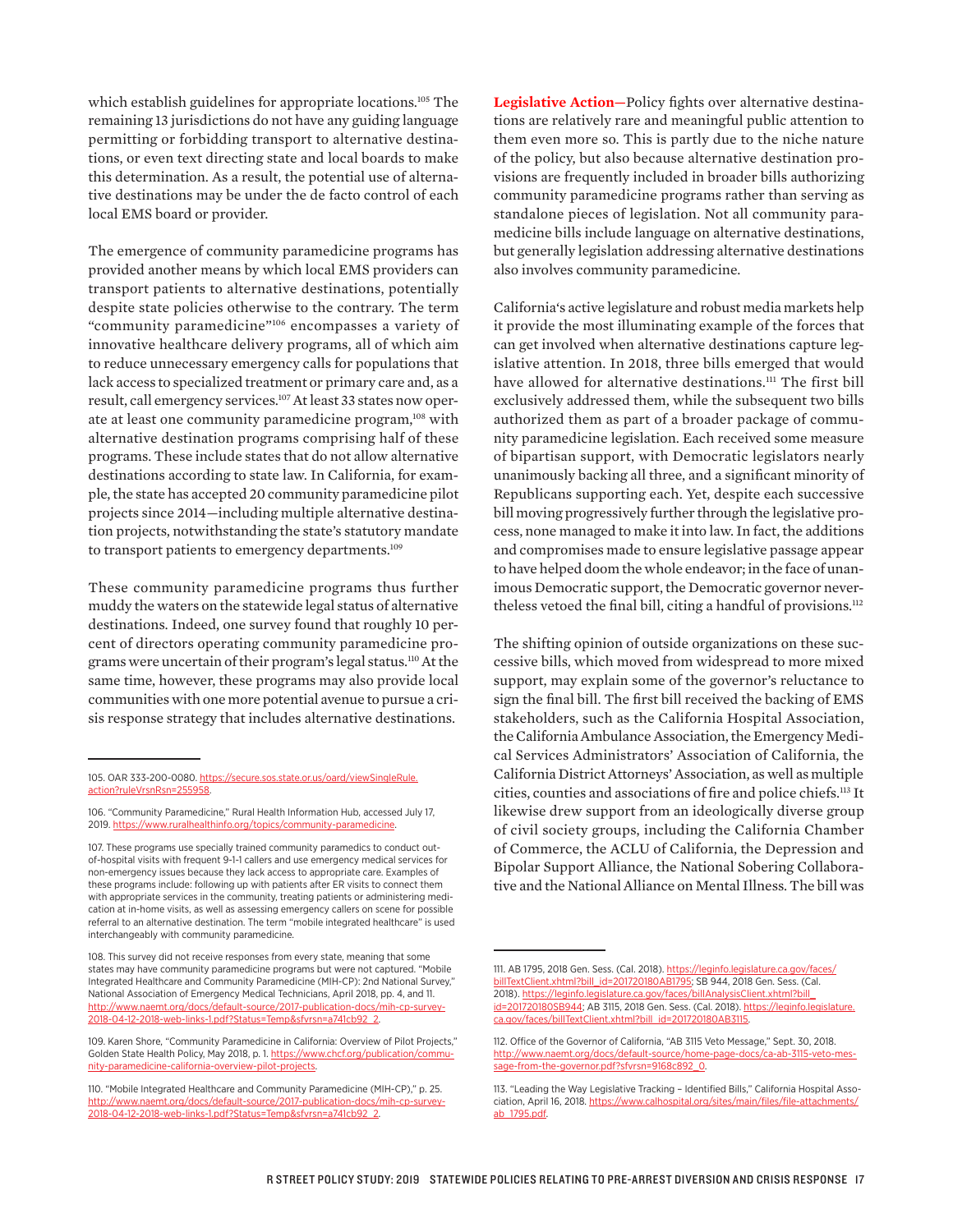which establish guidelines for appropriate locations.[105] The remaining 13 jurisdictions do not have any guiding language permitting or forbidding transport to alternative destinations, or even text directing state and local boards to make this determination. As a result, the potential use of alternative destinations may be under the de facto control of each local EMS board or provider.

The emergence of community paramedicine programs has provided another means by which local EMS providers can transport patients to alternative destinations, potentially despite state policies otherwise to the contrary. The term "community paramedicine"[106] encompasses a variety of innovative healthcare delivery programs, all of which aim to reduce unnecessary emergency calls for populations that lack access to specialized treatment or primary care and, as a result, call emergency services.[107] At least 33 states now operate at least one community paramedicine program,[108] with alternative destination programs comprising half of these programs. These include states that do not allow alternative destinations according to state law. In California, for example, the state has accepted 20 community paramedicine pilot projects since 2014—including multiple alternative destination projects, notwithstanding the state's statutory mandate to transport patients to emergency departments.[109]

These community paramedicine programs thus further muddy the waters on the statewide legal status of alternative destinations. Indeed, one survey found that roughly 10 percent of directors operating community paramedicine programs were uncertain of their program's legal status.[110] At the same time, however, these programs may also provide local communities with one more potential avenue to pursue a crisis response strategy that includes alternative destinations.

**Legislative Action**—Policy fights over alternative destinations are relatively rare and meaningful public attention to them even more so. This is partly due to the niche nature of the policy, but also because alternative destination provisions are frequently included in broader bills authorizing community paramedicine programs rather than serving as standalone pieces of legislation. Not all community paramedicine bills include language on alternative destinations, but generally legislation addressing alternative destinations also involves community paramedicine.

California's active legislature and robust media markets help it provide the most illuminating example of the forces that can get involved when alternative destinations capture legislative attention. In 2018, three bills emerged that would have allowed for alternative destinations.[111] The first bill exclusively addressed them, while the subsequent two bills authorized them as part of a broader package of community paramedicine legislation. Each received some measure of bipartisan support, with Democratic legislators nearly unanimously backing all three, and a significant minority of Republicans supporting each. Yet, despite each successive bill moving progressively further through the legislative process, none managed to make it into law. In fact, the additions and compromises made to ensure legislative passage appear to have helped doom the whole endeavor; in the face of unanimous Democratic support, the Democratic governor nevertheless vetoed the final bill, citing a handful of provisions.[112]

The shifting opinion of outside organizations on these successive bills, which moved from widespread to more mixed support, may explain some of the governor's reluctance to sign the final bill. The first bill received the backing of EMS stakeholders, such as the California Hospital Association, the California Ambulance Association, the Emergency Medical Services Administrators' Association of California, the California District Attorneys' Association, as well as multiple cities, counties and associations of fire and police chiefs.[113] It likewise drew support from an ideologically diverse group of civil society groups, including the California Chamber of Commerce, the ACLU of California, the Depression and Bipolar Support Alliance, the National Sobering Collaborative and the National Alliance on Mental Illness. The bill was

---

105. OAR 333-200-0080. https://secure.sos.state.or.us/oard/viewSingleRule.action?ruleVrsnRsn=255958.

106. "Community Paramedicine," Rural Health Information Hub, accessed July 17, 2019. https://www.ruralhealthinfo.org/topics/community-paramedicine.

107. These programs use specially trained community paramedics to conduct out-of-hospital visits with frequent 9-1-1 callers and use emergency medical services for non-emergency issues because they lack access to appropriate care. Examples of these programs include: following up with patients after ER visits to connect them with appropriate services in the community, treating patients or administering medication at in-home visits, as well as assessing emergency callers on scene for possible referral to an alternative destination. The term "mobile integrated healthcare" is used interchangeably with community paramedicine.

108. This survey did not receive responses from every state, meaning that some states may have community paramedicine programs but were not captured. "Mobile Integrated Healthcare and Community Paramedicine (MIH-CP): 2nd National Survey," National Association of Emergency Medical Technicians, April 2018, pp. 4, and 11. http://www.naemt.org/docs/default-source/2017-publication-docs/mih-cp-survey-2018-04-12-2018-web-links-1.pdf?Status=Temp&sfvrsn=a741cb92_2.

109. Karen Shore, "Community Paramedicine in California: Overview of Pilot Projects," Golden State Health Policy, May 2018, p. 1. https://www.chcf.org/publication/community-paramedicine-california-overview-pilot-projects.

110. "Mobile Integrated Healthcare and Community Paramedicine (MIH-CP)," p. 25. http://www.naemt.org/docs/default-source/2017-publication-docs/mih-cp-survey-2018-04-12-2018-web-links-1.pdf?Status=Temp&sfvrsn=a741cb92_2.

111. AB 1795, 2018 Gen. Sess. (Cal. 2018). https://leginfo.legislature.ca.gov/faces/billTextClient.xhtml?bill_id=201720180AB1795; SB 944, 2018 Gen. Sess. (Cal. 2018). https://leginfo.legislature.ca.gov/faces/billAnalysisClient.xhtml?bill_id=201720180SB944; AB 3115, 2018 Gen. Sess. (Cal. 2018). https://leginfo.legislature.ca.gov/faces/billTextClient.xhtml?bill_id=201720180AB3115.

112. Office of the Governor of California, "AB 3115 Veto Message," Sept. 30, 2018. http://www.naemt.org/docs/default-source/home-page-docs/ca-ab-3115-veto-message-from-the-governor.pdf?sfvrsn=9168c892_0.

113. "Leading the Way Legislative Tracking – Identified Bills," California Hospital Association, April 16, 2018. https://www.calhospital.org/sites/main/files/file-attachments/ab_1795.pdf.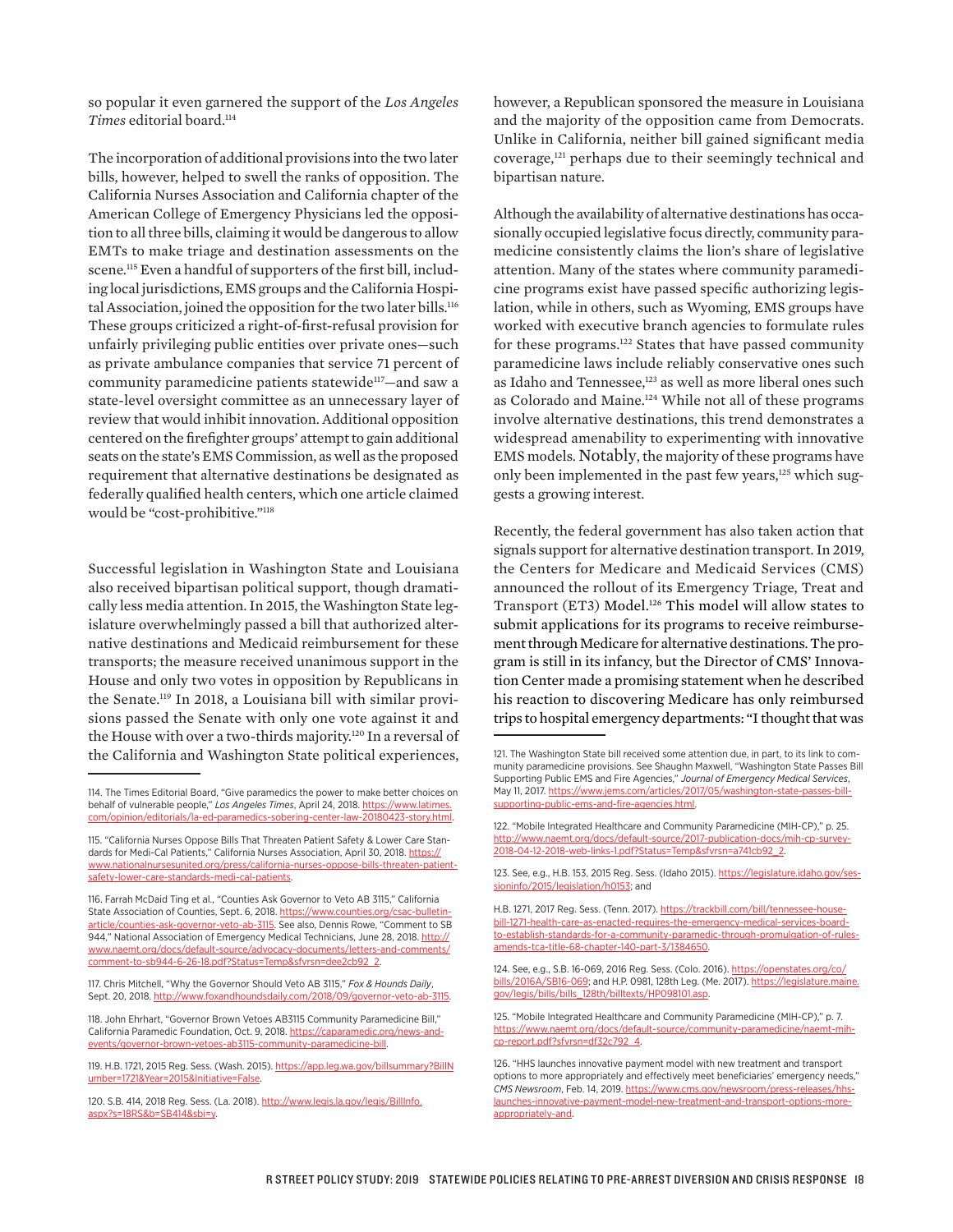so popular it even garnered the support of the *Los Angeles Times* editorial board.[114]

The incorporation of additional provisions into the two later bills, however, helped to swell the ranks of opposition. The California Nurses Association and California chapter of the American College of Emergency Physicians led the opposition to all three bills, claiming it would be dangerous to allow EMTs to make triage and destination assessments on the scene.[115] Even a handful of supporters of the first bill, including local jurisdictions, EMS groups and the California Hospital Association, joined the opposition for the two later bills.[116] These groups criticized a right-of-first-refusal provision for unfairly privileging public entities over private ones—such as private ambulance companies that service 71 percent of community paramedicine patients statewide[117]—and saw a state-level oversight committee as an unnecessary layer of review that would inhibit innovation. Additional opposition centered on the firefighter groups' attempt to gain additional seats on the state's EMS Commission, as well as the proposed requirement that alternative destinations be designated as federally qualified health centers, which one article claimed would be "cost-prohibitive."[118]

Successful legislation in Washington State and Louisiana also received bipartisan political support, though dramatically less media attention. In 2015, the Washington State legislature overwhelmingly passed a bill that authorized alternative destinations and Medicaid reimbursement for these transports; the measure received unanimous support in the House and only two votes in opposition by Republicans in the Senate.[119] In 2018, a Louisiana bill with similar provisions passed the Senate with only one vote against it and the House with over a two-thirds majority.[120] In a reversal of the California and Washington State political experiences, however, a Republican sponsored the measure in Louisiana and the majority of the opposition came from Democrats. Unlike in California, neither bill gained significant media coverage,[121] perhaps due to their seemingly technical and bipartisan nature.

Although the availability of alternative destinations has occasionally occupied legislative focus directly, community paramedicine consistently claims the lion's share of legislative attention. Many of the states where community paramedicine programs exist have passed specific authorizing legislation, while in others, such as Wyoming, EMS groups have worked with executive branch agencies to formulate rules for these programs.[122] States that have passed community paramedicine laws include reliably conservative ones such as Idaho and Tennessee,[123] as well as more liberal ones such as Colorado and Maine.[124] While not all of these programs involve alternative destinations, this trend demonstrates a widespread amenability to experimenting with innovative EMS models. Notably, the majority of these programs have only been implemented in the past few years,[125] which suggests a growing interest.

Recently, the federal government has also taken action that signals support for alternative destination transport. In 2019, the Centers for Medicare and Medicaid Services (CMS) announced the rollout of its Emergency Triage, Treat and Transport (ET3) Model.[126] This model will allow states to submit applications for its programs to receive reimbursement through Medicare for alternative destinations. The program is still in its infancy, but the Director of CMS' Innovation Center made a promising statement when he described his reaction to discovering Medicare has only reimbursed trips to hospital emergency departments: "I thought that was

---

114. The Times Editorial Board, "Give paramedics the power to make better choices on behalf of vulnerable people," *Los Angeles Times*, April 24, 2018. https://www.latimes.com/opinion/editorials/la-ed-paramedics-sobering-center-law-20180423-story.html.

115. "California Nurses Oppose Bills That Threaten Patient Safety & Lower Care Standards for Medi-Cal Patients," California Nurses Association, April 30, 2018. https://www.nationalnursesunited.org/press/california-nurses-oppose-bills-threaten-patient-safety-lower-care-standards-medi-cal-patients.

116. Farrah McDaid Ting et al., "Counties Ask Governor to Veto AB 3115," California State Association of Counties, Sept. 6, 2018. https://www.counties.org/csac-bulletin-article/counties-ask-governor-veto-ab-3115. See also, Dennis Rowe, "Comment to SB 944," National Association of Emergency Medical Technicians, June 28, 2018. http://www.naemt.org/docs/default-source/advocacy-documents/letters-and-comments/comment-to-sb944-6-26-18.pdf?Status=Temp&sfvrsn=dee2cb92_2.

117. Chris Mitchell, "Why the Governor Should Veto AB 3115," *Fox & Hounds Daily*, Sept. 20, 2018. http://www.foxandhoundsdaily.com/2018/09/governor-veto-ab-3115.

118. John Ehrhart, "Governor Brown Vetoes AB3115 Community Paramedicine Bill," California Paramedic Foundation, Oct. 9, 2018. https://caparamedic.org/news-and-events/governor-brown-vetoes-ab3115-community-paramedicine-bill.

119. H.B. 1721, 2015 Reg. Sess. (Wash. 2015). https://app.leg.wa.gov/billsummary?BillNumber=1721&Year=2015&Initiative=False.

120. S.B. 414, 2018 Reg. Sess. (La. 2018). http://www.legis.la.gov/legis/BillInfo.aspx?s=18RS&b=SB414&sbi=y.

121. The Washington State bill received some attention due, in part, to its link to community paramedicine provisions. See Shaughn Maxwell, "Washington State Passes Bill Supporting Public EMS and Fire Agencies," *Journal of Emergency Medical Services*, May 11, 2017. https://www.jems.com/articles/2017/05/washington-state-passes-bill-supporting-public-ems-and-fire-agencies.html.

122. "Mobile Integrated Healthcare and Community Paramedicine (MIH-CP)," p. 25. http://www.naemt.org/docs/default-source/2017-publication-docs/mih-cp-survey-2018-04-12-2018-web-links-1.pdf?Status=Temp&sfvrsn=a741cb92_2.

123. See, e.g., H.B. 153, 2015 Reg. Sess. (Idaho 2015). https://legislature.idaho.gov/sessioninfo/2015/legislation/h0153; and

H.B. 1271, 2017 Reg. Sess. (Tenn. 2017). https://trackbill.com/bill/tennessee-house-bill-1271-health-care-as-enacted-requires-the-emergency-medical-services-board-to-establish-standards-for-a-community-paramedic-through-promulgation-of-rules-amends-tca-title-68-chapter-140-part-3/1384650.

124. See, e.g., S.B. 16-069, 2016 Reg. Sess. (Colo. 2016). https://openstates.org/co/bills/2016A/SB16-069; and H.P. 0981, 128th Leg. (Me. 2017). https://legislature.maine.gov/legis/bills/bills_128th/billtexts/HP098101.asp.

125. "Mobile Integrated Healthcare and Community Paramedicine (MIH-CP)," p. 7. https://www.naemt.org/docs/default-source/community-paramedicine/naemt-mih-cp-report.pdf?sfvrsn=df32c792_4.

126. "HHS launches innovative payment model with new treatment and transport options to more appropriately and effectively meet beneficiaries' emergency needs," *CMS Newsroom*, Feb. 14, 2019. https://www.cms.gov/newsroom/press-releases/hhs-launches-innovative-payment-model-new-treatment-and-transport-options-more-appropriately-and.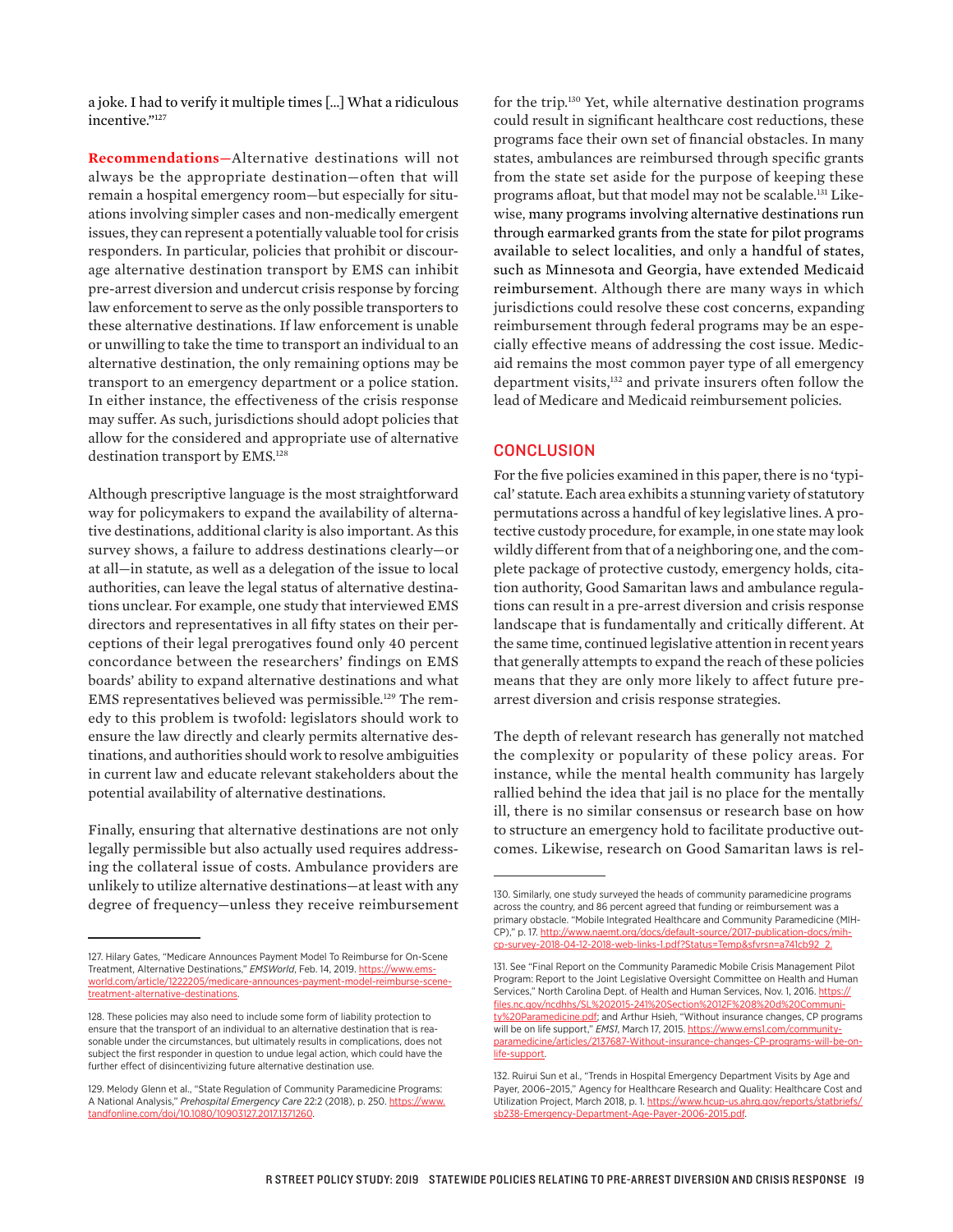a joke. I had to verify it multiple times [...] What a ridiculous incentive."[127]

**Recommendations**—Alternative destinations will not always be the appropriate destination—often that will remain a hospital emergency room—but especially for situations involving simpler cases and non-medically emergent issues, they can represent a potentially valuable tool for crisis responders. In particular, policies that prohibit or discourage alternative destination transport by EMS can inhibit pre-arrest diversion and undercut crisis response by forcing law enforcement to serve as the only possible transporters to these alternative destinations. If law enforcement is unable or unwilling to take the time to transport an individual to an alternative destination, the only remaining options may be transport to an emergency department or a police station. In either instance, the effectiveness of the crisis response may suffer. As such, jurisdictions should adopt policies that allow for the considered and appropriate use of alternative destination transport by EMS.[128]

Although prescriptive language is the most straightforward way for policymakers to expand the availability of alternative destinations, additional clarity is also important. As this survey shows, a failure to address destinations clearly—or at all—in statute, as well as a delegation of the issue to local authorities, can leave the legal status of alternative destinations unclear. For example, one study that interviewed EMS directors and representatives in all fifty states on their perceptions of their legal prerogatives found only 40 percent concordance between the researchers' findings on EMS boards' ability to expand alternative destinations and what EMS representatives believed was permissible.[129] The remedy to this problem is twofold: legislators should work to ensure the law directly and clearly permits alternative destinations, and authorities should work to resolve ambiguities in current law and educate relevant stakeholders about the potential availability of alternative destinations.

Finally, ensuring that alternative destinations are not only legally permissible but also actually used requires addressing the collateral issue of costs. Ambulance providers are unlikely to utilize alternative destinations—at least with any degree of frequency—unless they receive reimbursement for the trip.[130] Yet, while alternative destination programs could result in significant healthcare cost reductions, these programs face their own set of financial obstacles. In many states, ambulances are reimbursed through specific grants from the state set aside for the purpose of keeping these programs afloat, but that model may not be scalable.[131] Likewise, many programs involving alternative destinations run through earmarked grants from the state for pilot programs available to select localities, and only a handful of states, such as Minnesota and Georgia, have extended Medicaid reimbursement. Although there are many ways in which jurisdictions could resolve these cost concerns, expanding reimbursement through federal programs may be an especially effective means of addressing the cost issue. Medicaid remains the most common payer type of all emergency department visits,[132] and private insurers often follow the lead of Medicare and Medicaid reimbursement policies.

## CONCLUSION

For the five policies examined in this paper, there is no 'typical' statute. Each area exhibits a stunning variety of statutory permutations across a handful of key legislative lines. A protective custody procedure, for example, in one state may look wildly different from that of a neighboring one, and the complete package of protective custody, emergency holds, citation authority, Good Samaritan laws and ambulance regulations can result in a pre-arrest diversion and crisis response landscape that is fundamentally and critically different. At the same time, continued legislative attention in recent years that generally attempts to expand the reach of these policies means that they are only more likely to affect future pre-arrest diversion and crisis response strategies.

The depth of relevant research has generally not matched the complexity or popularity of these policy areas. For instance, while the mental health community has largely rallied behind the idea that jail is no place for the mentally ill, there is no similar consensus or research base on how to structure an emergency hold to facilitate productive outcomes. Likewise, research on Good Samaritan laws is rel-

---

127. Hilary Gates, "Medicare Announces Payment Model To Reimburse for On-Scene Treatment, Alternative Destinations," *EMSWorld*, Feb. 14, 2019. https://www.emsworld.com/article/1222205/medicare-announces-payment-model-reimburse-scene-treatment-alternative-destinations.

128. These policies may also need to include some form of liability protection to ensure that the transport of an individual to an alternative destination that is reasonable under the circumstances, but ultimately results in complications, does not subject the first responder in question to undue legal action, which could have the further effect of disincentivizing future alternative destination use.

129. Melody Glenn et al., "State Regulation of Community Paramedicine Programs: A National Analysis," *Prehospital Emergency Care* 22:2 (2018), p. 250. https://www.tandfonline.com/doi/10.1080/10903127.2017.1371260.

130. Similarly, one study surveyed the heads of community paramedicine programs across the country, and 86 percent agreed that funding or reimbursement was a primary obstacle. "Mobile Integrated Healthcare and Community Paramedicine (MIH-CP)," p. 17. http://www.naemt.org/docs/default-source/2017-publication-docs/mih-cp-survey-2018-04-12-2018-web-links-1.pdf?Status=Temp&sfvrsn=a741cb92_2.

131. See "Final Report on the Community Paramedic Mobile Crisis Management Pilot Program: Report to the Joint Legislative Oversight Committee on Health and Human Services," North Carolina Dept. of Health and Human Services, Nov. 1, 2016. https://files.nc.gov/ncdhhs/SL%202015-241%20Section%2012F%208%20d%20Community%20Paramedicine.pdf; and Arthur Hsieh, "Without insurance changes, CP programs will be on life support," *EMS1*, March 17, 2015. https://www.ems1.com/community-paramedicine/articles/2137687-Without-insurance-changes-CP-programs-will-be-on-life-support.

132. Ruirui Sun et al., "Trends in Hospital Emergency Department Visits by Age and Payer, 2006–2015," Agency for Healthcare Research and Quality: Healthcare Cost and Utilization Project, March 2018, p. 1. https://www.hcup-us.ahrq.gov/reports/statbriefs/sb238-Emergency-Department-Age-Payer-2006-2015.pdf.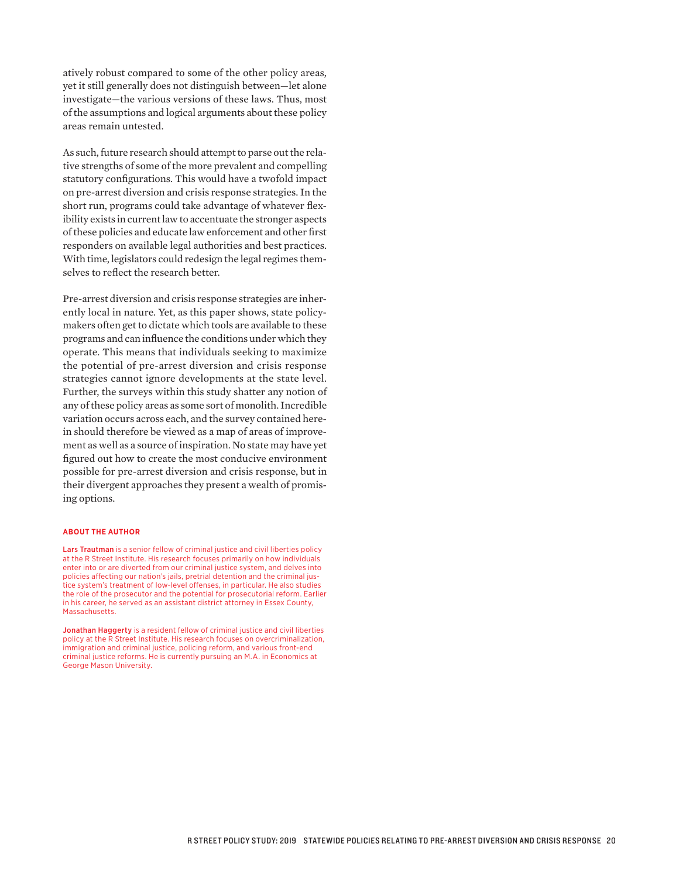atively robust compared to some of the other policy areas, yet it still generally does not distinguish between—let alone investigate—the various versions of these laws. Thus, most of the assumptions and logical arguments about these policy areas remain untested.

As such, future research should attempt to parse out the relative strengths of some of the more prevalent and compelling statutory configurations. This would have a twofold impact on pre-arrest diversion and crisis response strategies. In the short run, programs could take advantage of whatever flexibility exists in current law to accentuate the stronger aspects of these policies and educate law enforcement and other first responders on available legal authorities and best practices. With time, legislators could redesign the legal regimes themselves to reflect the research better.

Pre-arrest diversion and crisis response strategies are inherently local in nature. Yet, as this paper shows, state policymakers often get to dictate which tools are available to these programs and can influence the conditions under which they operate. This means that individuals seeking to maximize the potential of pre-arrest diversion and crisis response strategies cannot ignore developments at the state level. Further, the surveys within this study shatter any notion of any of these policy areas as some sort of monolith. Incredible variation occurs across each, and the survey contained herein should therefore be viewed as a map of areas of improvement as well as a source of inspiration. No state may have yet figured out how to create the most conducive environment possible for pre-arrest diversion and crisis response, but in their divergent approaches they present a wealth of promising options.

### ABOUT THE AUTHOR

**Lars Trautman** is a senior fellow of criminal justice and civil liberties policy at the R Street Institute. His research focuses primarily on how individuals enter into or are diverted from our criminal justice system, and delves into policies affecting our nation's jails, pretrial detention and the criminal justice system's treatment of low-level offenses, in particular. He also studies the role of the prosecutor and the potential for prosecutorial reform. Earlier in his career, he served as an assistant district attorney in Essex County, Massachusetts.

**Jonathan Haggerty** is a resident fellow of criminal justice and civil liberties policy at the R Street Institute. His research focuses on overcriminalization, immigration and criminal justice, policing reform, and various front-end criminal justice reforms. He is currently pursuing an M.A. in Economics at George Mason University.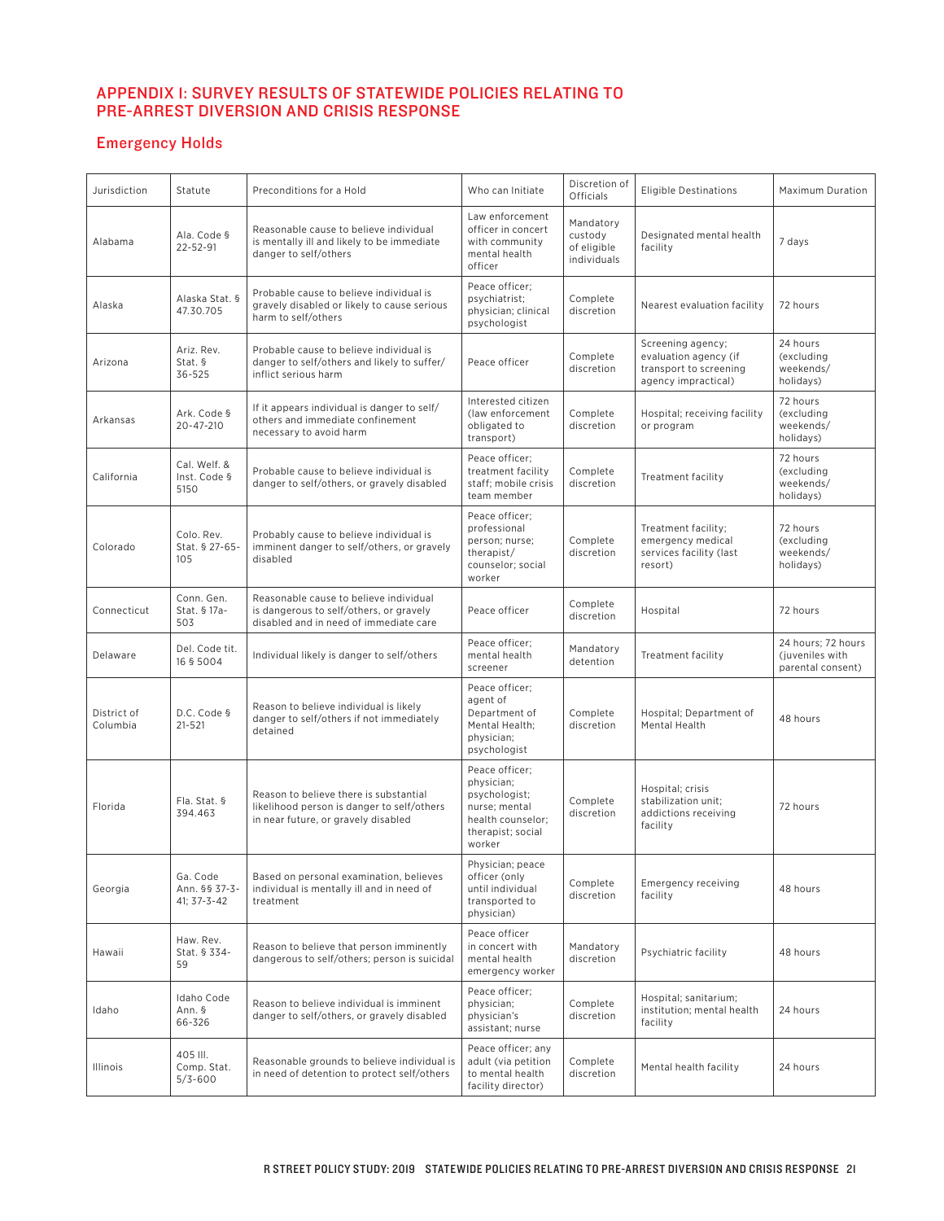## APPENDIX I: SURVEY RESULTS OF STATEWIDE POLICIES RELATING TO PRE-ARREST DIVERSION AND CRISIS RESPONSE

### Emergency Holds

| Jurisdiction | Statute | Preconditions for a Hold | Who can Initiate | Discretion of Officials | Eligible Destinations | Maximum Duration |
|---|---|---|---|---|---|---|
| Alabama | Ala. Code § 22-52-91 | Reasonable cause to believe individual is mentally ill and likely to be immediate danger to self/others | Law enforcement officer in concert with community mental health officer | Mandatory custody of eligible individuals | Designated mental health facility | 7 days |
| Alaska | Alaska Stat. § 47.30.705 | Probable cause to believe individual is gravely disabled or likely to cause serious harm to self/others | Peace officer; psychiatrist; physician; clinical psychologist | Complete discretion | Nearest evaluation facility | 72 hours |
| Arizona | Ariz. Rev. Stat. § 36-525 | Probable cause to believe individual is danger to self/others and likely to suffer/inflict serious harm | Peace officer | Complete discretion | Screening agency; evaluation agency (if transport to screening agency impractical) | 24 hours (excluding weekends/holidays) |
| Arkansas | Ark. Code § 20-47-210 | If it appears individual is danger to self/others and immediate confinement necessary to avoid harm | Interested citizen (law enforcement obligated to transport) | Complete discretion | Hospital; receiving facility or program | 72 hours (excluding weekends/holidays) |
| California | Cal. Welf. & Inst. Code § 5150 | Probable cause to believe individual is danger to self/others, or gravely disabled | Peace officer; treatment facility staff; mobile crisis team member | Complete discretion | Treatment facility | 72 hours (excluding weekends/holidays) |
| Colorado | Colo. Rev. Stat. § 27-65-105 | Probably cause to believe individual is imminent danger to self/others, or gravely disabled | Peace officer; professional person; nurse; therapist/counselor; social worker | Complete discretion | Treatment facility; emergency medical services facility (last resort) | 72 hours (excluding weekends/holidays) |
| Connecticut | Conn. Gen. Stat. § 17a-503 | Reasonable cause to believe individual is dangerous to self/others, or gravely disabled and in need of immediate care | Peace officer | Complete discretion | Hospital | 72 hours |
| Delaware | Del. Code tit. 16 § 5004 | Individual likely is danger to self/others | Peace officer; mental health screener | Mandatory detention | Treatment facility | 24 hours; 72 hours (juveniles with parental consent) |
| District of Columbia | D.C. Code § 21-521 | Reason to believe individual is likely danger to self/others if not immediately detained | Peace officer; agent of Department of Mental Health; physician; psychologist | Complete discretion | Hospital; Department of Mental Health | 48 hours |
| Florida | Fla. Stat. § 394.463 | Reason to believe there is substantial likelihood person is danger to self/others in near future, or gravely disabled | Peace officer; physician; psychologist; nurse; mental health counselor; therapist; social worker | Complete discretion | Hospital; crisis stabilization unit; addictions receiving facility | 72 hours |
| Georgia | Ga. Code Ann. §§ 37-3-41; 37-3-42 | Based on personal examination, believes individual is mentally ill and in need of treatment | Physician; peace officer (only until individual transported to physician) | Complete discretion | Emergency receiving facility | 48 hours |
| Hawaii | Haw. Rev. Stat. § 334-59 | Reason to believe that person imminently dangerous to self/others; person is suicidal | Peace officer in concert with mental health emergency worker | Mandatory discretion | Psychiatric facility | 48 hours |
| Idaho | Idaho Code Ann. § 66-326 | Reason to believe individual is imminent danger to self/others, or gravely disabled | Peace officer; physician; physician's assistant; nurse | Complete discretion | Hospital; sanitarium; institution; mental health facility | 24 hours |
| Illinois | 405 Ill. Comp. Stat. 5/3-600 | Reasonable grounds to believe individual is in need of detention to protect self/others | Peace officer; any adult (via petition to mental health facility director) | Complete discretion | Mental health facility | 24 hours |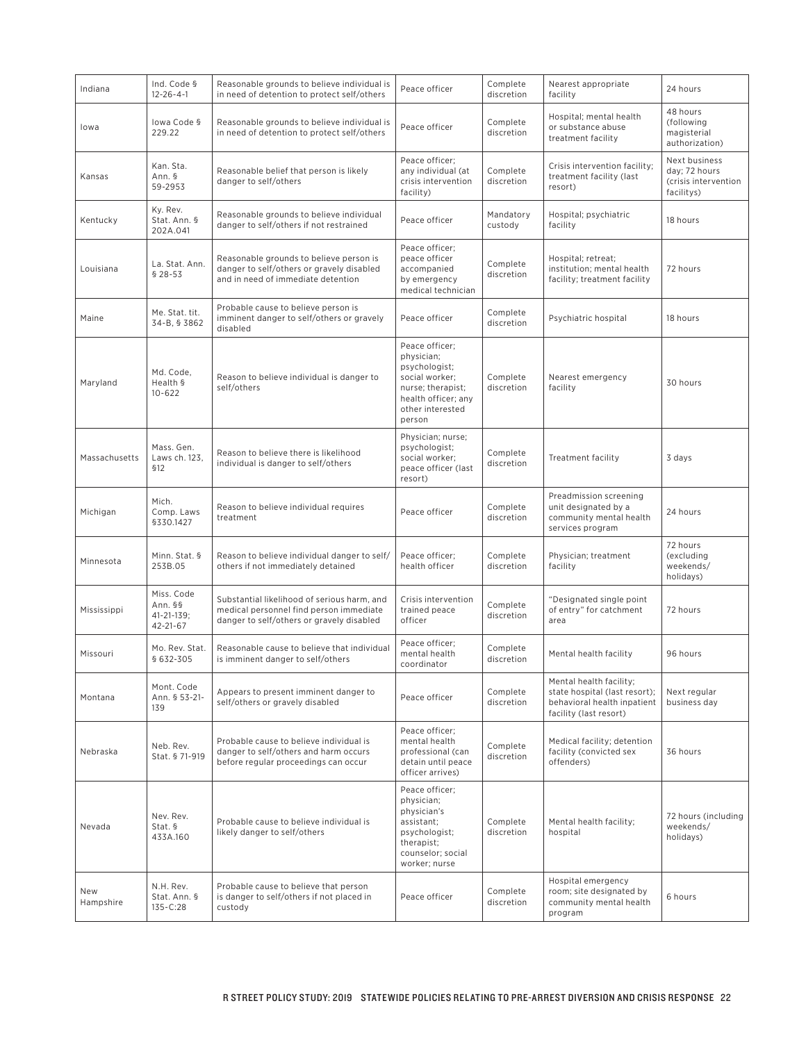| | | | | | | |
|---|---|---|---|---|---|---|
| Indiana | Ind. Code § 12-26-4-1 | Reasonable grounds to believe individual is in need of detention to protect self/others | Peace officer | Complete discretion | Nearest appropriate facility | 24 hours |
| Iowa | Iowa Code § 229.22 | Reasonable grounds to believe individual is in need of detention to protect self/others | Peace officer | Complete discretion | Hospital; mental health or substance abuse treatment facility | 48 hours (following magisterial authorization) |
| Kansas | Kan. Sta. Ann. § 59-2953 | Reasonable belief that person is likely danger to self/others | Peace officer; any individual (at crisis intervention facility) | Complete discretion | Crisis intervention facility; treatment facility (last resort) | Next business day; 72 hours (crisis intervention facilitys) |
| Kentucky | Ky. Rev. Stat. Ann. § 202A.041 | Reasonable grounds to believe individual danger to self/others if not restrained | Peace officer | Mandatory custody | Hospital; psychiatric facility | 18 hours |
| Louisiana | La. Stat. Ann. § 28-53 | Reasonable grounds to believe person is danger to self/others or gravely disabled and in need of immediate detention | Peace officer; peace officer accompanied by emergency medical technician | Complete discretion | Hospital; retreat; institution; mental health facility; treatment facility | 72 hours |
| Maine | Me. Stat. tit. 34-B, § 3862 | Probable cause to believe person is imminent danger to self/others or gravely disabled | Peace officer | Complete discretion | Psychiatric hospital | 18 hours |
| Maryland | Md. Code, Health § 10-622 | Reason to believe individual is danger to self/others | Peace officer; physician; psychologist; social worker; nurse; therapist; health officer; any other interested person | Complete discretion | Nearest emergency facility | 30 hours |
| Massachusetts | Mass. Gen. Laws ch. 123, §12 | Reason to believe there is likelihood individual is danger to self/others | Physician; nurse; psychologist; social worker; peace officer (last resort) | Complete discretion | Treatment facility | 3 days |
| Michigan | Mich. Comp. Laws §330.1427 | Reason to believe individual requires treatment | Peace officer | Complete discretion | Preadmission screening unit designated by a community mental health services program | 24 hours |
| Minnesota | Minn. Stat. § 253B.05 | Reason to believe individual danger to self/others if not immediately detained | Peace officer; health officer | Complete discretion | Physician; treatment facility | 72 hours (excluding weekends/holidays) |
| Mississippi | Miss. Code Ann. §§ 41-21-139; 42-21-67 | Substantial likelihood of serious harm, and medical personnel find person immediate danger to self/others or gravely disabled | Crisis intervention trained peace officer | Complete discretion | "Designated single point of entry" for catchment area | 72 hours |
| Missouri | Mo. Rev. Stat. § 632-305 | Reasonable cause to believe that individual is imminent danger to self/others | Peace officer; mental health coordinator | Complete discretion | Mental health facility | 96 hours |
| Montana | Mont. Code Ann. § 53-21-139 | Appears to present imminent danger to self/others or gravely disabled | Peace officer | Complete discretion | Mental health facility; state hospital (last resort); behavioral health inpatient facility (last resort) | Next regular business day |
| Nebraska | Neb. Rev. Stat. § 71-919 | Probable cause to believe individual is danger to self/others and harm occurs before regular proceedings can occur | Peace officer; mental health professional (can detain until peace officer arrives) | Complete discretion | Medical facility; detention facility (convicted sex offenders) | 36 hours |
| Nevada | Nev. Rev. Stat. § 433A.160 | Probable cause to believe individual is likely danger to self/others | Peace officer; physician; physician's assistant; psychologist; therapist; counselor; social worker; nurse | Complete discretion | Mental health facility; hospital | 72 hours (including weekends/holidays) |
| New Hampshire | N.H. Rev. Stat. Ann. § 135-C:28 | Probable cause to believe that person is danger to self/others if not placed in custody | Peace officer | Complete discretion | Hospital emergency room; site designated by community mental health program | 6 hours |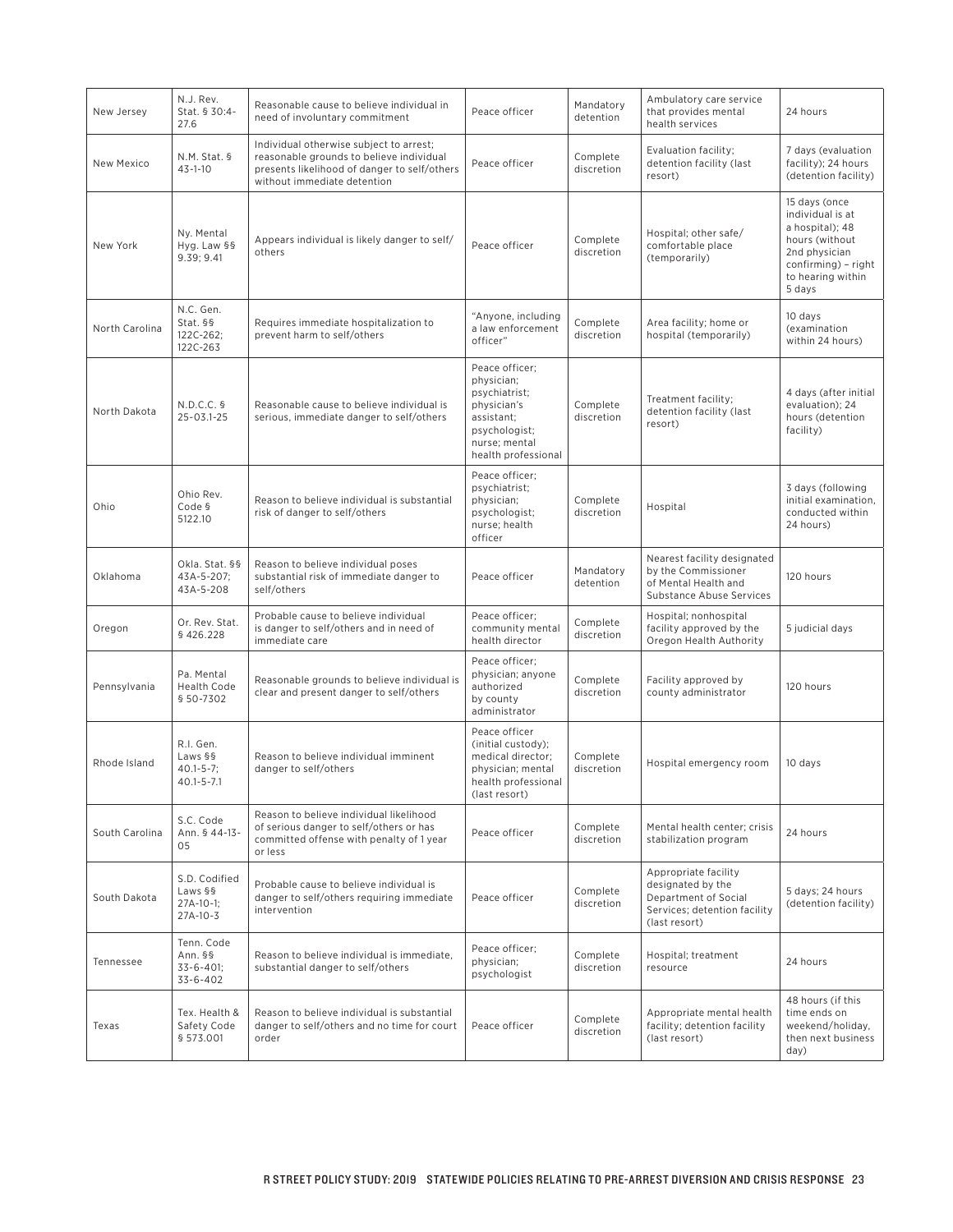| | | | | | | |
|---|---|---|---|---|---|---|
| New Jersey | N.J. Rev. Stat. § 30:4-27.6 | Reasonable cause to believe individual in need of involuntary commitment | Peace officer | Mandatory detention | Ambulatory care service that provides mental health services | 24 hours |
| New Mexico | N.M. Stat. § 43-1-10 | Individual otherwise subject to arrest; reasonable grounds to believe individual presents likelihood of danger to self/others without immediate detention | Peace officer | Complete discretion | Evaluation facility; detention facility (last resort) | 7 days (evaluation facility); 24 hours (detention facility) |
| New York | Ny. Mental Hyg. Law §§ 9.39; 9.41 | Appears individual is likely danger to self/others | Peace officer | Complete discretion | Hospital; other safe/comfortable place (temporarily) | 15 days (once individual is at a hospital); 48 hours (without 2nd physician confirming) – right to hearing within 5 days |
| North Carolina | N.C. Gen. Stat. §§ 122C-262; 122C-263 | Requires immediate hospitalization to prevent harm to self/others | "Anyone, including a law enforcement officer" | Complete discretion | Area facility; home or hospital (temporarily) | 10 days (examination within 24 hours) |
| North Dakota | N.D.C.C. § 25-03.1-25 | Reasonable cause to believe individual is serious, immediate danger to self/others | Peace officer; physician; psychiatrist; physician's assistant; psychologist; nurse; mental health professional | Complete discretion | Treatment facility; detention facility (last resort) | 4 days (after initial evaluation); 24 hours (detention facility) |
| Ohio | Ohio Rev. Code § 5122.10 | Reason to believe individual is substantial risk of danger to self/others | Peace officer; psychiatrist; physician; psychologist; nurse; health officer | Complete discretion | Hospital | 3 days (following initial examination, conducted within 24 hours) |
| Oklahoma | Okla. Stat. §§ 43A-5-207; 43A-5-208 | Reason to believe individual poses substantial risk of immediate danger to self/others | Peace officer | Mandatory detention | Nearest facility designated by the Commissioner of Mental Health and Substance Abuse Services | 120 hours |
| Oregon | Or. Rev. Stat. § 426.228 | Probable cause to believe individual is danger to self/others and in need of immediate care | Peace officer; community mental health director | Complete discretion | Hospital; nonhospital facility approved by the Oregon Health Authority | 5 judicial days |
| Pennsylvania | Pa. Mental Health Code § 50-7302 | Reasonable grounds to believe individual is clear and present danger to self/others | Peace officer; physician; anyone authorized by county administrator | Complete discretion | Facility approved by county administrator | 120 hours |
| Rhode Island | R.I. Gen. Laws §§ 40.1-5-7; 40.1-5-7.1 | Reason to believe individual imminent danger to self/others | Peace officer (initial custody); medical director; physician; mental health professional (last resort) | Complete discretion | Hospital emergency room | 10 days |
| South Carolina | S.C. Code Ann. § 44-13-05 | Reason to believe individual likelihood of serious danger to self/others or has committed offense with penalty of 1 year or less | Peace officer | Complete discretion | Mental health center; crisis stabilization program | 24 hours |
| South Dakota | S.D. Codified Laws §§ 27A-10-1; 27A-10-3 | Probable cause to believe individual is danger to self/others requiring immediate intervention | Peace officer | Complete discretion | Appropriate facility designated by the Department of Social Services; detention facility (last resort) | 5 days; 24 hours (detention facility) |
| Tennessee | Tenn. Code Ann. §§ 33-6-401; 33-6-402 | Reason to believe individual is immediate, substantial danger to self/others | Peace officer; physician; psychologist | Complete discretion | Hospital; treatment resource | 24 hours |
| Texas | Tex. Health & Safety Code § 573.001 | Reason to believe individual is substantial danger to self/others and no time for court order | Peace officer | Complete discretion | Appropriate mental health facility; detention facility (last resort) | 48 hours (if this time ends on weekend/holiday, then next business day) |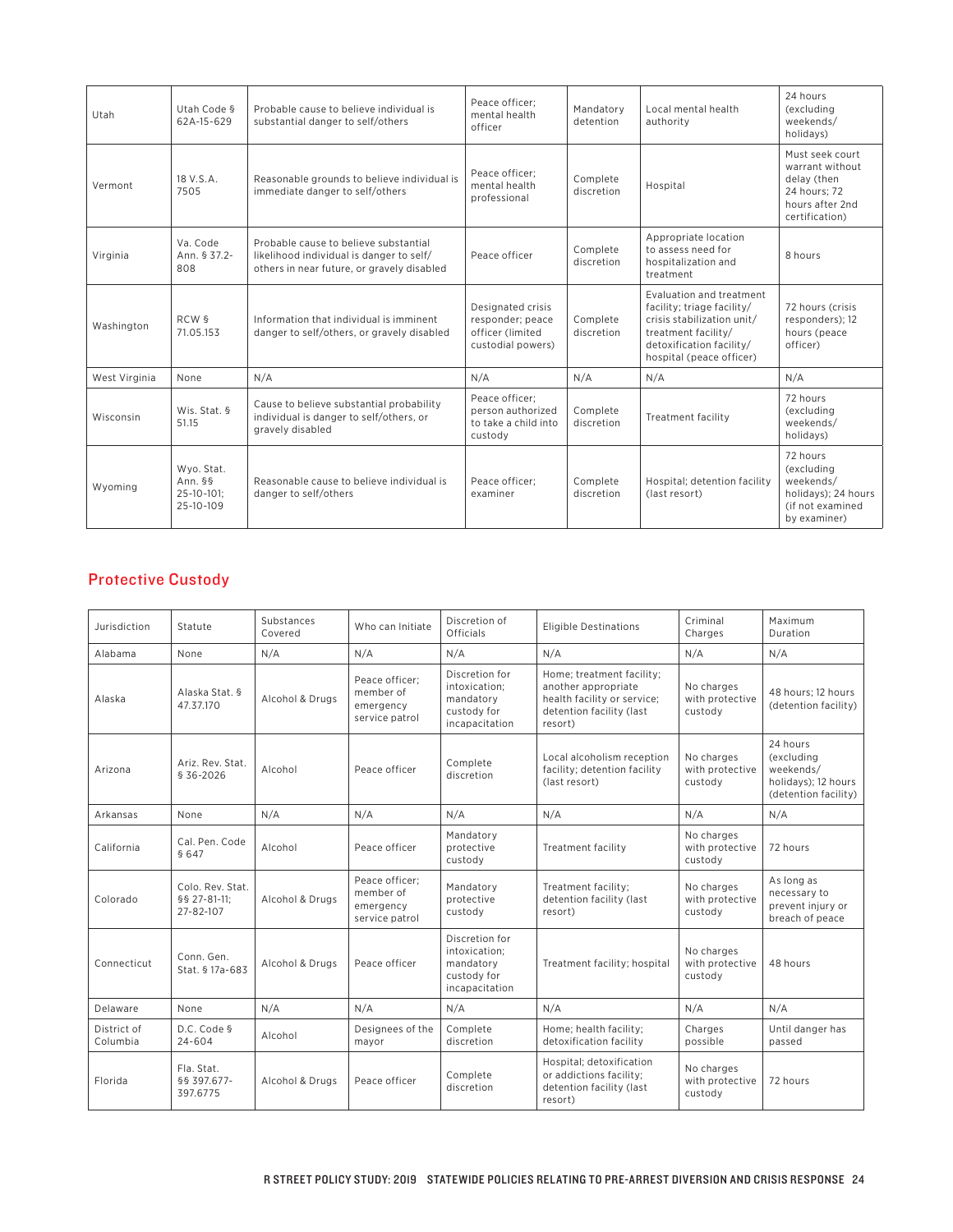| | | | | | | |
|---|---|---|---|---|---|---|
| Utah | Utah Code § 62A-15-629 | Probable cause to believe individual is substantial danger to self/others | Peace officer; mental health officer | Mandatory detention | Local mental health authority | 24 hours (excluding weekends/ holidays) |
| Vermont | 18 V.S.A. 7505 | Reasonable grounds to believe individual is immediate danger to self/others | Peace officer; mental health professional | Complete discretion | Hospital | Must seek court warrant without delay (then 24 hours; 72 hours after 2nd certification) |
| Virginia | Va. Code Ann. § 37.2-808 | Probable cause to believe substantial likelihood individual is danger to self/ others in near future, or gravely disabled | Peace officer | Complete discretion | Appropriate location to assess need for hospitalization and treatment | 8 hours |
| Washington | RCW § 71.05.153 | Information that individual is imminent danger to self/others, or gravely disabled | Designated crisis responder; peace officer (limited custodial powers) | Complete discretion | Evaluation and treatment facility; triage facility/ crisis stabilization unit/ treatment facility/ detoxification facility/ hospital (peace officer) | 72 hours (crisis responders); 12 hours (peace officer) |
| West Virginia | None | N/A | N/A | N/A | N/A | N/A |
| Wisconsin | Wis. Stat. § 51.15 | Cause to believe substantial probability individual is danger to self/others, or gravely disabled | Peace officer; person authorized to take a child into custody | Complete discretion | Treatment facility | 72 hours (excluding weekends/ holidays) |
| Wyoming | Wyo. Stat. Ann. §§ 25-10-101; 25-10-109 | Reasonable cause to believe individual is danger to self/others | Peace officer; examiner | Complete discretion | Hospital; detention facility (last resort) | 72 hours (excluding weekends/ holidays); 24 hours (if not examined by examiner) |

## Protective Custody

| Jurisdiction | Statute | Substances Covered | Who can Initiate | Discretion of Officials | Eligible Destinations | Criminal Charges | Maximum Duration |
|---|---|---|---|---|---|---|---|
| Alabama | None | N/A | N/A | N/A | N/A | N/A | N/A |
| Alaska | Alaska Stat. § 47.37.170 | Alcohol & Drugs | Peace officer; member of emergency service patrol | Discretion for intoxication; mandatory custody for incapacitation | Home; treatment facility; another appropriate health facility or service; detention facility (last resort) | No charges with protective custody | 48 hours; 12 hours (detention facility) |
| Arizona | Ariz. Rev. Stat. § 36-2026 | Alcohol | Peace officer | Complete discretion | Local alcoholism reception facility; detention facility (last resort) | No charges with protective custody | 24 hours (excluding weekends/ holidays); 12 hours (detention facility) |
| Arkansas | None | N/A | N/A | N/A | N/A | N/A | N/A |
| California | Cal. Pen. Code § 647 | Alcohol | Peace officer | Mandatory protective custody | Treatment facility | No charges with protective custody | 72 hours |
| Colorado | Colo. Rev. Stat. §§ 27-81-11; 27-82-107 | Alcohol & Drugs | Peace officer; member of emergency service patrol | Mandatory protective custody | Treatment facility; detention facility (last resort) | No charges with protective custody | As long as necessary to prevent injury or breach of peace |
| Connecticut | Conn. Gen. Stat. § 17a-683 | Alcohol & Drugs | Peace officer | Discretion for intoxication; mandatory custody for incapacitation | Treatment facility; hospital | No charges with protective custody | 48 hours |
| Delaware | None | N/A | N/A | N/A | N/A | N/A | N/A |
| District of Columbia | D.C. Code § 24-604 | Alcohol | Designees of the mayor | Complete discretion | Home; health facility; detoxification facility | Charges possible | Until danger has passed |
| Florida | Fla. Stat. §§ 397.677-397.6775 | Alcohol & Drugs | Peace officer | Complete discretion | Hospital; detoxification or addictions facility; detention facility (last resort) | No charges with protective custody | 72 hours |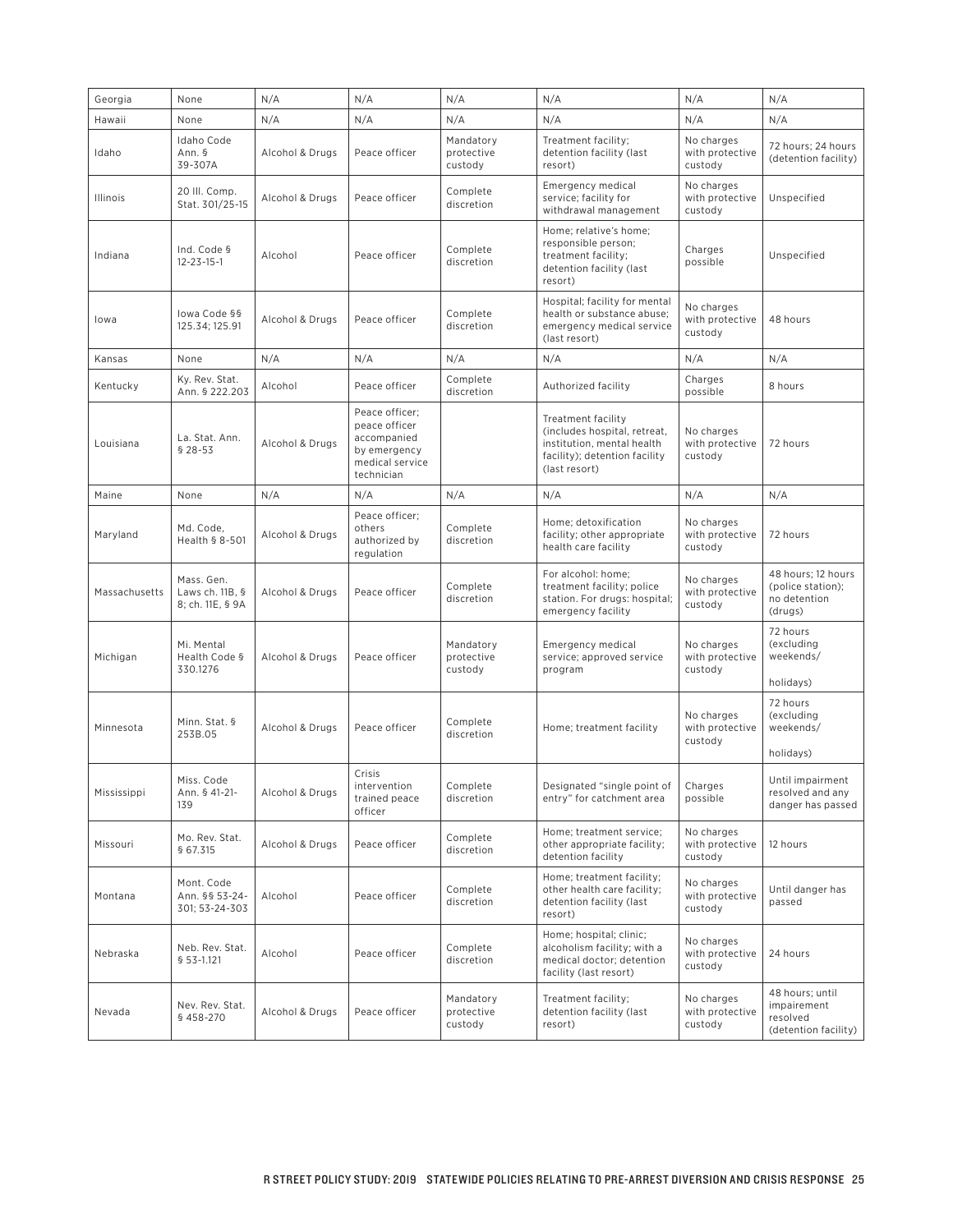| | | | | | | | |
|---|---|---|---|---|---|---|---|
| Georgia | None | N/A | N/A | N/A | N/A | N/A | N/A |
| Hawaii | None | N/A | N/A | N/A | N/A | N/A | N/A |
| Idaho | Idaho Code Ann. § 39-307A | Alcohol & Drugs | Peace officer | Mandatory protective custody | Treatment facility; detention facility (last resort) | No charges with protective custody | 72 hours; 24 hours (detention facility) |
| Illinois | 20 Ill. Comp. Stat. 301/25-15 | Alcohol & Drugs | Peace officer | Complete discretion | Emergency medical service; facility for withdrawal management | No charges with protective custody | Unspecified |
| Indiana | Ind. Code § 12-23-15-1 | Alcohol | Peace officer | Complete discretion | Home; relative's home; responsible person; treatment facility; detention facility (last resort) | Charges possible | Unspecified |
| Iowa | Iowa Code §§ 125.34; 125.91 | Alcohol & Drugs | Peace officer | Complete discretion | Hospital; facility for mental health or substance abuse; emergency medical service (last resort) | No charges with protective custody | 48 hours |
| Kansas | None | N/A | N/A | N/A | N/A | N/A | N/A |
| Kentucky | Ky. Rev. Stat. Ann. § 222.203 | Alcohol | Peace officer | Complete discretion | Authorized facility | Charges possible | 8 hours |
| Louisiana | La. Stat. Ann. § 28-53 | Alcohol & Drugs | Peace officer; peace officer accompanied by emergency medical service technician | | Treatment facility (includes hospital, retreat, institution, mental health facility); detention facility (last resort) | No charges with protective custody | 72 hours |
| Maine | None | N/A | N/A | N/A | N/A | N/A | N/A |
| Maryland | Md. Code, Health § 8-501 | Alcohol & Drugs | Peace officer; others authorized by regulation | Complete discretion | Home; detoxification facility; other appropriate health care facility | No charges with protective custody | 72 hours |
| Massachusetts | Mass. Gen. Laws ch. 11B, § 8; ch. 11E, § 9A | Alcohol & Drugs | Peace officer | Complete discretion | For alcohol: home; treatment facility; police station. For drugs: hospital; emergency facility | No charges with protective custody | 48 hours; 12 hours (police station); no detention (drugs) |
| Michigan | Mi. Mental Health Code § 330.1276 | Alcohol & Drugs | Peace officer | Mandatory protective custody | Emergency medical service; approved service program | No charges with protective custody | 72 hours (excluding weekends/ holidays) |
| Minnesota | Minn. Stat. § 253B.05 | Alcohol & Drugs | Peace officer | Complete discretion | Home; treatment facility | No charges with protective custody | 72 hours (excluding weekends/ holidays) |
| Mississippi | Miss. Code Ann. § 41-21-139 | Alcohol & Drugs | Crisis intervention trained peace officer | Complete discretion | Designated "single point of entry" for catchment area | Charges possible | Until impairment resolved and any danger has passed |
| Missouri | Mo. Rev. Stat. § 67.315 | Alcohol & Drugs | Peace officer | Complete discretion | Home; treatment service; other appropriate facility; detention facility | No charges with protective custody | 12 hours |
| Montana | Mont. Code Ann. §§ 53-24-301; 53-24-303 | Alcohol | Peace officer | Complete discretion | Home; treatment facility; other health care facility; detention facility (last resort) | No charges with protective custody | Until danger has passed |
| Nebraska | Neb. Rev. Stat. § 53-1.121 | Alcohol | Peace officer | Complete discretion | Home; hospital; clinic; alcoholism facility; with a medical doctor; detention facility (last resort) | No charges with protective custody | 24 hours |
| Nevada | Nev. Rev. Stat. § 458-270 | Alcohol & Drugs | Peace officer | Mandatory protective custody | Treatment facility; detention facility (last resort) | No charges with protective custody | 48 hours; until impairment resolved (detention facility) |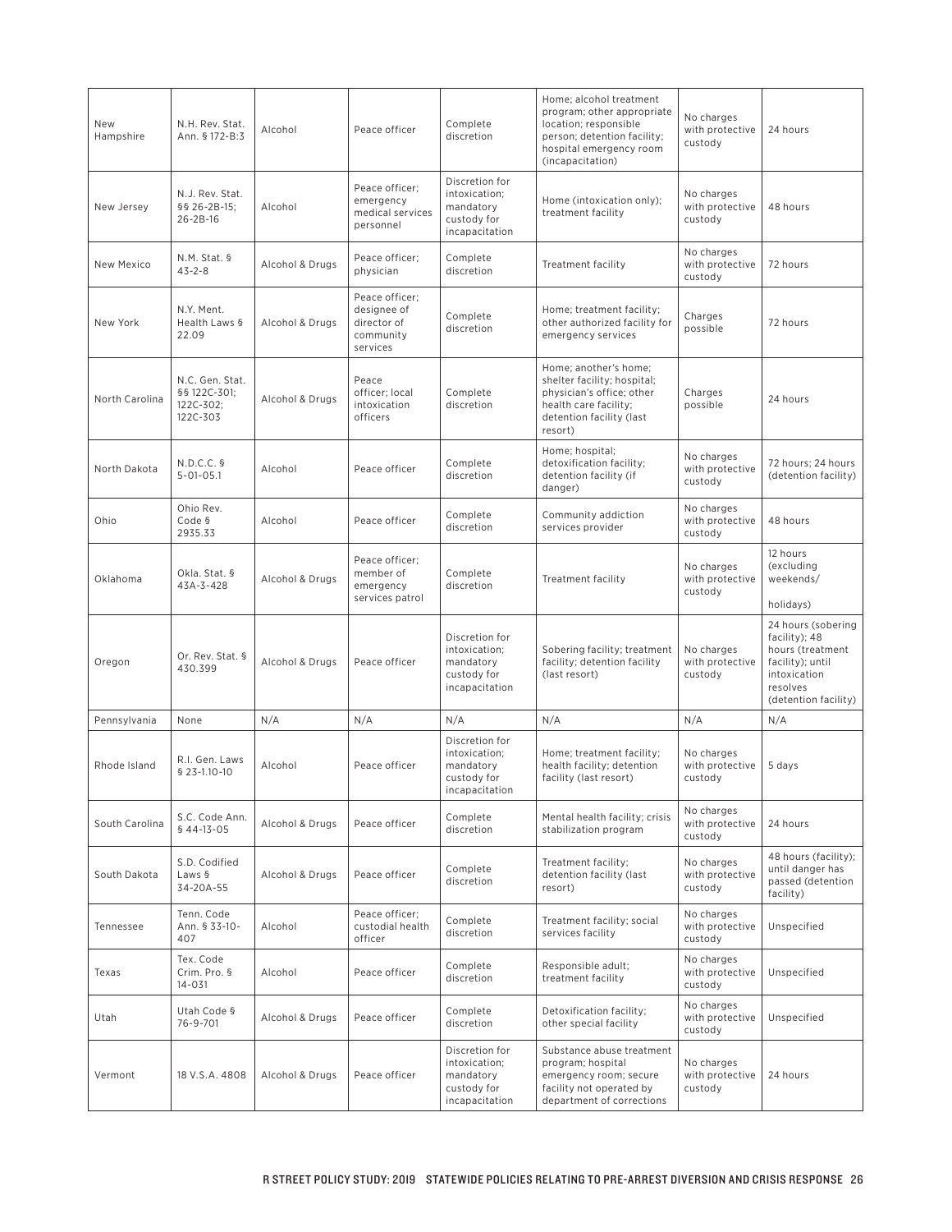| | | | | | | | |
|---|---|---|---|---|---|---|---|
| New Hampshire | N.H. Rev. Stat. Ann. § 172-B:3 | Alcohol | Peace officer | Complete discretion | Home; alcohol treatment program; other appropriate location; responsible person; detention facility; hospital emergency room (incapacitation) | No charges with protective custody | 24 hours |
| New Jersey | N.J. Rev. Stat. §§ 26-2B-15; 26-2B-16 | Alcohol | Peace officer; emergency medical services personnel | Discretion for intoxication; mandatory custody for incapacitation | Home (intoxication only); treatment facility | No charges with protective custody | 48 hours |
| New Mexico | N.M. Stat. § 43-2-8 | Alcohol & Drugs | Peace officer; physician | Complete discretion | Treatment facility | No charges with protective custody | 72 hours |
| New York | N.Y. Ment. Health Laws § 22.09 | Alcohol & Drugs | Peace officer; designee of director of community services | Complete discretion | Home; treatment facility; other authorized facility for emergency services | Charges possible | 72 hours |
| North Carolina | N.C. Gen. Stat. §§ 122C-301; 122C-302; 122C-303 | Alcohol & Drugs | Peace officer; local intoxication officers | Complete discretion | Home; another's home; shelter facility; hospital; physician's office; other health care facility; detention facility (last resort) | Charges possible | 24 hours |
| North Dakota | N.D.C.C. § 5-01-05.1 | Alcohol | Peace officer | Complete discretion | Home; hospital; detoxification facility; detention facility (if danger) | No charges with protective custody | 72 hours; 24 hours (detention facility) |
| Ohio | Ohio Rev. Code § 2935.33 | Alcohol | Peace officer | Complete discretion | Community addiction services provider | No charges with protective custody | 48 hours |
| Oklahoma | Okla. Stat. § 43A-3-428 | Alcohol & Drugs | Peace officer; member of emergency services patrol | Complete discretion | Treatment facility | No charges with protective custody | 12 hours (excluding weekends/ holidays) |
| Oregon | Or. Rev. Stat. § 430.399 | Alcohol & Drugs | Peace officer | Discretion for intoxication; mandatory custody for incapacitation | Sobering facility; treatment facility; detention facility (last resort) | No charges with protective custody | 24 hours (sobering facility); 48 hours (treatment facility); until intoxication resolves (detention facility) |
| Pennsylvania | None | N/A | N/A | N/A | N/A | N/A | N/A |
| Rhode Island | R.I. Gen. Laws § 23-1.10-10 | Alcohol | Peace officer | Discretion for intoxication; mandatory custody for incapacitation | Home; treatment facility; health facility; detention facility (last resort) | No charges with protective custody | 5 days |
| South Carolina | S.C. Code Ann. § 44-13-05 | Alcohol & Drugs | Peace officer | Complete discretion | Mental health facility; crisis stabilization program | No charges with protective custody | 24 hours |
| South Dakota | S.D. Codified Laws § 34-20A-55 | Alcohol & Drugs | Peace officer | Complete discretion | Treatment facility; detention facility (last resort) | No charges with protective custody | 48 hours (facility); until danger has passed (detention facility) |
| Tennessee | Tenn. Code Ann. § 33-10-407 | Alcohol | Peace officer; custodial health officer | Complete discretion | Treatment facility; social services facility | No charges with protective custody | Unspecified |
| Texas | Tex. Code Crim. Pro. § 14-031 | Alcohol | Peace officer | Complete discretion | Responsible adult; treatment facility | No charges with protective custody | Unspecified |
| Utah | Utah Code § 76-9-701 | Alcohol & Drugs | Peace officer | Complete discretion | Detoxification facility; other special facility | No charges with protective custody | Unspecified |
| Vermont | 18 V.S.A. 4808 | Alcohol & Drugs | Peace officer | Discretion for intoxication; mandatory custody for incapacitation | Substance abuse treatment program; hospital emergency room; secure facility not operated by department of corrections | No charges with protective custody | 24 hours |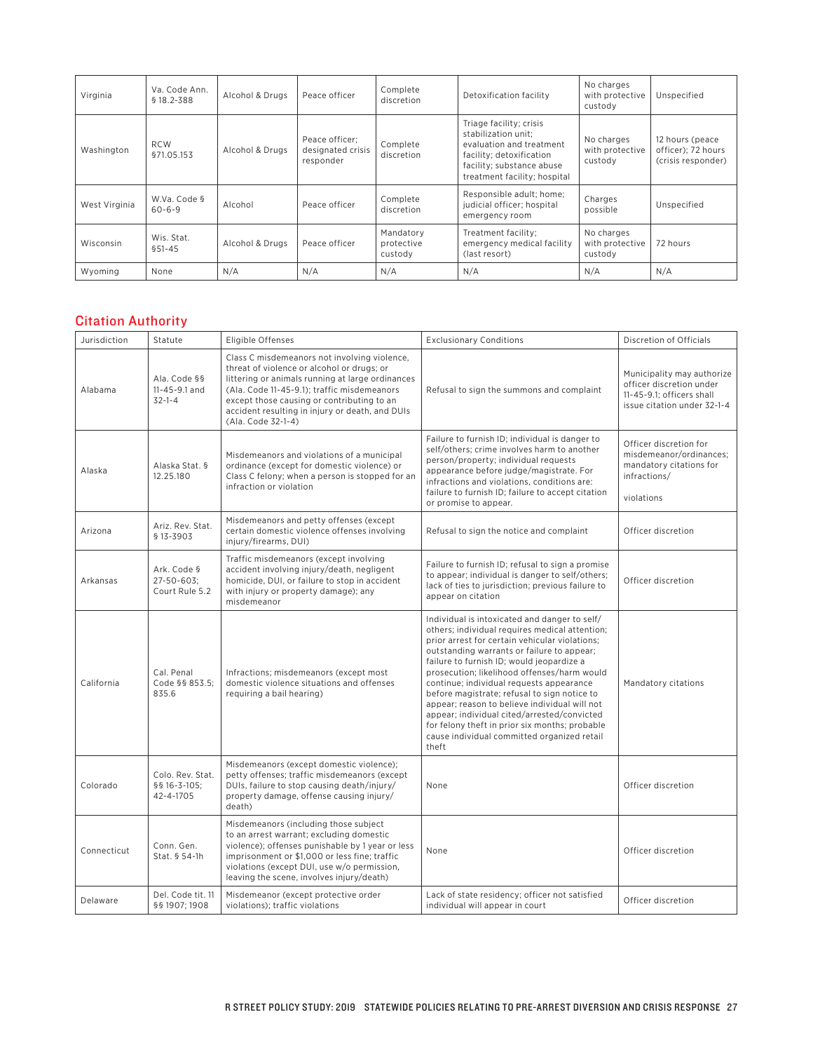| | | | | | | | |
|---|---|---|---|---|---|---|---|
| Virginia | Va. Code Ann. § 18.2-388 | Alcohol & Drugs | Peace officer | Complete discretion | Detoxification facility | No charges with protective custody | Unspecified |
| Washington | RCW §71.05.153 | Alcohol & Drugs | Peace officer; designated crisis responder | Complete discretion | Triage facility; crisis stabilization unit; evaluation and treatment facility; detoxification facility; substance abuse treatment facility; hospital | No charges with protective custody | 12 hours (peace officer); 72 hours (crisis responder) |
| West Virginia | W.Va. Code § 60-6-9 | Alcohol | Peace officer | Complete discretion | Responsible adult; home; judicial officer; hospital emergency room | Charges possible | Unspecified |
| Wisconsin | Wis. Stat. §51-45 | Alcohol & Drugs | Peace officer | Mandatory protective custody | Treatment facility; emergency medical facility (last resort) | No charges with protective custody | 72 hours |
| Wyoming | None | N/A | N/A | N/A | N/A | N/A | N/A |

## Citation Authority

| Jurisdiction | Statute | Eligible Offenses | Exclusionary Conditions | Discretion of Officials |
|---|---|---|---|---|
| Alabama | Ala. Code §§ 11-45-9.1 and 32-1-4 | Class C misdemeanors not involving violence, threat of violence or alcohol or drugs; or littering or animals running at large ordinances (Ala. Code 11-45-9.1); traffic misdemeanors except those causing or contributing to an accident resulting in injury or death, and DUIs (Ala. Code 32-1-4) | Refusal to sign the summons and complaint | Municipality may authorize officer discretion under 11-45-9.1; officers shall issue citation under 32-1-4 |
| Alaska | Alaska Stat. § 12.25.180 | Misdemeanors and violations of a municipal ordinance (except for domestic violence) or Class C felony; when a person is stopped for an infraction or violation | Failure to furnish ID; individual is danger to self/others; crime involves harm to another person/property; individual requests appearance before judge/magistrate. For infractions and violations, conditions are: failure to furnish ID; failure to accept citation or promise to appear. | Officer discretion for misdemeanor/ordinances; mandatory citations for infractions/ violations |
| Arizona | Ariz. Rev. Stat. § 13-3903 | Misdemeanors and petty offenses (except certain domestic violence offenses involving injury/firearms, DUI) | Refusal to sign the notice and complaint | Officer discretion |
| Arkansas | Ark. Code § 27-50-603; Court Rule 5.2 | Traffic misdemeanors (except involving accident involving injury/death, negligent homicide, DUI, or failure to stop in accident with injury or property damage); any misdemeanor | Failure to furnish ID; refusal to sign a promise to appear; individual is danger to self/others; lack of ties to jurisdiction; previous failure to appear on citation | Officer discretion |
| California | Cal. Penal Code §§ 853.5; 835.6 | Infractions; misdemeanors (except most domestic violence situations and offenses requiring a bail hearing) | Individual is intoxicated and danger to self/ others; individual requires medical attention; prior arrest for certain vehicular violations; outstanding warrants or failure to appear; failure to furnish ID; would jeopardize a prosecution; likelihood offenses/harm would continue; individual requests appearance before magistrate; refusal to sign notice to appear; reason to believe individual will not appear; individual cited/arrested/convicted for felony theft in prior six months; probable cause individual committed organized retail theft | Mandatory citations |
| Colorado | Colo. Rev. Stat. §§ 16-3-105; 42-4-1705 | Misdemeanors (except domestic violence); petty offenses; traffic misdemeanors (except DUIs, failure to stop causing death/injury/ property damage, offense causing injury/ death) | None | Officer discretion |
| Connecticut | Conn. Gen. Stat. § 54-1h | Misdemeanors (including those subject to an arrest warrant; excluding domestic violence); offenses punishable by 1 year or less imprisonment or $1,000 or less fine; traffic violations (except DUI, use w/o permission, leaving the scene, involves injury/death) | None | Officer discretion |
| Delaware | Del. Code tit. 11 §§ 1907; 1908 | Misdemeanor (except protective order violations); traffic violations | Lack of state residency; officer not satisfied individual will appear in court | Officer discretion |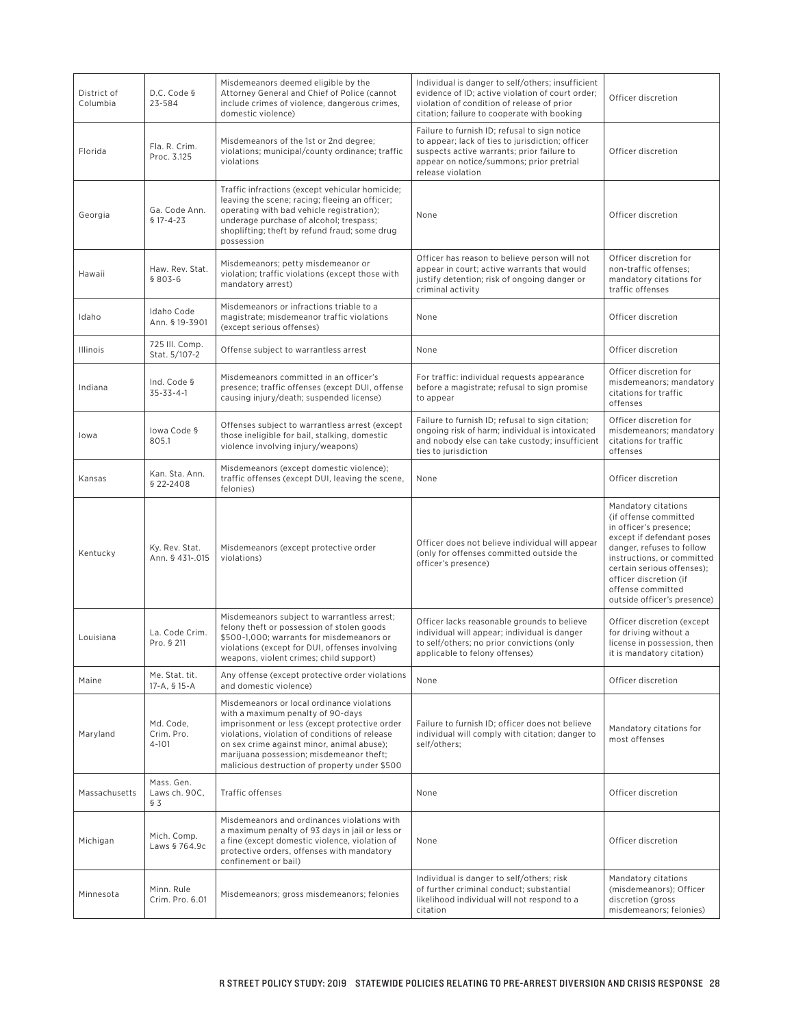| | | | | |
|---|---|---|---|---|
| District of Columbia | D.C. Code § 23-584 | Misdemeanors deemed eligible by the Attorney General and Chief of Police (cannot include crimes of violence, dangerous crimes, domestic violence) | Individual is danger to self/others; insufficient evidence of ID; active violation of court order; violation of condition of release of prior citation; failure to cooperate with booking | Officer discretion |
| Florida | Fla. R. Crim. Proc. 3.125 | Misdemeanors of the 1st or 2nd degree; violations; municipal/county ordinance; traffic violations | Failure to furnish ID; refusal to sign notice to appear; lack of ties to jurisdiction; officer suspects active warrants; prior failure to appear on notice/summons; prior pretrial release violation | Officer discretion |
| Georgia | Ga. Code Ann. § 17-4-23 | Traffic infractions (except vehicular homicide; leaving the scene; racing; fleeing an officer; operating with bad vehicle registration); underage purchase of alcohol; trespass; shoplifting; theft by refund fraud; some drug possession | None | Officer discretion |
| Hawaii | Haw. Rev. Stat. § 803-6 | Misdemeanors; petty misdemeanor or violation; traffic violations (except those with mandatory arrest) | Officer has reason to believe person will not appear in court; active warrants that would justify detention; risk of ongoing danger or criminal activity | Officer discretion for non-traffic offenses; mandatory citations for traffic offenses |
| Idaho | Idaho Code Ann. § 19-3901 | Misdemeanors or infractions triable to a magistrate; misdemeanor traffic violations (except serious offenses) | None | Officer discretion |
| Illinois | 725 Ill. Comp. Stat. 5/107-2 | Offense subject to warrantless arrest | None | Officer discretion |
| Indiana | Ind. Code § 35-33-4-1 | Misdemeanors committed in an officer's presence; traffic offenses (except DUI, offense causing injury/death; suspended license) | For traffic: individual requests appearance before a magistrate; refusal to sign promise to appear | Officer discretion for misdemeanors; mandatory citations for traffic offenses |
| Iowa | Iowa Code § 805.1 | Offenses subject to warrantless arrest (except those ineligible for bail, stalking, domestic violence involving injury/weapons) | Failure to furnish ID; refusal to sign citation; ongoing risk of harm; individual is intoxicated and nobody else can take custody; insufficient ties to jurisdiction | Officer discretion for misdemeanors; mandatory citations for traffic offenses |
| Kansas | Kan. Sta. Ann. § 22-2408 | Misdemeanors (except domestic violence); traffic offenses (except DUI, leaving the scene, felonies) | None | Officer discretion |
| Kentucky | Ky. Rev. Stat. Ann. § 431-.015 | Misdemeanors (except protective order violations) | Officer does not believe individual will appear (only for offenses committed outside the officer's presence) | Mandatory citations (if offense committed in officer's presence; except if defendant poses danger, refuses to follow instructions, or committed certain serious offenses); officer discretion (if offense committed outside officer's presence) |
| Louisiana | La. Code Crim. Pro. § 211 | Misdemeanors subject to warrantless arrest; felony theft or possession of stolen goods $500-1,000; warrants for misdemeanors or violations (except for DUI, offenses involving weapons, violent crimes; child support) | Officer lacks reasonable grounds to believe individual will appear; individual is danger to self/others; no prior convictions (only applicable to felony offenses) | Officer discretion (except for driving without a license in possession, then it is mandatory citation) |
| Maine | Me. Stat. tit. 17-A, § 15-A | Any offense (except protective order violations and domestic violence) | None | Officer discretion |
| Maryland | Md. Code, Crim. Pro. 4-101 | Misdemeanors or local ordinance violations with a maximum penalty of 90-days imprisonment or less (except protective order violations, violation of conditions of release on sex crime against minor, animal abuse); marijuana possession; misdemeanor theft; malicious destruction of property under $500 | Failure to furnish ID; officer does not believe individual will comply with citation; danger to self/others; | Mandatory citations for most offenses |
| Massachusetts | Mass. Gen. Laws ch. 90C, § 3 | Traffic offenses | None | Officer discretion |
| Michigan | Mich. Comp. Laws § 764.9c | Misdemeanors and ordinances violations with a maximum penalty of 93 days in jail or less or a fine (except domestic violence, violation of protective orders, offenses with mandatory confinement or bail) | None | Officer discretion |
| Minnesota | Minn. Rule Crim. Pro. 6.01 | Misdemeanors; gross misdemeanors; felonies | Individual is danger to self/others; risk of further criminal conduct; substantial likelihood individual will not respond to a citation | Mandatory citations (misdemeanors); Officer discretion (gross misdemeanors; felonies) |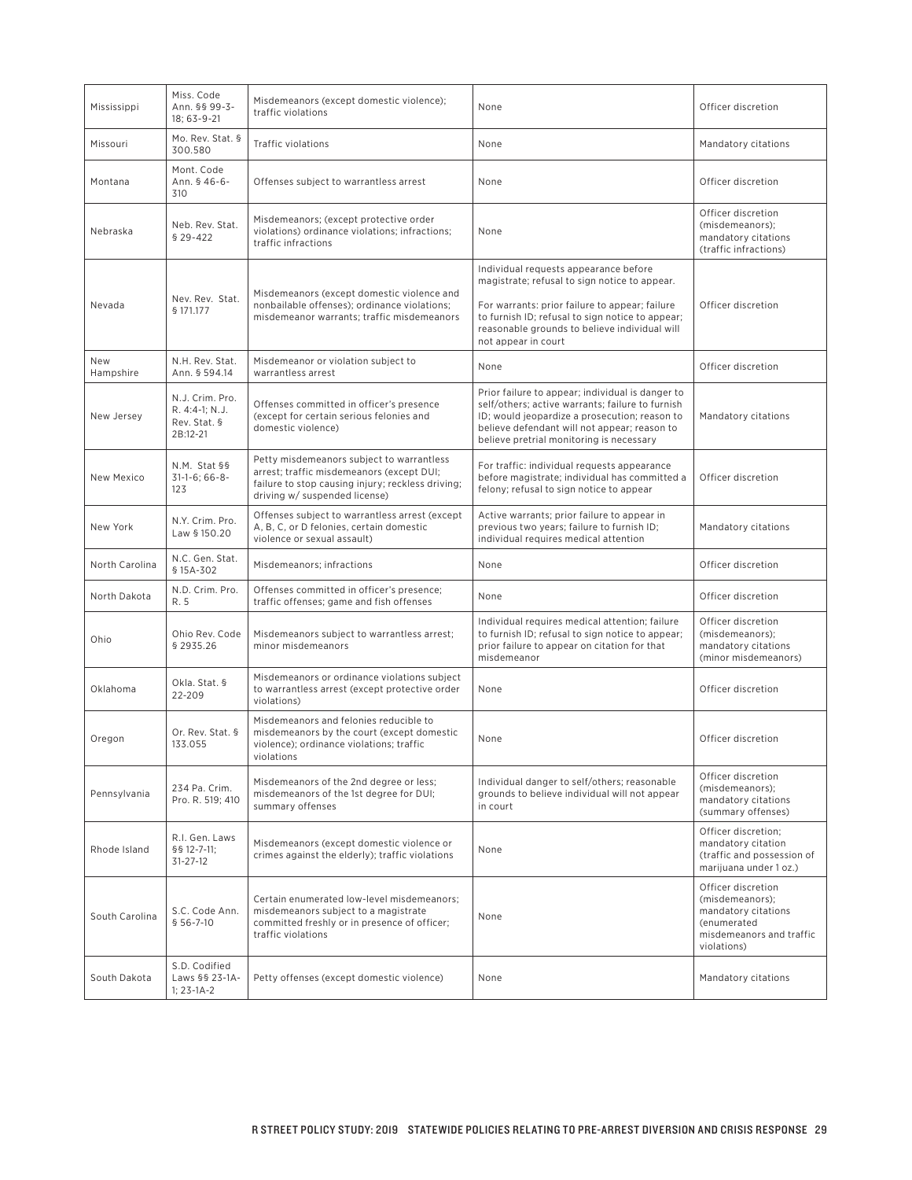| | | | | |
|---|---|---|---|---|
| Mississippi | Miss. Code Ann. §§ 99-3-18; 63-9-21 | Misdemeanors (except domestic violence); traffic violations | None | Officer discretion |
| Missouri | Mo. Rev. Stat. § 300.580 | Traffic violations | None | Mandatory citations |
| Montana | Mont. Code Ann. § 46-6-310 | Offenses subject to warrantless arrest | None | Officer discretion |
| Nebraska | Neb. Rev. Stat. § 29-422 | Misdemeanors; (except protective order violations) ordinance violations; infractions; traffic infractions | None | Officer discretion (misdemeanors); mandatory citations (traffic infractions) |
| Nevada | Nev. Rev. Stat. § 171.177 | Misdemeanors (except domestic violence and nonbailable offenses); ordinance violations; misdemeanor warrants; traffic misdemeanors | Individual requests appearance before magistrate; refusal to sign notice to appear.<br><br>For warrants: prior failure to appear; failure to furnish ID; refusal to sign notice to appear; reasonable grounds to believe individual will not appear in court | Officer discretion |
| New Hampshire | N.H. Rev. Stat. Ann. § 594.14 | Misdemeanor or violation subject to warrantless arrest | None | Officer discretion |
| New Jersey | N.J. Crim. Pro. R. 4:4-1; N.J. Rev. Stat. § 2B:12-21 | Offenses committed in officer's presence (except for certain serious felonies and domestic violence) | Prior failure to appear; individual is danger to self/others; active warrants; failure to furnish ID; would jeopardize a prosecution; reason to believe defendant will not appear; reason to believe pretrial monitoring is necessary | Mandatory citations |
| New Mexico | N.M. Stat §§ 31-1-6; 66-8-123 | Petty misdemeanors subject to warrantless arrest; traffic misdemeanors (except DUI; failure to stop causing injury; reckless driving; driving w/ suspended license) | For traffic: individual requests appearance before magistrate; individual has committed a felony; refusal to sign notice to appear | Officer discretion |
| New York | N.Y. Crim. Pro. Law § 150.20 | Offenses subject to warrantless arrest (except A, B, C, or D felonies, certain domestic violence or sexual assault) | Active warrants; prior failure to appear in previous two years; failure to furnish ID; individual requires medical attention | Mandatory citations |
| North Carolina | N.C. Gen. Stat. § 15A-302 | Misdemeanors; infractions | None | Officer discretion |
| North Dakota | N.D. Crim. Pro. R. 5 | Offenses committed in officer's presence; traffic offenses; game and fish offenses | None | Officer discretion |
| Ohio | Ohio Rev. Code § 2935.26 | Misdemeanors subject to warrantless arrest; minor misdemeanors | Individual requires medical attention; failure to furnish ID; refusal to sign notice to appear; prior failure to appear on citation for that misdemeanor | Officer discretion (misdemeanors); mandatory citations (minor misdemeanors) |
| Oklahoma | Okla. Stat. § 22-209 | Misdemeanors or ordinance violations subject to warrantless arrest (except protective order violations) | None | Officer discretion |
| Oregon | Or. Rev. Stat. § 133.055 | Misdemeanors and felonies reducible to misdemeanors by the court (except domestic violence); ordinance violations; traffic violations | None | Officer discretion |
| Pennsylvania | 234 Pa. Crim. Pro. R. 519; 410 | Misdemeanors of the 2nd degree or less; misdemeanors of the 1st degree for DUI; summary offenses | Individual danger to self/others; reasonable grounds to believe individual will not appear in court | Officer discretion (misdemeanors); mandatory citations (summary offenses) |
| Rhode Island | R.I. Gen. Laws §§ 12-7-11; 31-27-12 | Misdemeanors (except domestic violence or crimes against the elderly); traffic violations | None | Officer discretion; mandatory citation (traffic and possession of marijuana under 1 oz.) |
| South Carolina | S.C. Code Ann. § 56-7-10 | Certain enumerated low-level misdemeanors; misdemeanors subject to a magistrate committed freshly or in presence of officer; traffic violations | None | Officer discretion (misdemeanors); mandatory citations (enumerated misdemeanors and traffic violations) |
| South Dakota | S.D. Codified Laws §§ 23-1A-1; 23-1A-2 | Petty offenses (except domestic violence) | None | Mandatory citations |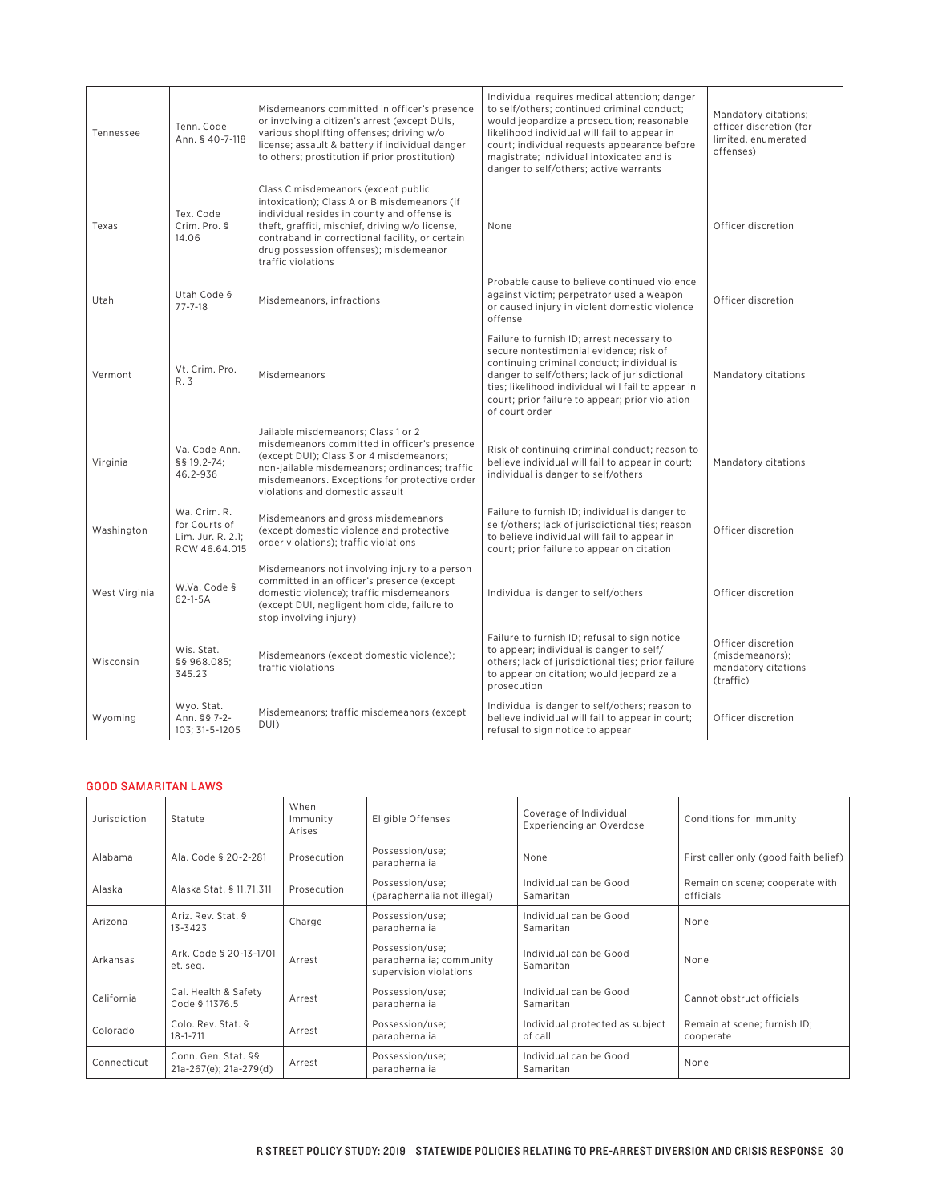| | | | | |
|---|---|---|---|---|
| Tennessee | Tenn. Code Ann. § 40-7-118 | Misdemeanors committed in officer's presence or involving a citizen's arrest (except DUIs, various shoplifting offenses; driving w/o license; assault & battery if individual danger to others; prostitution if prior prostitution) | Individual requires medical attention; danger to self/others; continued criminal conduct; would jeopardize a prosecution; reasonable likelihood individual will fail to appear in court; individual requests appearance before magistrate; individual intoxicated and is danger to self/others; active warrants | Mandatory citations; officer discretion (for limited, enumerated offenses) |
| Texas | Tex. Code Crim. Pro. § 14.06 | Class C misdemeanors (except public intoxication); Class A or B misdemeanors (if individual resides in county and offense is theft, graffiti, mischief, driving w/o license, contraband in correctional facility, or certain drug possession offenses); misdemeanor traffic violations | None | Officer discretion |
| Utah | Utah Code § 77-7-18 | Misdemeanors, infractions | Probable cause to believe continued violence against victim; perpetrator used a weapon or caused injury in violent domestic violence offense | Officer discretion |
| Vermont | Vt. Crim. Pro. R. 3 | Misdemeanors | Failure to furnish ID; arrest necessary to secure nontestimonial evidence; risk of continuing criminal conduct; individual is danger to self/others; lack of jurisdictional ties; likelihood individual will fail to appear in court; prior failure to appear; prior violation of court order | Mandatory citations |
| Virginia | Va. Code Ann. §§ 19.2-74; 46.2-936 | Jailable misdemeanors; Class 1 or 2 misdemeanors committed in officer's presence (except DUI); Class 3 or 4 misdemeanors; non-jailable misdemeanors; ordinances; traffic misdemeanors. Exceptions for protective order violations and domestic assault | Risk of continuing criminal conduct; reason to believe individual will fail to appear in court; individual is danger to self/others | Mandatory citations |
| Washington | Wa. Crim. R. for Courts of Lim. Jur. R. 2.1; RCW 46.64.015 | Misdemeanors and gross misdemeanors (except domestic violence and protective order violations); traffic violations | Failure to furnish ID; individual is danger to self/others; lack of jurisdictional ties; reason to believe individual will fail to appear in court; prior failure to appear on citation | Officer discretion |
| West Virginia | W.Va. Code § 62-1-5A | Misdemeanors not involving injury to a person committed in an officer's presence (except domestic violence); traffic misdemeanors (except DUI, negligent homicide, failure to stop involving injury) | Individual is danger to self/others | Officer discretion |
| Wisconsin | Wis. Stat. §§ 968.085; 345.23 | Misdemeanors (except domestic violence); traffic violations | Failure to furnish ID; refusal to sign notice to appear; individual is danger to self/others; lack of jurisdictional ties; prior failure to appear on citation; would jeopardize a prosecution | Officer discretion (misdemeanors); mandatory citations (traffic) |
| Wyoming | Wyo. Stat. Ann. §§ 7-2-103; 31-5-1205 | Misdemeanors; traffic misdemeanors (except DUI) | Individual is danger to self/others; reason to believe individual will fail to appear in court; refusal to sign notice to appear | Officer discretion |

## GOOD SAMARITAN LAWS

| Jurisdiction | Statute | When Immunity Arises | Eligible Offenses | Coverage of Individual Experiencing an Overdose | Conditions for Immunity |
|---|---|---|---|---|---|
| Alabama | Ala. Code § 20-2-281 | Prosecution | Possession/use; paraphernalia | None | First caller only (good faith belief) |
| Alaska | Alaska Stat. § 11.71.311 | Prosecution | Possession/use; (paraphernalia not illegal) | Individual can be Good Samaritan | Remain on scene; cooperate with officials |
| Arizona | Ariz. Rev. Stat. § 13-3423 | Charge | Possession/use; paraphernalia | Individual can be Good Samaritan | None |
| Arkansas | Ark. Code § 20-13-1701 et. seq. | Arrest | Possession/use; paraphernalia; community supervision violations | Individual can be Good Samaritan | None |
| California | Cal. Health & Safety Code § 11376.5 | Arrest | Possession/use; paraphernalia | Individual can be Good Samaritan | Cannot obstruct officials |
| Colorado | Colo. Rev. Stat. § 18-1-711 | Arrest | Possession/use; paraphernalia | Individual protected as subject of call | Remain at scene; furnish ID; cooperate |
| Connecticut | Conn. Gen. Stat. §§ 21a-267(e); 21a-279(d) | Arrest | Possession/use; paraphernalia | Individual can be Good Samaritan | None |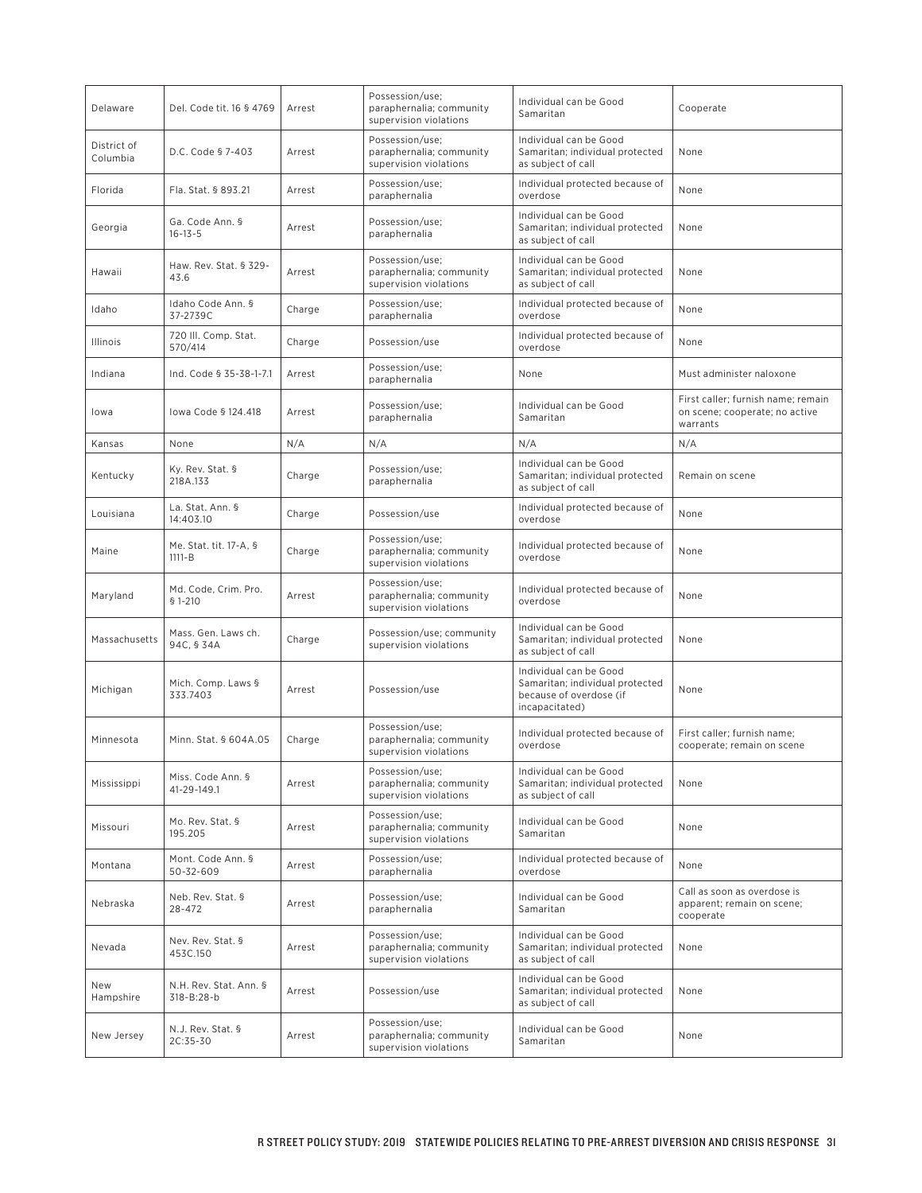| | | | | | |
|---|---|---|---|---|---|
| Delaware | Del. Code tit. 16 § 4769 | Arrest | Possession/use; paraphernalia; community supervision violations | Individual can be Good Samaritan | Cooperate |
| District of Columbia | D.C. Code § 7-403 | Arrest | Possession/use; paraphernalia; community supervision violations | Individual can be Good Samaritan; individual protected as subject of call | None |
| Florida | Fla. Stat. § 893.21 | Arrest | Possession/use; paraphernalia | Individual protected because of overdose | None |
| Georgia | Ga. Code Ann. § 16-13-5 | Arrest | Possession/use; paraphernalia | Individual can be Good Samaritan; individual protected as subject of call | None |
| Hawaii | Haw. Rev. Stat. § 329-43.6 | Arrest | Possession/use; paraphernalia; community supervision violations | Individual can be Good Samaritan; individual protected as subject of call | None |
| Idaho | Idaho Code Ann. § 37-2739C | Charge | Possession/use; paraphernalia | Individual protected because of overdose | None |
| Illinois | 720 Ill. Comp. Stat. 570/414 | Charge | Possession/use | Individual protected because of overdose | None |
| Indiana | Ind. Code § 35-38-1-7.1 | Arrest | Possession/use; paraphernalia | None | Must administer naloxone |
| Iowa | Iowa Code § 124.418 | Arrest | Possession/use; paraphernalia | Individual can be Good Samaritan | First caller; furnish name; remain on scene; cooperate; no active warrants |
| Kansas | None | N/A | N/A | N/A | N/A |
| Kentucky | Ky. Rev. Stat. § 218A.133 | Charge | Possession/use; paraphernalia | Individual can be Good Samaritan; individual protected as subject of call | Remain on scene |
| Louisiana | La. Stat. Ann. § 14:403.10 | Charge | Possession/use | Individual protected because of overdose | None |
| Maine | Me. Stat. tit. 17-A, § 1111-B | Charge | Possession/use; paraphernalia; community supervision violations | Individual protected because of overdose | None |
| Maryland | Md. Code, Crim. Pro. § 1-210 | Arrest | Possession/use; paraphernalia; community supervision violations | Individual protected because of overdose | None |
| Massachusetts | Mass. Gen. Laws ch. 94C, § 34A | Charge | Possession/use; community supervision violations | Individual can be Good Samaritan; individual protected as subject of call | None |
| Michigan | Mich. Comp. Laws § 333.7403 | Arrest | Possession/use | Individual can be Good Samaritan; individual protected because of overdose (if incapacitated) | None |
| Minnesota | Minn. Stat. § 604A.05 | Charge | Possession/use; paraphernalia; community supervision violations | Individual protected because of overdose | First caller; furnish name; cooperate; remain on scene |
| Mississippi | Miss. Code Ann. § 41-29-149.1 | Arrest | Possession/use; paraphernalia; community supervision violations | Individual can be Good Samaritan; individual protected as subject of call | None |
| Missouri | Mo. Rev. Stat. § 195.205 | Arrest | Possession/use; paraphernalia; community supervision violations | Individual can be Good Samaritan | None |
| Montana | Mont. Code Ann. § 50-32-609 | Arrest | Possession/use; paraphernalia | Individual protected because of overdose | None |
| Nebraska | Neb. Rev. Stat. § 28-472 | Arrest | Possession/use; paraphernalia | Individual can be Good Samaritan | Call as soon as overdose is apparent; remain on scene; cooperate |
| Nevada | Nev. Rev. Stat. § 453C.150 | Arrest | Possession/use; paraphernalia; community supervision violations | Individual can be Good Samaritan; individual protected as subject of call | None |
| New Hampshire | N.H. Rev. Stat. Ann. § 318-B:28-b | Arrest | Possession/use | Individual can be Good Samaritan; individual protected as subject of call | None |
| New Jersey | N.J. Rev. Stat. § 2C:35-30 | Arrest | Possession/use; paraphernalia; community supervision violations | Individual can be Good Samaritan | None |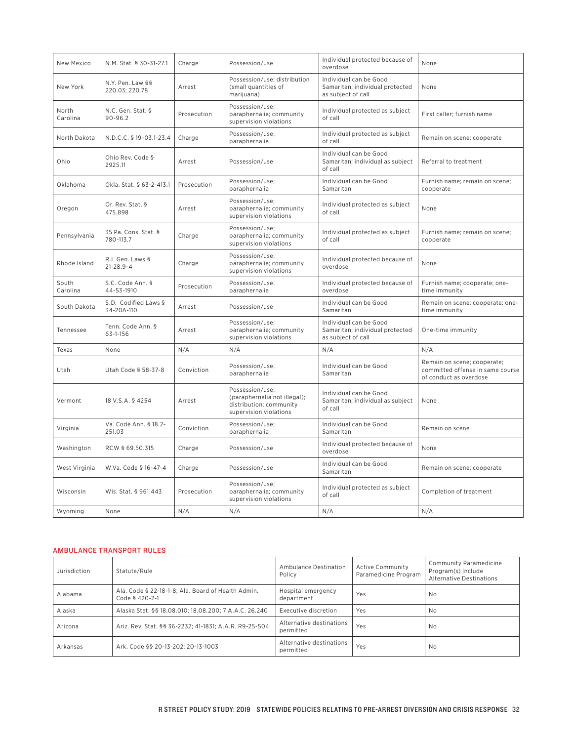| | | | | | |
|---|---|---|---|---|---|
| New Mexico | N.M. Stat. § 30-31-27.1 | Charge | Possession/use | Individual protected because of overdose | None |
| New York | N.Y. Pen. Law §§ 220.03; 220.78 | Arrest | Possession/use; distribution (small quantities of marijuana) | Individual can be Good Samaritan; individual protected as subject of call | None |
| North Carolina | N.C. Gen. Stat. § 90-96.2 | Prosecution | Possession/use; paraphernalia; community supervision violations | Individual protected as subject of call | First caller; furnish name |
| North Dakota | N.D.C.C. § 19-03.1-23.4 | Charge | Possession/use; paraphernalia | Individual protected as subject of call | Remain on scene; cooperate |
| Ohio | Ohio Rev. Code § 2925.11 | Arrest | Possession/use | Individual can be Good Samaritan; individual as subject of call | Referral to treatment |
| Oklahoma | Okla. Stat. § 63-2-413.1 | Prosecution | Possession/use; paraphernalia | Individual can be Good Samaritan | Furnish name; remain on scene; cooperate |
| Oregon | Or. Rev. Stat. § 475.898 | Arrest | Possession/use; paraphernalia; community supervision violations | Individual protected as subject of call | None |
| Pennsylvania | 35 Pa. Cons. Stat. § 780-113.7 | Charge | Possession/use; paraphernalia; community supervision violations | Individual protected as subject of call | Furnish name; remain on scene; cooperate |
| Rhode Island | R.I. Gen. Laws § 21-28.9-4 | Charge | Possession/use; paraphernalia; community supervision violations | Individual protected because of overdose | None |
| South Carolina | S.C. Code Ann. § 44-53-1910 | Prosecution | Possession/use; paraphernalia | Individual protected because of overdose | Furnish name; cooperate; one-time immunity |
| South Dakota | S.D. Codified Laws § 34-20A-110 | Arrest | Possession/use | Individual can be Good Samaritan | Remain on scene; cooperate; one-time immunity |
| Tennessee | Tenn. Code Ann. § 63-1-156 | Arrest | Possession/use; paraphernalia; community supervision violations | Individual can be Good Samaritan; individual protected as subject of call | One-time immunity |
| Texas | None | N/A | N/A | N/A | N/A |
| Utah | Utah Code § 58-37-8 | Conviction | Possession/use; paraphernalia | Individual can be Good Samaritan | Remain on scene; cooperate; committed offense in same course of conduct as overdose |
| Vermont | 18 V.S.A. § 4254 | Arrest | Possession/use; (paraphernalia not illegal); distribution; community supervision violations | Individual can be Good Samaritan; individual as subject of call | None |
| Virginia | Va. Code Ann. § 18.2-251.03 | Conviction | Possession/use; paraphernalia | Individual can be Good Samaritan | Remain on scene |
| Washington | RCW § 69.50.315 | Charge | Possession/use | Individual protected because of overdose | None |
| West Virginia | W.Va. Code § 16-47-4 | Charge | Possession/use | Individual can be Good Samaritan | Remain on scene; cooperate |
| Wisconsin | Wis. Stat. § 961.443 | Prosecution | Possession/use; paraphernalia; community supervision violations | Individual protected as subject of call | Completion of treatment |
| Wyoming | None | N/A | N/A | N/A | N/A |

## AMBULANCE TRANSPORT RULES

| Jurisdiction | Statute/Rule | Ambulance Destination Policy | Active Community Paramedicine Program | Community Paramedicine Program(s) Include Alternative Destinations |
|---|---|---|---|---|
| Alabama | Ala. Code § 22-18-1-8; Ala. Board of Health Admin. Code § 420-2-1 | Hospital emergency department | Yes | No |
| Alaska | Alaska Stat. §§ 18.08.010; 18.08.200; 7 A.A.C. 26.240 | Executive discretion | Yes | No |
| Arizona | Ariz. Rev. Stat. §§ 36-2232; 41-1831; A.A.R. R9-25-504 | Alternative destinations permitted | Yes | No |
| Arkansas | Ark. Code §§ 20-13-202; 20-13-1003 | Alternative destinations permitted | Yes | No |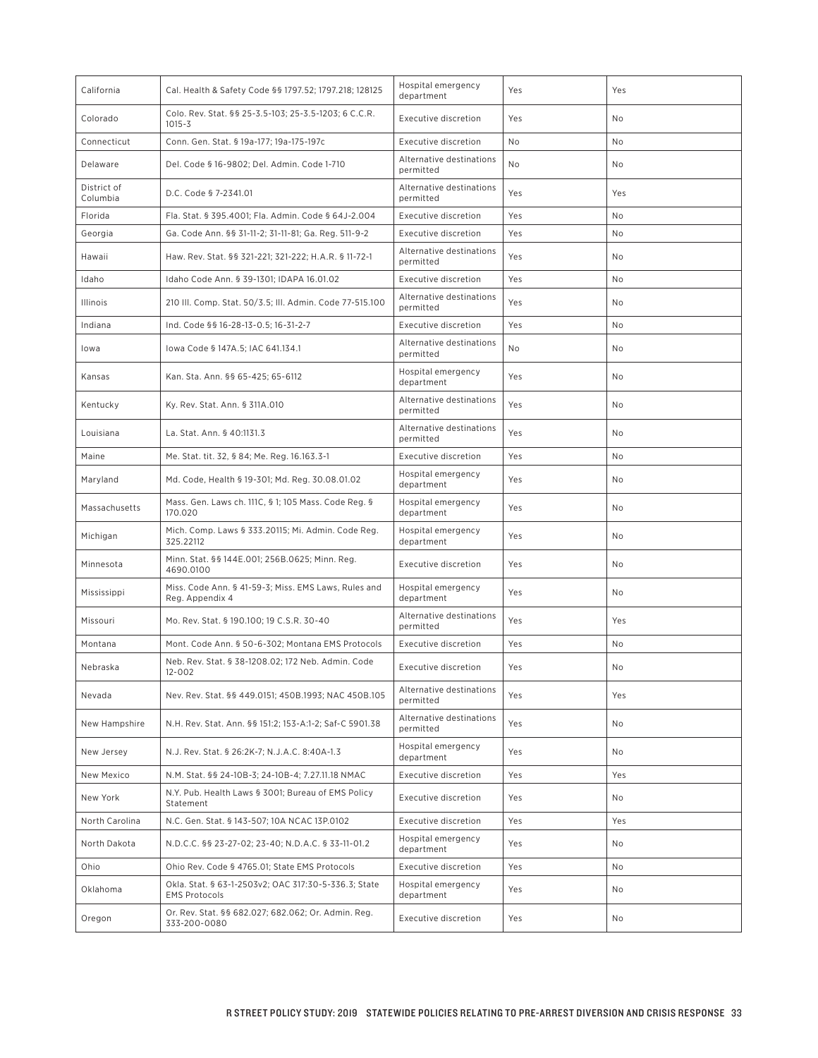| | | | | |
|---|---|---|---|---|
| California | Cal. Health & Safety Code §§ 1797.52; 1797.218; 128125 | Hospital emergency department | Yes | Yes |
| Colorado | Colo. Rev. Stat. §§ 25-3.5-103; 25-3.5-1203; 6 C.C.R. 1015-3 | Executive discretion | Yes | No |
| Connecticut | Conn. Gen. Stat. § 19a-177; 19a-175-197c | Executive discretion | No | No |
| Delaware | Del. Code § 16-9802; Del. Admin. Code 1-710 | Alternative destinations permitted | No | No |
| District of Columbia | D.C. Code § 7-2341.01 | Alternative destinations permitted | Yes | Yes |
| Florida | Fla. Stat. § 395.4001; Fla. Admin. Code § 64J-2.004 | Executive discretion | Yes | No |
| Georgia | Ga. Code Ann. §§ 31-11-2; 31-11-81; Ga. Reg. 511-9-2 | Executive discretion | Yes | No |
| Hawaii | Haw. Rev. Stat. §§ 321-221; 321-222; H.A.R. § 11-72-1 | Alternative destinations permitted | Yes | No |
| Idaho | Idaho Code Ann. § 39-1301; IDAPA 16.01.02 | Executive discretion | Yes | No |
| Illinois | 210 Ill. Comp. Stat. 50/3.5; Ill. Admin. Code 77-515.100 | Alternative destinations permitted | Yes | No |
| Indiana | Ind. Code §§ 16-28-13-0.5; 16-31-2-7 | Executive discretion | Yes | No |
| Iowa | Iowa Code § 147A.5; IAC 641.134.1 | Alternative destinations permitted | No | No |
| Kansas | Kan. Sta. Ann. §§ 65-425; 65-6112 | Hospital emergency department | Yes | No |
| Kentucky | Ky. Rev. Stat. Ann. § 311A.010 | Alternative destinations permitted | Yes | No |
| Louisiana | La. Stat. Ann. § 40:1131.3 | Alternative destinations permitted | Yes | No |
| Maine | Me. Stat. tit. 32, § 84; Me. Reg. 16.163.3-1 | Executive discretion | Yes | No |
| Maryland | Md. Code, Health § 19-301; Md. Reg. 30.08.01.02 | Hospital emergency department | Yes | No |
| Massachusetts | Mass. Gen. Laws ch. 111C, § 1; 105 Mass. Code Reg. § 170.020 | Hospital emergency department | Yes | No |
| Michigan | Mich. Comp. Laws § 333.20115; Mi. Admin. Code Reg. 325.22112 | Hospital emergency department | Yes | No |
| Minnesota | Minn. Stat. §§ 144E.001; 256B.0625; Minn. Reg. 4690.0100 | Executive discretion | Yes | No |
| Mississippi | Miss. Code Ann. § 41-59-3; Miss. EMS Laws, Rules and Reg. Appendix 4 | Hospital emergency department | Yes | No |
| Missouri | Mo. Rev. Stat. § 190.100; 19 C.S.R. 30-40 | Alternative destinations permitted | Yes | Yes |
| Montana | Mont. Code Ann. § 50-6-302; Montana EMS Protocols | Executive discretion | Yes | No |
| Nebraska | Neb. Rev. Stat. § 38-1208.02; 172 Neb. Admin. Code 12-002 | Executive discretion | Yes | No |
| Nevada | Nev. Rev. Stat. §§ 449.0151; 450B.1993; NAC 450B.105 | Alternative destinations permitted | Yes | Yes |
| New Hampshire | N.H. Rev. Stat. Ann. §§ 151:2; 153-A:1-2; Saf-C 5901.38 | Alternative destinations permitted | Yes | No |
| New Jersey | N.J. Rev. Stat. § 26:2K-7; N.J.A.C. 8:40A-1.3 | Hospital emergency department | Yes | No |
| New Mexico | N.M. Stat. §§ 24-10B-3; 24-10B-4; 7.27.11.18 NMAC | Executive discretion | Yes | Yes |
| New York | N.Y. Pub. Health Laws § 3001; Bureau of EMS Policy Statement | Executive discretion | Yes | No |
| North Carolina | N.C. Gen. Stat. § 143-507; 10A NCAC 13P.0102 | Executive discretion | Yes | Yes |
| North Dakota | N.D.C.C. §§ 23-27-02; 23-40; N.D.A.C. § 33-11-01.2 | Hospital emergency department | Yes | No |
| Ohio | Ohio Rev. Code § 4765.01; State EMS Protocols | Executive discretion | Yes | No |
| Oklahoma | Okla. Stat. § 63-1-2503v2; OAC 317:30-5-336.3; State EMS Protocols | Hospital emergency department | Yes | No |
| Oregon | Or. Rev. Stat. §§ 682.027; 682.062; Or. Admin. Reg. 333-200-0080 | Executive discretion | Yes | No |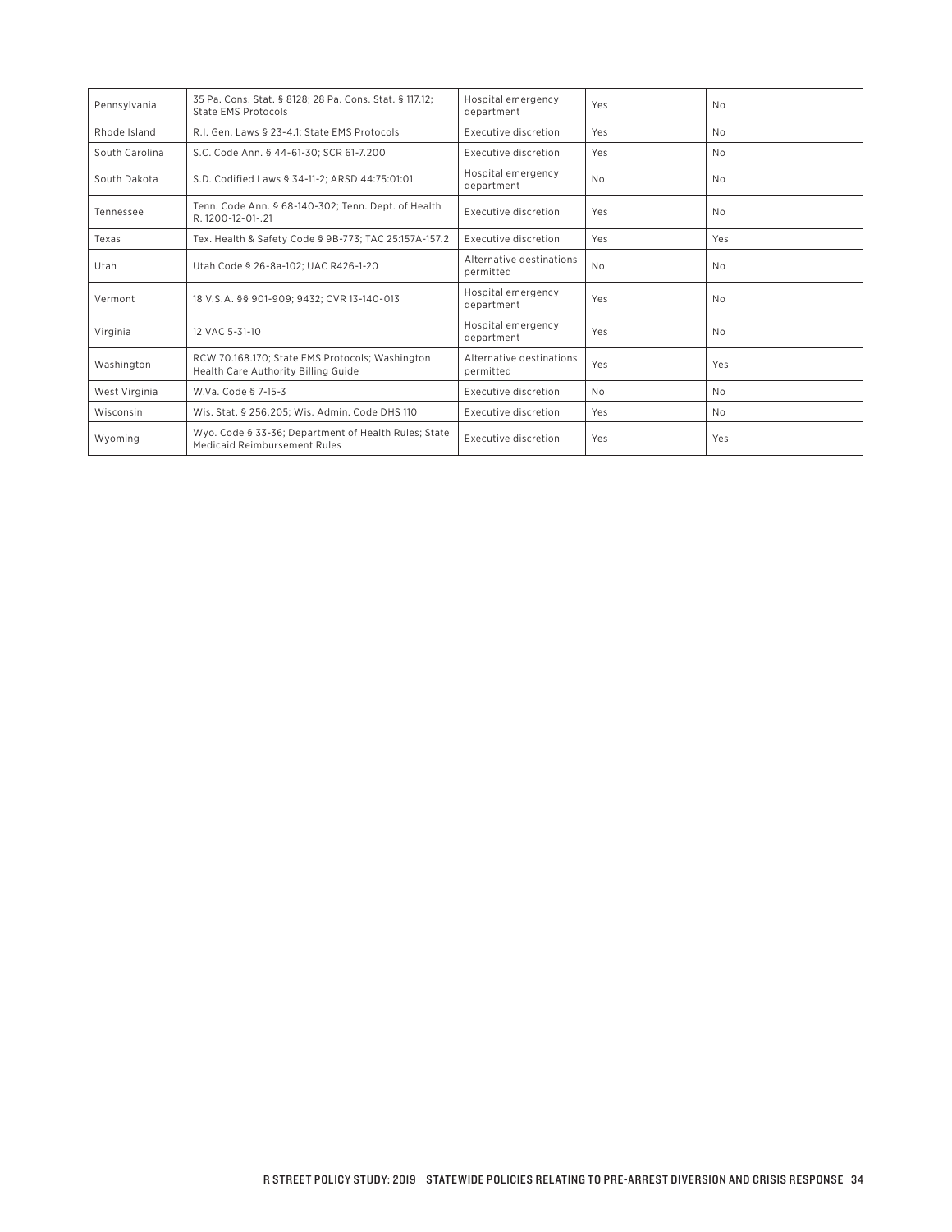| | | | | |
|---|---|---|---|---|
| Pennsylvania | 35 Pa. Cons. Stat. § 8128; 28 Pa. Cons. Stat. § 117.12; State EMS Protocols | Hospital emergency department | Yes | No |
| Rhode Island | R.I. Gen. Laws § 23-4.1; State EMS Protocols | Executive discretion | Yes | No |
| South Carolina | S.C. Code Ann. § 44-61-30; SCR 61-7.200 | Executive discretion | Yes | No |
| South Dakota | S.D. Codified Laws § 34-11-2; ARSD 44:75:01:01 | Hospital emergency department | No | No |
| Tennessee | Tenn. Code Ann. § 68-140-302; Tenn. Dept. of Health R. 1200-12-01-.21 | Executive discretion | Yes | No |
| Texas | Tex. Health & Safety Code § 9B-773; TAC 25:157A-157.2 | Executive discretion | Yes | Yes |
| Utah | Utah Code § 26-8a-102; UAC R426-1-20 | Alternative destinations permitted | No | No |
| Vermont | 18 V.S.A. §§ 901-909; 9432; CVR 13-140-013 | Hospital emergency department | Yes | No |
| Virginia | 12 VAC 5-31-10 | Hospital emergency department | Yes | No |
| Washington | RCW 70.168.170; State EMS Protocols; Washington Health Care Authority Billing Guide | Alternative destinations permitted | Yes | Yes |
| West Virginia | W.Va. Code § 7-15-3 | Executive discretion | No | No |
| Wisconsin | Wis. Stat. § 256.205; Wis. Admin. Code DHS 110 | Executive discretion | Yes | No |
| Wyoming | Wyo. Code § 33-36; Department of Health Rules; State Medicaid Reimbursement Rules | Executive discretion | Yes | Yes |